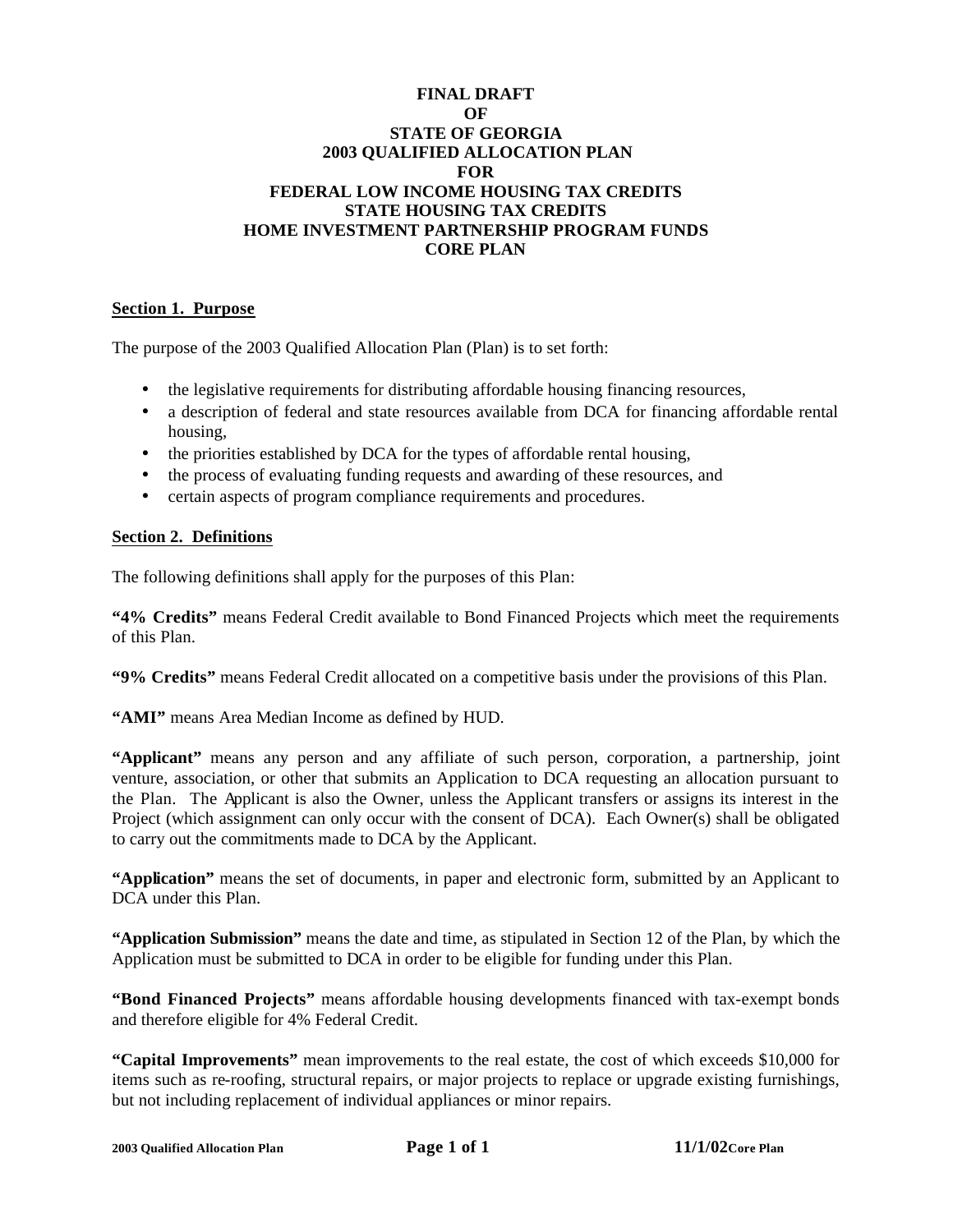# FINAL DRAFT
# OF
# STATE OF GEORGIA
# 2003 QUALIFIED ALLOCATION PLAN
# FOR
# FEDERAL LOW INCOME HOUSING TAX CREDITS
# STATE HOUSING TAX CREDITS
# HOME INVESTMENT PARTNERSHIP PROGRAM FUNDS
# CORE PLAN

## Section 1. Purpose

The purpose of the 2003 Qualified Allocation Plan (Plan) is to set forth:

- the legislative requirements for distributing affordable housing financing resources,
- a description of federal and state resources available from DCA for financing affordable rental housing,
- the priorities established by DCA for the types of affordable rental housing,
- the process of evaluating funding requests and awarding of these resources, and
- certain aspects of program compliance requirements and procedures.

## Section 2. Definitions

The following definitions shall apply for the purposes of this Plan:

**"4% Credits"** means Federal Credit available to Bond Financed Projects which meet the requirements of this Plan.

**"9% Credits"** means Federal Credit allocated on a competitive basis under the provisions of this Plan.

**"AMI"** means Area Median Income as defined by HUD.

**"Applicant"** means any person and any affiliate of such person, corporation, a partnership, joint venture, association, or other that submits an Application to DCA requesting an allocation pursuant to the Plan. The Applicant is also the Owner, unless the Applicant transfers or assigns its interest in the Project (which assignment can only occur with the consent of DCA). Each Owner(s) shall be obligated to carry out the commitments made to DCA by the Applicant.

**"Application"** means the set of documents, in paper and electronic form, submitted by an Applicant to DCA under this Plan.

**"Application Submission"** means the date and time, as stipulated in Section 12 of the Plan, by which the Application must be submitted to DCA in order to be eligible for funding under this Plan.

**"Bond Financed Projects"** means affordable housing developments financed with tax-exempt bonds and therefore eligible for 4% Federal Credit.

**"Capital Improvements"** mean improvements to the real estate, the cost of which exceeds $10,000 for items such as re-roofing, structural repairs, or major projects to replace or upgrade existing furnishings, but not including replacement of individual appliances or minor repairs.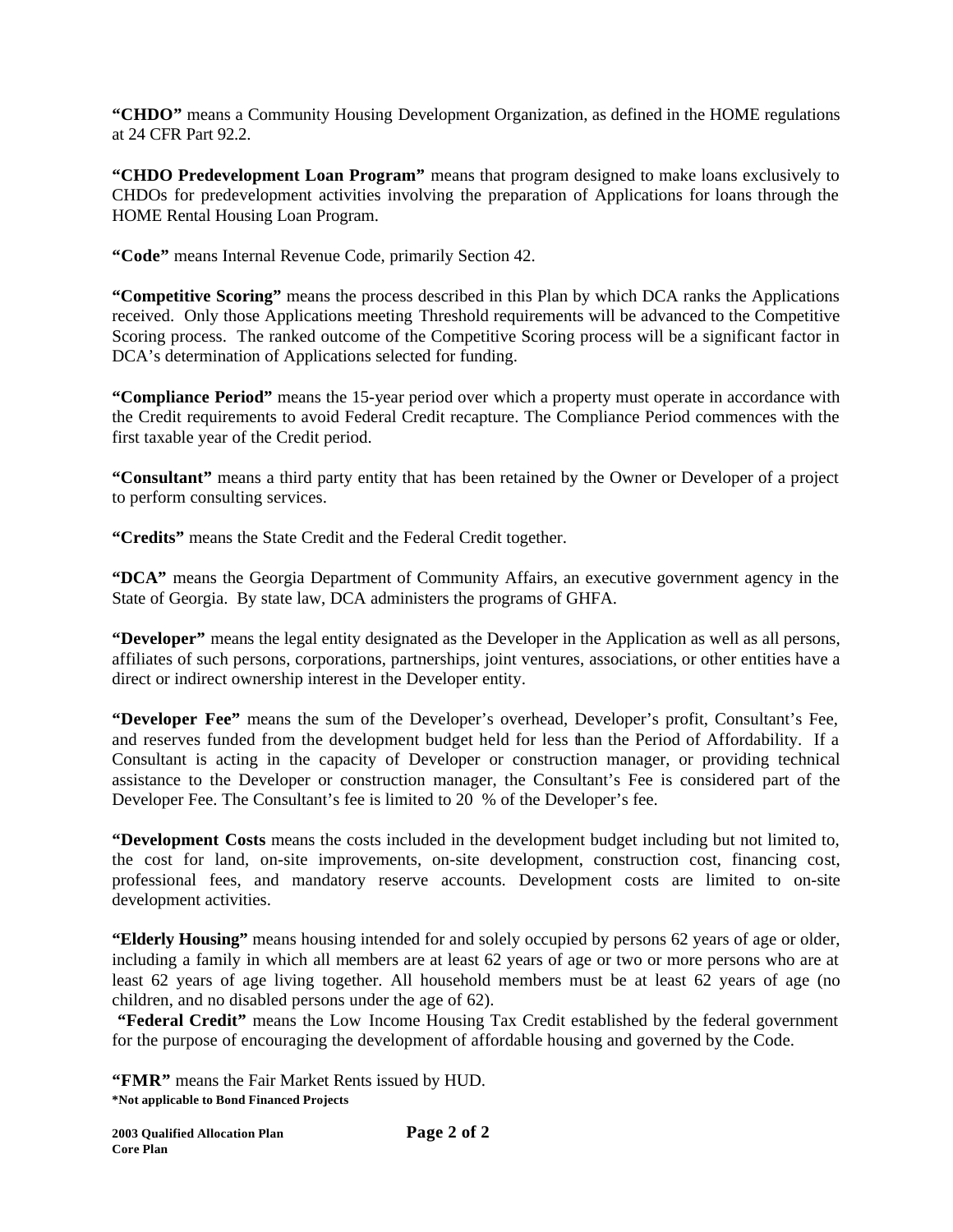**"CHDO"** means a Community Housing Development Organization, as defined in the HOME regulations at 24 CFR Part 92.2.

**"CHDO Predevelopment Loan Program"** means that program designed to make loans exclusively to CHDOs for predevelopment activities involving the preparation of Applications for loans through the HOME Rental Housing Loan Program.

**"Code"** means Internal Revenue Code, primarily Section 42.

**"Competitive Scoring"** means the process described in this Plan by which DCA ranks the Applications received. Only those Applications meeting Threshold requirements will be advanced to the Competitive Scoring process. The ranked outcome of the Competitive Scoring process will be a significant factor in DCA's determination of Applications selected for funding.

**"Compliance Period"** means the 15-year period over which a property must operate in accordance with the Credit requirements to avoid Federal Credit recapture. The Compliance Period commences with the first taxable year of the Credit period.

**"Consultant"** means a third party entity that has been retained by the Owner or Developer of a project to perform consulting services.

**"Credits"** means the State Credit and the Federal Credit together.

**"DCA"** means the Georgia Department of Community Affairs, an executive government agency in the State of Georgia. By state law, DCA administers the programs of GHFA.

**"Developer"** means the legal entity designated as the Developer in the Application as well as all persons, affiliates of such persons, corporations, partnerships, joint ventures, associations, or other entities have a direct or indirect ownership interest in the Developer entity.

**"Developer Fee"** means the sum of the Developer's overhead, Developer's profit, Consultant's Fee, and reserves funded from the development budget held for less than the Period of Affordability. If a Consultant is acting in the capacity of Developer or construction manager, or providing technical assistance to the Developer or construction manager, the Consultant's Fee is considered part of the Developer Fee. The Consultant's fee is limited to 20 % of the Developer's fee.

**"Development Costs** means the costs included in the development budget including but not limited to, the cost for land, on-site improvements, on-site development, construction cost, financing cost, professional fees, and mandatory reserve accounts. Development costs are limited to on-site development activities.

**"Elderly Housing"** means housing intended for and solely occupied by persons 62 years of age or older, including a family in which all members are at least 62 years of age or two or more persons who are at least 62 years of age living together. All household members must be at least 62 years of age (no children, and no disabled persons under the age of 62).

**"Federal Credit"** means the Low Income Housing Tax Credit established by the federal government for the purpose of encouraging the development of affordable housing and governed by the Code.

**"FMR"** means the Fair Market Rents issued by HUD.

**\*Not applicable to Bond Financed Projects**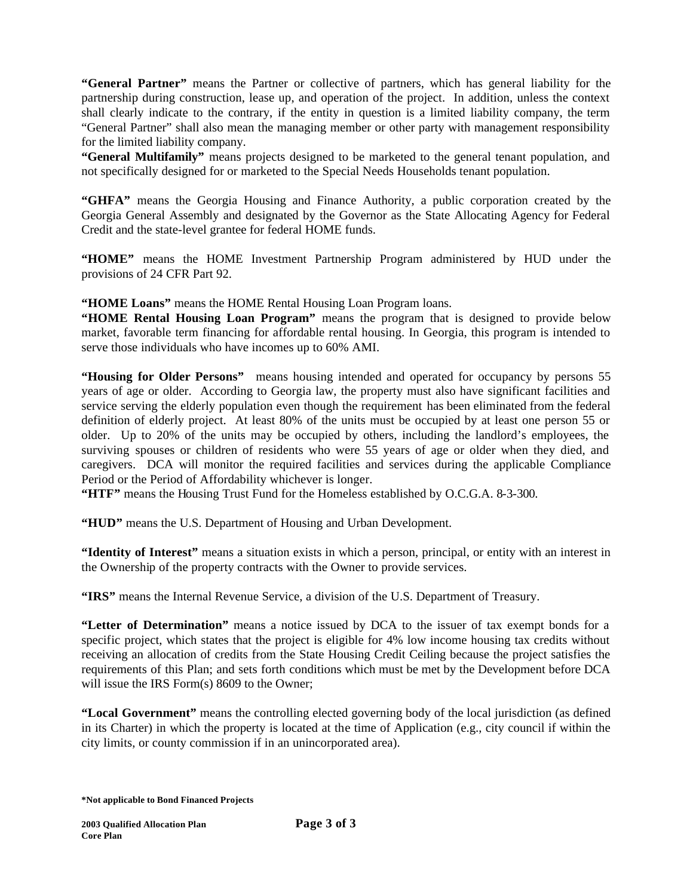**"General Partner"** means the Partner or collective of partners, which has general liability for the partnership during construction, lease up, and operation of the project. In addition, unless the context shall clearly indicate to the contrary, if the entity in question is a limited liability company, the term "General Partner" shall also mean the managing member or other party with management responsibility for the limited liability company.

**"General Multifamily"** means projects designed to be marketed to the general tenant population, and not specifically designed for or marketed to the Special Needs Households tenant population.

**"GHFA"** means the Georgia Housing and Finance Authority, a public corporation created by the Georgia General Assembly and designated by the Governor as the State Allocating Agency for Federal Credit and the state-level grantee for federal HOME funds.

**"HOME"** means the HOME Investment Partnership Program administered by HUD under the provisions of 24 CFR Part 92.

**"HOME Loans"** means the HOME Rental Housing Loan Program loans.

**"HOME Rental Housing Loan Program"** means the program that is designed to provide below market, favorable term financing for affordable rental housing. In Georgia, this program is intended to serve those individuals who have incomes up to 60% AMI.

**"Housing for Older Persons"** means housing intended and operated for occupancy by persons 55 years of age or older. According to Georgia law, the property must also have significant facilities and service serving the elderly population even though the requirement has been eliminated from the federal definition of elderly project. At least 80% of the units must be occupied by at least one person 55 or older. Up to 20% of the units may be occupied by others, including the landlord's employees, the surviving spouses or children of residents who were 55 years of age or older when they died, and caregivers. DCA will monitor the required facilities and services during the applicable Compliance Period or the Period of Affordability whichever is longer.

**"HTF"** means the Housing Trust Fund for the Homeless established by O.C.G.A. 8-3-300.

**"HUD"** means the U.S. Department of Housing and Urban Development.

**"Identity of Interest"** means a situation exists in which a person, principal, or entity with an interest in the Ownership of the property contracts with the Owner to provide services.

**"IRS"** means the Internal Revenue Service, a division of the U.S. Department of Treasury.

**"Letter of Determination"** means a notice issued by DCA to the issuer of tax exempt bonds for a specific project, which states that the project is eligible for 4% low income housing tax credits without receiving an allocation of credits from the State Housing Credit Ceiling because the project satisfies the requirements of this Plan; and sets forth conditions which must be met by the Development before DCA will issue the IRS Form(s) 8609 to the Owner;

**"Local Government"** means the controlling elected governing body of the local jurisdiction (as defined in its Charter) in which the property is located at the time of Application (e.g., city council if within the city limits, or county commission if in an unincorporated area).

**\*Not applicable to Bond Financed Projects**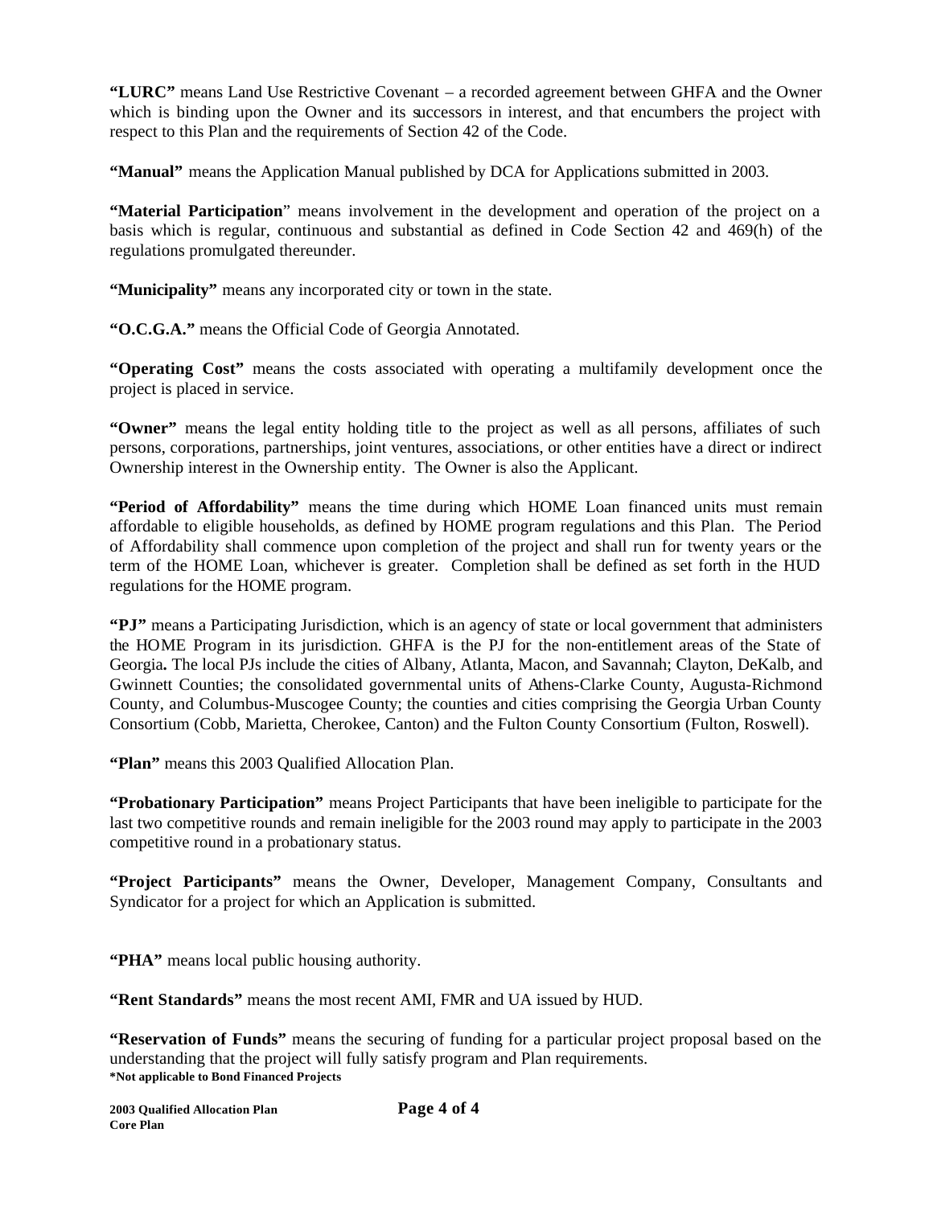**"LURC"** means Land Use Restrictive Covenant – a recorded agreement between GHFA and the Owner which is binding upon the Owner and its successors in interest, and that encumbers the project with respect to this Plan and the requirements of Section 42 of the Code.

**"Manual"** means the Application Manual published by DCA for Applications submitted in 2003.

**"Material Participation"** means involvement in the development and operation of the project on a basis which is regular, continuous and substantial as defined in Code Section 42 and 469(h) of the regulations promulgated thereunder.

**"Municipality"** means any incorporated city or town in the state.

**"O.C.G.A."** means the Official Code of Georgia Annotated.

**"Operating Cost"** means the costs associated with operating a multifamily development once the project is placed in service.

**"Owner"** means the legal entity holding title to the project as well as all persons, affiliates of such persons, corporations, partnerships, joint ventures, associations, or other entities have a direct or indirect Ownership interest in the Ownership entity. The Owner is also the Applicant.

**"Period of Affordability"** means the time during which HOME Loan financed units must remain affordable to eligible households, as defined by HOME program regulations and this Plan. The Period of Affordability shall commence upon completion of the project and shall run for twenty years or the term of the HOME Loan, whichever is greater. Completion shall be defined as set forth in the HUD regulations for the HOME program.

**"PJ"** means a Participating Jurisdiction, which is an agency of state or local government that administers the HOME Program in its jurisdiction. GHFA is the PJ for the non-entitlement areas of the State of Georgia**.** The local PJs include the cities of Albany, Atlanta, Macon, and Savannah; Clayton, DeKalb, and Gwinnett Counties; the consolidated governmental units of Athens-Clarke County, Augusta-Richmond County, and Columbus-Muscogee County; the counties and cities comprising the Georgia Urban County Consortium (Cobb, Marietta, Cherokee, Canton) and the Fulton County Consortium (Fulton, Roswell).

**"Plan"** means this 2003 Qualified Allocation Plan.

**"Probationary Participation"** means Project Participants that have been ineligible to participate for the last two competitive rounds and remain ineligible for the 2003 round may apply to participate in the 2003 competitive round in a probationary status.

**"Project Participants"** means the Owner, Developer, Management Company, Consultants and Syndicator for a project for which an Application is submitted.

**"PHA"** means local public housing authority.

**"Rent Standards"** means the most recent AMI, FMR and UA issued by HUD.

**"Reservation of Funds"** means the securing of funding for a particular project proposal based on the understanding that the project will fully satisfy program and Plan requirements.

**\*Not applicable to Bond Financed Projects**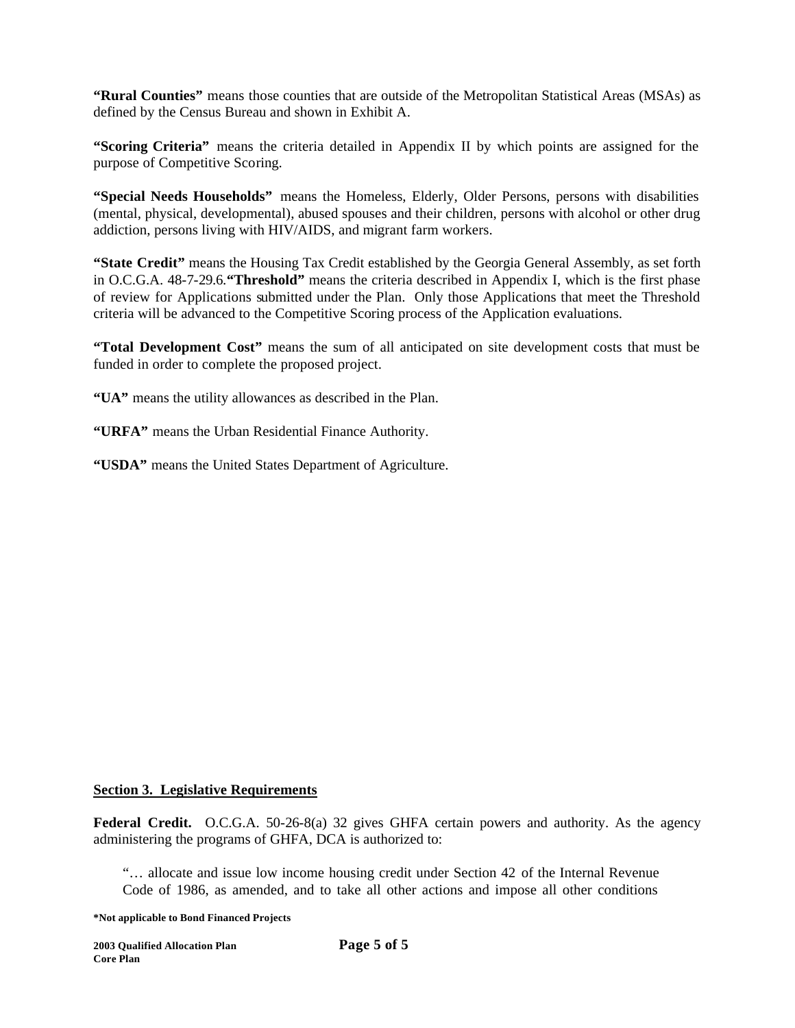**"Rural Counties"** means those counties that are outside of the Metropolitan Statistical Areas (MSAs) as defined by the Census Bureau and shown in Exhibit A.

**"Scoring Criteria"** means the criteria detailed in Appendix II by which points are assigned for the purpose of Competitive Scoring.

**"Special Needs Households"** means the Homeless, Elderly, Older Persons, persons with disabilities (mental, physical, developmental), abused spouses and their children, persons with alcohol or other drug addiction, persons living with HIV/AIDS, and migrant farm workers.

**"State Credit"** means the Housing Tax Credit established by the Georgia General Assembly, as set forth in O.C.G.A. 48-7-29.6.**"Threshold"** means the criteria described in Appendix I, which is the first phase of review for Applications submitted under the Plan. Only those Applications that meet the Threshold criteria will be advanced to the Competitive Scoring process of the Application evaluations.

**"Total Development Cost"** means the sum of all anticipated on site development costs that must be funded in order to complete the proposed project.

**"UA"** means the utility allowances as described in the Plan.

**"URFA"** means the Urban Residential Finance Authority.

**"USDA"** means the United States Department of Agriculture.

## Section 3. Legislative Requirements

**Federal Credit.** O.C.G.A. 50-26-8(a) 32 gives GHFA certain powers and authority. As the agency administering the programs of GHFA, DCA is authorized to:

> "… allocate and issue low income housing credit under Section 42 of the Internal Revenue Code of 1986, as amended, and to take all other actions and impose all other conditions

**\*Not applicable to Bond Financed Projects**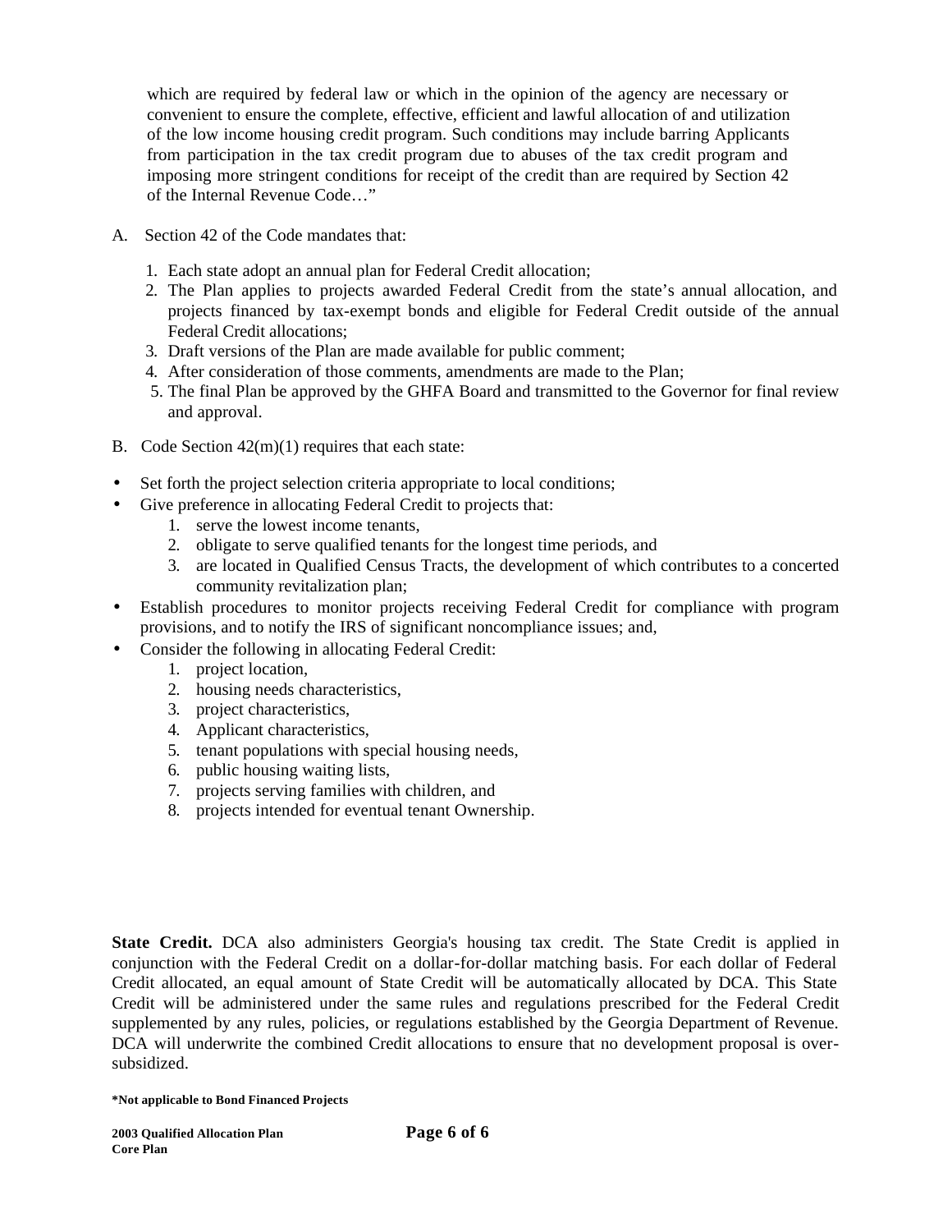which are required by federal law or which in the opinion of the agency are necessary or convenient to ensure the complete, effective, efficient and lawful allocation of and utilization of the low income housing credit program. Such conditions may include barring Applicants from participation in the tax credit program due to abuses of the tax credit program and imposing more stringent conditions for receipt of the credit than are required by Section 42 of the Internal Revenue Code…"

A. Section 42 of the Code mandates that:

1. Each state adopt an annual plan for Federal Credit allocation;
2. The Plan applies to projects awarded Federal Credit from the state's annual allocation, and projects financed by tax-exempt bonds and eligible for Federal Credit outside of the annual Federal Credit allocations;
3. Draft versions of the Plan are made available for public comment;
4. After consideration of those comments, amendments are made to the Plan;
5. The final Plan be approved by the GHFA Board and transmitted to the Governor for final review and approval.

B. Code Section 42(m)(1) requires that each state:

- Set forth the project selection criteria appropriate to local conditions;
- Give preference in allocating Federal Credit to projects that:
  1. serve the lowest income tenants,
  2. obligate to serve qualified tenants for the longest time periods, and
  3. are located in Qualified Census Tracts, the development of which contributes to a concerted community revitalization plan;
- Establish procedures to monitor projects receiving Federal Credit for compliance with program provisions, and to notify the IRS of significant noncompliance issues; and,
- Consider the following in allocating Federal Credit:
  1. project location,
  2. housing needs characteristics,
  3. project characteristics,
  4. Applicant characteristics,
  5. tenant populations with special housing needs,
  6. public housing waiting lists,
  7. projects serving families with children, and
  8. projects intended for eventual tenant Ownership.

**State Credit.** DCA also administers Georgia's housing tax credit. The State Credit is applied in conjunction with the Federal Credit on a dollar-for-dollar matching basis. For each dollar of Federal Credit allocated, an equal amount of State Credit will be automatically allocated by DCA. This State Credit will be administered under the same rules and regulations prescribed for the Federal Credit supplemented by any rules, policies, or regulations established by the Georgia Department of Revenue. DCA will underwrite the combined Credit allocations to ensure that no development proposal is over-subsidized.

**\*Not applicable to Bond Financed Projects**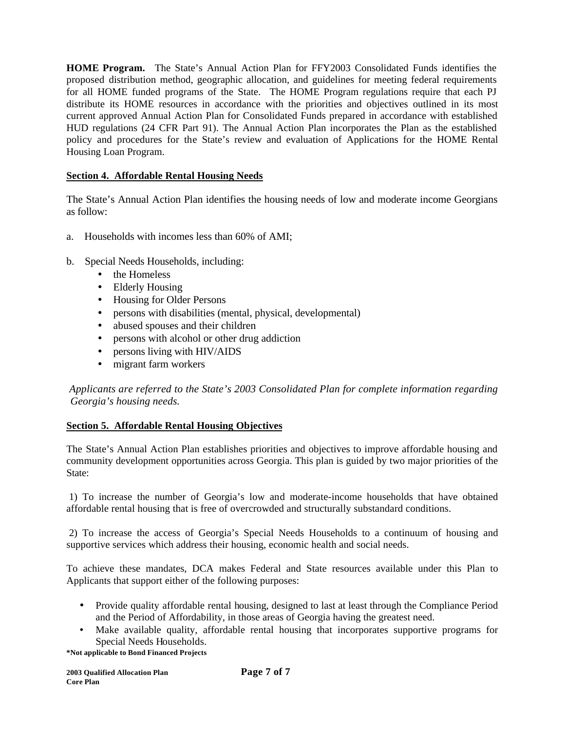**HOME Program.** The State's Annual Action Plan for FFY2003 Consolidated Funds identifies the proposed distribution method, geographic allocation, and guidelines for meeting federal requirements for all HOME funded programs of the State. The HOME Program regulations require that each PJ distribute its HOME resources in accordance with the priorities and objectives outlined in its most current approved Annual Action Plan for Consolidated Funds prepared in accordance with established HUD regulations (24 CFR Part 91). The Annual Action Plan incorporates the Plan as the established policy and procedures for the State's review and evaluation of Applications for the HOME Rental Housing Loan Program.

## Section 4. Affordable Rental Housing Needs

The State's Annual Action Plan identifies the housing needs of low and moderate income Georgians as follow:

a. Households with incomes less than 60% of AMI;

b. Special Needs Households, including:
   - the Homeless
   - Elderly Housing
   - Housing for Older Persons
   - persons with disabilities (mental, physical, developmental)
   - abused spouses and their children
   - persons with alcohol or other drug addiction
   - persons living with HIV/AIDS
   - migrant farm workers

*Applicants are referred to the State's 2003 Consolidated Plan for complete information regarding Georgia's housing needs.*

## Section 5. Affordable Rental Housing Objectives

The State's Annual Action Plan establishes priorities and objectives to improve affordable housing and community development opportunities across Georgia. This plan is guided by two major priorities of the State:

1) To increase the number of Georgia's low and moderate-income households that have obtained affordable rental housing that is free of overcrowded and structurally substandard conditions.

2) To increase the access of Georgia's Special Needs Households to a continuum of housing and supportive services which address their housing, economic health and social needs.

To achieve these mandates, DCA makes Federal and State resources available under this Plan to Applicants that support either of the following purposes:

- Provide quality affordable rental housing, designed to last at least through the Compliance Period and the Period of Affordability, in those areas of Georgia having the greatest need.
- Make available quality, affordable rental housing that incorporates supportive programs for Special Needs Households.

**\*Not applicable to Bond Financed Projects**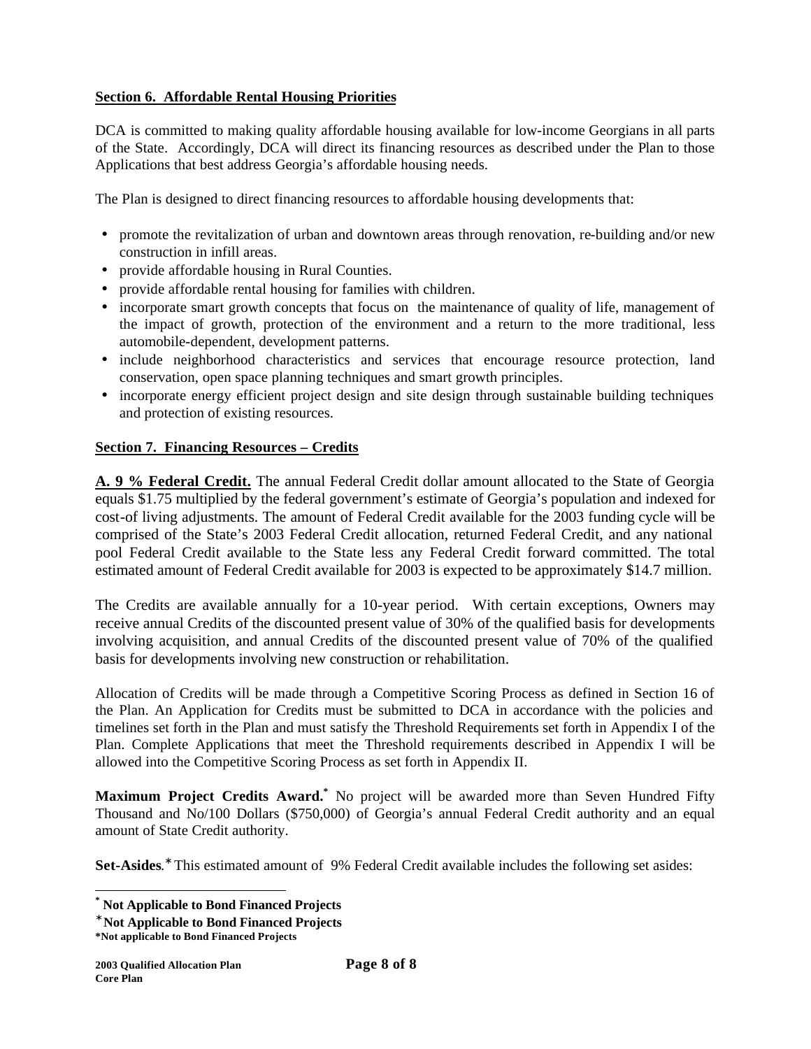**Section 6. Affordable Rental Housing Priorities**

DCA is committed to making quality affordable housing available for low-income Georgians in all parts of the State. Accordingly, DCA will direct its financing resources as described under the Plan to those Applications that best address Georgia's affordable housing needs.

The Plan is designed to direct financing resources to affordable housing developments that:

- promote the revitalization of urban and downtown areas through renovation, re-building and/or new construction in infill areas.
- provide affordable housing in Rural Counties.
- provide affordable rental housing for families with children.
- incorporate smart growth concepts that focus on the maintenance of quality of life, management of the impact of growth, protection of the environment and a return to the more traditional, less automobile-dependent, development patterns.
- include neighborhood characteristics and services that encourage resource protection, land conservation, open space planning techniques and smart growth principles.
- incorporate energy efficient project design and site design through sustainable building techniques and protection of existing resources.

**Section 7. Financing Resources – Credits**

**A. 9 % Federal Credit.** The annual Federal Credit dollar amount allocated to the State of Georgia equals $1.75 multiplied by the federal government's estimate of Georgia's population and indexed for cost-of living adjustments. The amount of Federal Credit available for the 2003 funding cycle will be comprised of the State's 2003 Federal Credit allocation, returned Federal Credit, and any national pool Federal Credit available to the State less any Federal Credit forward committed. The total estimated amount of Federal Credit available for 2003 is expected to be approximately $14.7 million.

The Credits are available annually for a 10-year period. With certain exceptions, Owners may receive annual Credits of the discounted present value of 30% of the qualified basis for developments involving acquisition, and annual Credits of the discounted present value of 70% of the qualified basis for developments involving new construction or rehabilitation.

Allocation of Credits will be made through a Competitive Scoring Process as defined in Section 16 of the Plan. An Application for Credits must be submitted to DCA in accordance with the policies and timelines set forth in the Plan and must satisfy the Threshold Requirements set forth in Appendix I of the Plan. Complete Applications that meet the Threshold requirements described in Appendix I will be allowed into the Competitive Scoring Process as set forth in Appendix II.

**Maximum Project Credits Award.*** No project will be awarded more than Seven Hundred Fifty Thousand and No/100 Dollars ($750,000) of Georgia's annual Federal Credit authority and an equal amount of State Credit authority.

**Set-Asides.*** This estimated amount of 9% Federal Credit available includes the following set asides:

---

* **Not Applicable to Bond Financed Projects**

* **Not Applicable to Bond Financed Projects**

***Not applicable to Bond Financed Projects**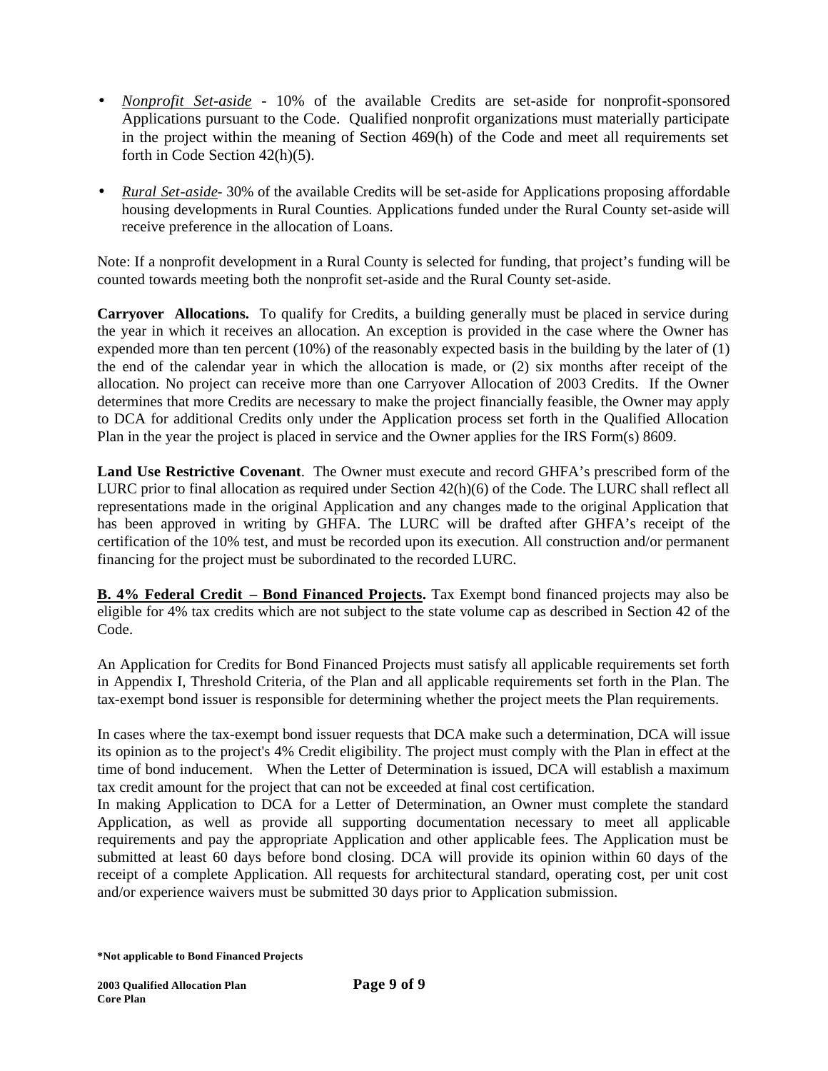- *Nonprofit Set-aside* - 10% of the available Credits are set-aside for nonprofit-sponsored Applications pursuant to the Code. Qualified nonprofit organizations must materially participate in the project within the meaning of Section 469(h) of the Code and meet all requirements set forth in Code Section 42(h)(5).

- *Rural Set-aside*- 30% of the available Credits will be set-aside for Applications proposing affordable housing developments in Rural Counties. Applications funded under the Rural County set-aside will receive preference in the allocation of Loans.

Note: If a nonprofit development in a Rural County is selected for funding, that project's funding will be counted towards meeting both the nonprofit set-aside and the Rural County set-aside.

**Carryover Allocations.** To qualify for Credits, a building generally must be placed in service during the year in which it receives an allocation. An exception is provided in the case where the Owner has expended more than ten percent (10%) of the reasonably expected basis in the building by the later of (1) the end of the calendar year in which the allocation is made, or (2) six months after receipt of the allocation. No project can receive more than one Carryover Allocation of 2003 Credits. If the Owner determines that more Credits are necessary to make the project financially feasible, the Owner may apply to DCA for additional Credits only under the Application process set forth in the Qualified Allocation Plan in the year the project is placed in service and the Owner applies for the IRS Form(s) 8609.

**Land Use Restrictive Covenant**. The Owner must execute and record GHFA's prescribed form of the LURC prior to final allocation as required under Section 42(h)(6) of the Code. The LURC shall reflect all representations made in the original Application and any changes made to the original Application that has been approved in writing by GHFA. The LURC will be drafted after GHFA's receipt of the certification of the 10% test, and must be recorded upon its execution. All construction and/or permanent financing for the project must be subordinated to the recorded LURC.

**B. 4% Federal Credit – Bond Financed Projects.** Tax Exempt bond financed projects may also be eligible for 4% tax credits which are not subject to the state volume cap as described in Section 42 of the Code.

An Application for Credits for Bond Financed Projects must satisfy all applicable requirements set forth in Appendix I, Threshold Criteria, of the Plan and all applicable requirements set forth in the Plan. The tax-exempt bond issuer is responsible for determining whether the project meets the Plan requirements.

In cases where the tax-exempt bond issuer requests that DCA make such a determination, DCA will issue its opinion as to the project's 4% Credit eligibility. The project must comply with the Plan in effect at the time of bond inducement. When the Letter of Determination is issued, DCA will establish a maximum tax credit amount for the project that can not be exceeded at final cost certification.

In making Application to DCA for a Letter of Determination, an Owner must complete the standard Application, as well as provide all supporting documentation necessary to meet all applicable requirements and pay the appropriate Application and other applicable fees. The Application must be submitted at least 60 days before bond closing. DCA will provide its opinion within 60 days of the receipt of a complete Application. All requests for architectural standard, operating cost, per unit cost and/or experience waivers must be submitted 30 days prior to Application submission.

**\*Not applicable to Bond Financed Projects**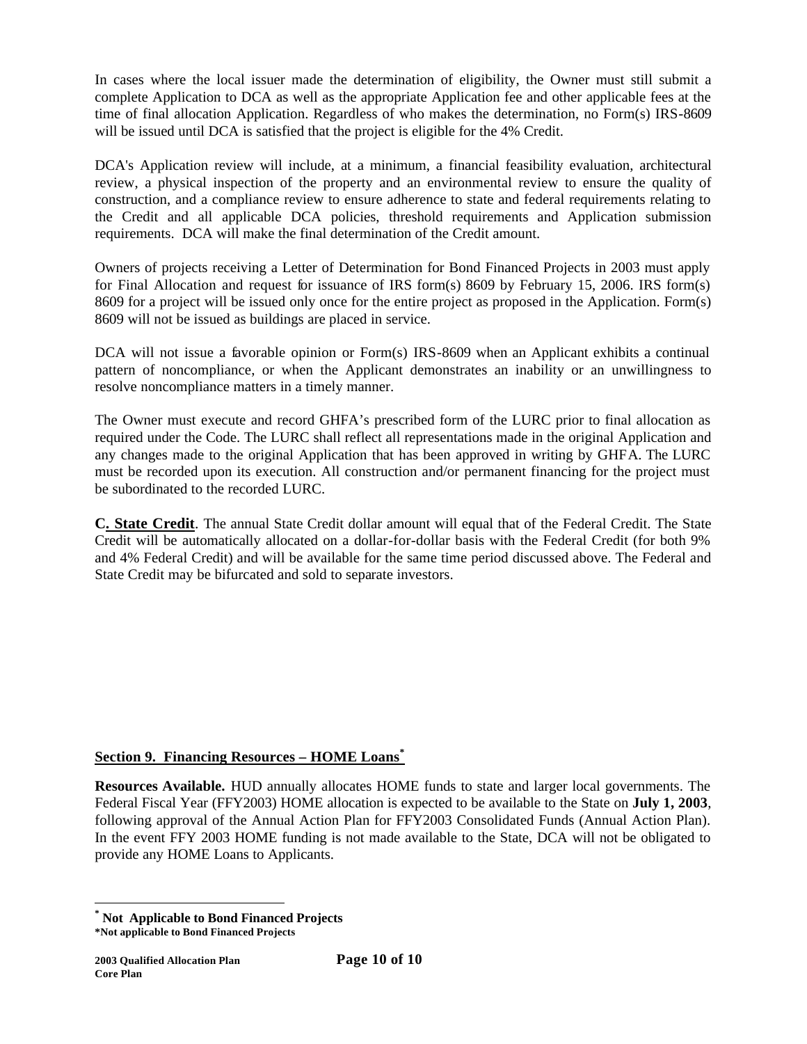In cases where the local issuer made the determination of eligibility, the Owner must still submit a complete Application to DCA as well as the appropriate Application fee and other applicable fees at the time of final allocation Application. Regardless of who makes the determination, no Form(s) IRS-8609 will be issued until DCA is satisfied that the project is eligible for the 4% Credit.

DCA's Application review will include, at a minimum, a financial feasibility evaluation, architectural review, a physical inspection of the property and an environmental review to ensure the quality of construction, and a compliance review to ensure adherence to state and federal requirements relating to the Credit and all applicable DCA policies, threshold requirements and Application submission requirements. DCA will make the final determination of the Credit amount.

Owners of projects receiving a Letter of Determination for Bond Financed Projects in 2003 must apply for Final Allocation and request for issuance of IRS form(s) 8609 by February 15, 2006. IRS form(s) 8609 for a project will be issued only once for the entire project as proposed in the Application. Form(s) 8609 will not be issued as buildings are placed in service.

DCA will not issue a favorable opinion or Form(s) IRS-8609 when an Applicant exhibits a continual pattern of noncompliance, or when the Applicant demonstrates an inability or an unwillingness to resolve noncompliance matters in a timely manner.

The Owner must execute and record GHFA's prescribed form of the LURC prior to final allocation as required under the Code. The LURC shall reflect all representations made in the original Application and any changes made to the original Application that has been approved in writing by GHFA. The LURC must be recorded upon its execution. All construction and/or permanent financing for the project must be subordinated to the recorded LURC.

**C. State Credit**. The annual State Credit dollar amount will equal that of the Federal Credit. The State Credit will be automatically allocated on a dollar-for-dollar basis with the Federal Credit (for both 9% and 4% Federal Credit) and will be available for the same time period discussed above. The Federal and State Credit may be bifurcated and sold to separate investors.

## Section 9. Financing Resources – HOME Loans*

**Resources Available.** HUD annually allocates HOME funds to state and larger local governments. The Federal Fiscal Year (FFY2003) HOME allocation is expected to be available to the State on **July 1, 2003**, following approval of the Annual Action Plan for FFY2003 Consolidated Funds (Annual Action Plan). In the event FFY 2003 HOME funding is not made available to the State, DCA will not be obligated to provide any HOME Loans to Applicants.

---

**\* Not Applicable to Bond Financed Projects**
**\*Not applicable to Bond Financed Projects**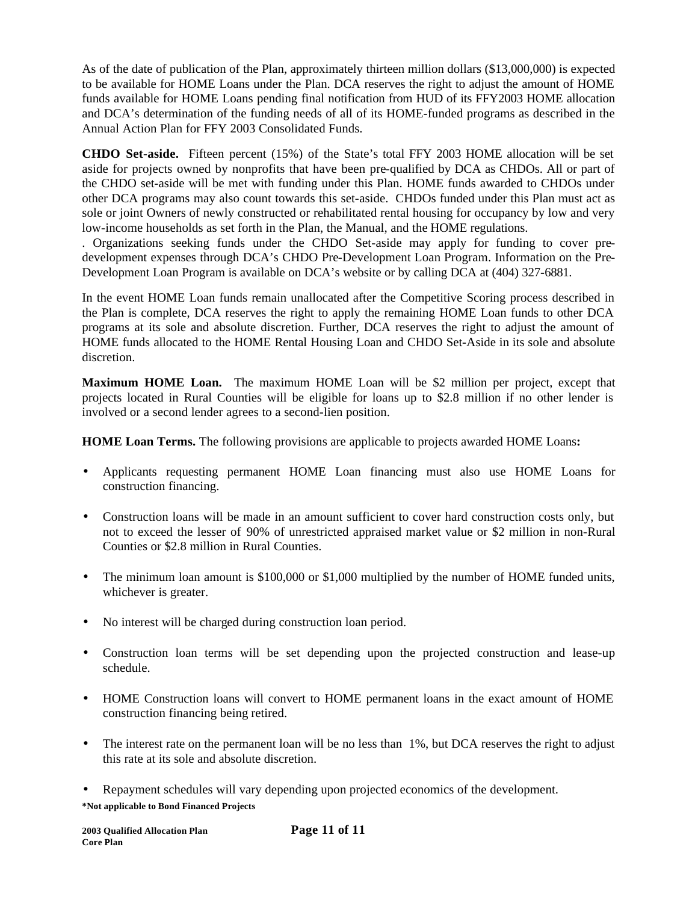As of the date of publication of the Plan, approximately thirteen million dollars ($13,000,000) is expected to be available for HOME Loans under the Plan. DCA reserves the right to adjust the amount of HOME funds available for HOME Loans pending final notification from HUD of its FFY2003 HOME allocation and DCA's determination of the funding needs of all of its HOME-funded programs as described in the Annual Action Plan for FFY 2003 Consolidated Funds.

**CHDO Set-aside.** Fifteen percent (15%) of the State's total FFY 2003 HOME allocation will be set aside for projects owned by nonprofits that have been pre-qualified by DCA as CHDOs. All or part of the CHDO set-aside will be met with funding under this Plan. HOME funds awarded to CHDOs under other DCA programs may also count towards this set-aside. CHDOs funded under this Plan must act as sole or joint Owners of newly constructed or rehabilitated rental housing for occupancy by low and very low-income households as set forth in the Plan, the Manual, and the HOME regulations.
. Organizations seeking funds under the CHDO Set-aside may apply for funding to cover pre-development expenses through DCA's CHDO Pre-Development Loan Program. Information on the Pre-Development Loan Program is available on DCA's website or by calling DCA at (404) 327-6881.

In the event HOME Loan funds remain unallocated after the Competitive Scoring process described in the Plan is complete, DCA reserves the right to apply the remaining HOME Loan funds to other DCA programs at its sole and absolute discretion. Further, DCA reserves the right to adjust the amount of HOME funds allocated to the HOME Rental Housing Loan and CHDO Set-Aside in its sole and absolute discretion.

**Maximum HOME Loan.** The maximum HOME Loan will be $2 million per project, except that projects located in Rural Counties will be eligible for loans up to $2.8 million if no other lender is involved or a second lender agrees to a second-lien position.

**HOME Loan Terms.** The following provisions are applicable to projects awarded HOME Loans**:**

- Applicants requesting permanent HOME Loan financing must also use HOME Loans for construction financing.
- Construction loans will be made in an amount sufficient to cover hard construction costs only, but not to exceed the lesser of 90% of unrestricted appraised market value or $2 million in non-Rural Counties or $2.8 million in Rural Counties.
- The minimum loan amount is $100,000 or $1,000 multiplied by the number of HOME funded units, whichever is greater.
- No interest will be charged during construction loan period.
- Construction loan terms will be set depending upon the projected construction and lease-up schedule.
- HOME Construction loans will convert to HOME permanent loans in the exact amount of HOME construction financing being retired.
- The interest rate on the permanent loan will be no less than 1%, but DCA reserves the right to adjust this rate at its sole and absolute discretion.
- Repayment schedules will vary depending upon projected economics of the development.

**\*Not applicable to Bond Financed Projects**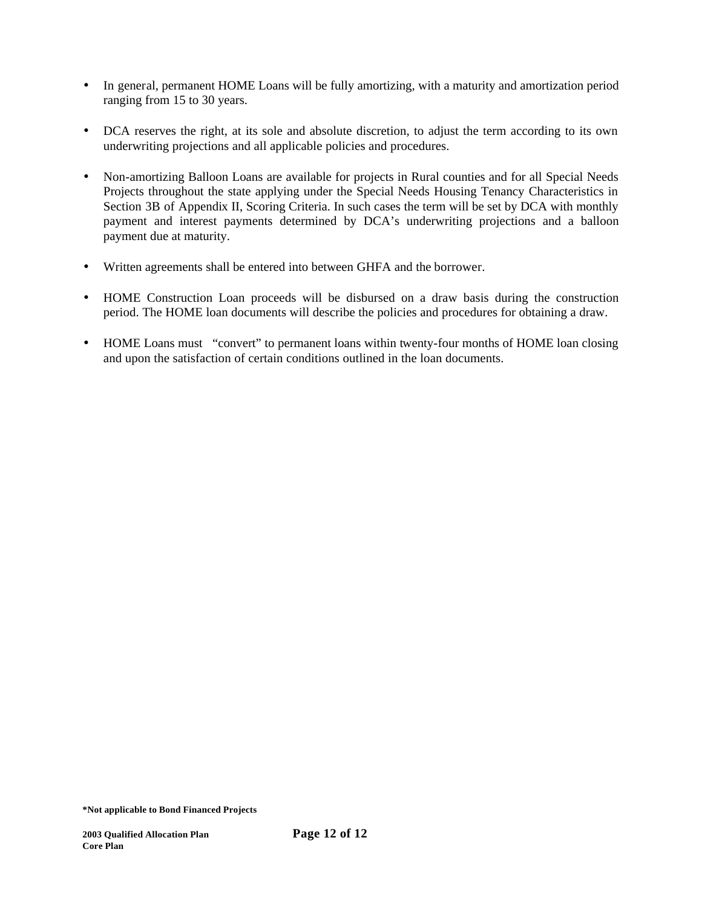- In general, permanent HOME Loans will be fully amortizing, with a maturity and amortization period ranging from 15 to 30 years.

- DCA reserves the right, at its sole and absolute discretion, to adjust the term according to its own underwriting projections and all applicable policies and procedures.

- Non-amortizing Balloon Loans are available for projects in Rural counties and for all Special Needs Projects throughout the state applying under the Special Needs Housing Tenancy Characteristics in Section 3B of Appendix II, Scoring Criteria. In such cases the term will be set by DCA with monthly payment and interest payments determined by DCA's underwriting projections and a balloon payment due at maturity.

- Written agreements shall be entered into between GHFA and the borrower.

- HOME Construction Loan proceeds will be disbursed on a draw basis during the construction period. The HOME loan documents will describe the policies and procedures for obtaining a draw.

- HOME Loans must "convert" to permanent loans within twenty-four months of HOME loan closing and upon the satisfaction of certain conditions outlined in the loan documents.

**\*Not applicable to Bond Financed Projects**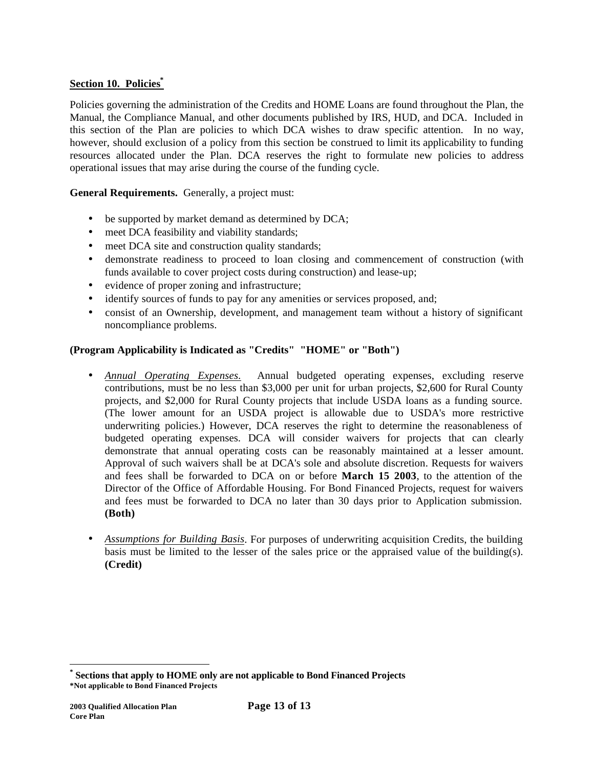## Section 10. Policies*

Policies governing the administration of the Credits and HOME Loans are found throughout the Plan, the Manual, the Compliance Manual, and other documents published by IRS, HUD, and DCA. Included in this section of the Plan are policies to which DCA wishes to draw specific attention. In no way, however, should exclusion of a policy from this section be construed to limit its applicability to funding resources allocated under the Plan. DCA reserves the right to formulate new policies to address operational issues that may arise during the course of the funding cycle.

**General Requirements.** Generally, a project must:

- be supported by market demand as determined by DCA;
- meet DCA feasibility and viability standards;
- meet DCA site and construction quality standards;
- demonstrate readiness to proceed to loan closing and commencement of construction (with funds available to cover project costs during construction) and lease-up;
- evidence of proper zoning and infrastructure;
- identify sources of funds to pay for any amenities or services proposed, and;
- consist of an Ownership, development, and management team without a history of significant noncompliance problems.

**(Program Applicability is Indicated as "Credits" "HOME" or "Both")**

- *Annual Operating Expenses*. Annual budgeted operating expenses, excluding reserve contributions, must be no less than $3,000 per unit for urban projects, $2,600 for Rural County projects, and $2,000 for Rural County projects that include USDA loans as a funding source. (The lower amount for an USDA project is allowable due to USDA's more restrictive underwriting policies.) However, DCA reserves the right to determine the reasonableness of budgeted operating expenses. DCA will consider waivers for projects that can clearly demonstrate that annual operating costs can be reasonably maintained at a lesser amount. Approval of such waivers shall be at DCA's sole and absolute discretion. Requests for waivers and fees shall be forwarded to DCA on or before **March 15 2003**, to the attention of the Director of the Office of Affordable Housing. For Bond Financed Projects, request for waivers and fees must be forwarded to DCA no later than 30 days prior to Application submission. **(Both)**

- *Assumptions for Building Basis*. For purposes of underwriting acquisition Credits, the building basis must be limited to the lesser of the sales price or the appraised value of the building(s). **(Credit)**

---

* **Sections that apply to HOME only are not applicable to Bond Financed Projects**
***Not applicable to Bond Financed Projects**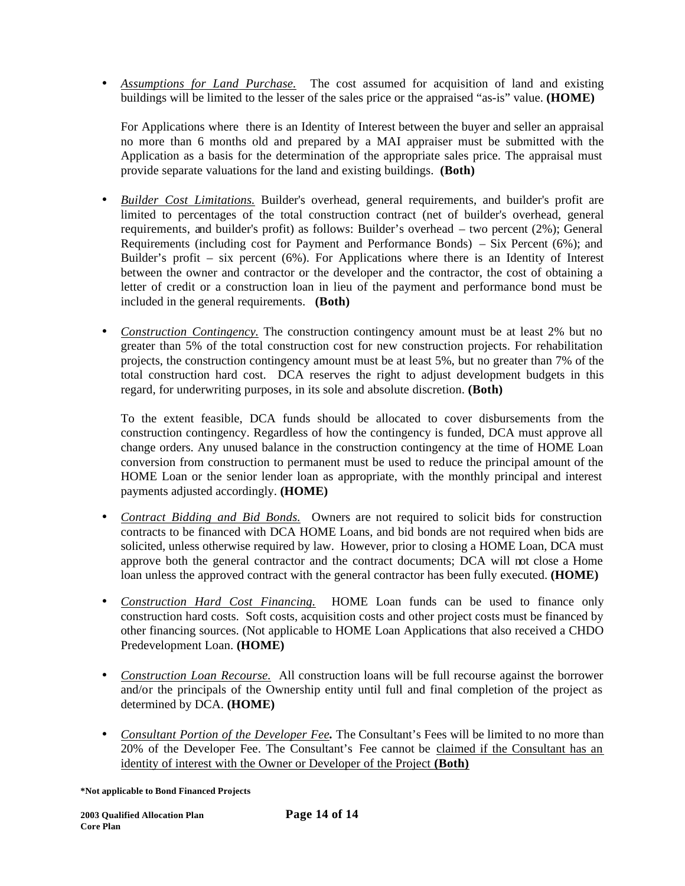- *Assumptions for Land Purchase.* The cost assumed for acquisition of land and existing buildings will be limited to the lesser of the sales price or the appraised "as-is" value. **(HOME)**

  For Applications where there is an Identity of Interest between the buyer and seller an appraisal no more than 6 months old and prepared by a MAI appraiser must be submitted with the Application as a basis for the determination of the appropriate sales price. The appraisal must provide separate valuations for the land and existing buildings. **(Both)**

- *Builder Cost Limitations.* Builder's overhead, general requirements, and builder's profit are limited to percentages of the total construction contract (net of builder's overhead, general requirements, and builder's profit) as follows: Builder's overhead – two percent (2%); General Requirements (including cost for Payment and Performance Bonds) – Six Percent (6%); and Builder's profit – six percent (6%). For Applications where there is an Identity of Interest between the owner and contractor or the developer and the contractor, the cost of obtaining a letter of credit or a construction loan in lieu of the payment and performance bond must be included in the general requirements. **(Both)**

- *Construction Contingency.* The construction contingency amount must be at least 2% but no greater than 5% of the total construction cost for new construction projects. For rehabilitation projects, the construction contingency amount must be at least 5%, but no greater than 7% of the total construction hard cost. DCA reserves the right to adjust development budgets in this regard, for underwriting purposes, in its sole and absolute discretion. **(Both)**

  To the extent feasible, DCA funds should be allocated to cover disbursements from the construction contingency. Regardless of how the contingency is funded, DCA must approve all change orders. Any unused balance in the construction contingency at the time of HOME Loan conversion from construction to permanent must be used to reduce the principal amount of the HOME Loan or the senior lender loan as appropriate, with the monthly principal and interest payments adjusted accordingly. **(HOME)**

- *Contract Bidding and Bid Bonds.* Owners are not required to solicit bids for construction contracts to be financed with DCA HOME Loans, and bid bonds are not required when bids are solicited, unless otherwise required by law. However, prior to closing a HOME Loan, DCA must approve both the general contractor and the contract documents; DCA will not close a Home loan unless the approved contract with the general contractor has been fully executed. **(HOME)**

- *Construction Hard Cost Financing.* HOME Loan funds can be used to finance only construction hard costs. Soft costs, acquisition costs and other project costs must be financed by other financing sources. (Not applicable to HOME Loan Applications that also received a CHDO Predevelopment Loan. **(HOME)**

- *Construction Loan Recourse.* All construction loans will be full recourse against the borrower and/or the principals of the Ownership entity until full and final completion of the project as determined by DCA. **(HOME)**

- ***Consultant Portion of the Developer Fee.*** The Consultant's Fees will be limited to no more than 20% of the Developer Fee. The Consultant's Fee cannot be claimed if the Consultant has an identity of interest with the Owner or Developer of the Project **(Both)**

**\*Not applicable to Bond Financed Projects**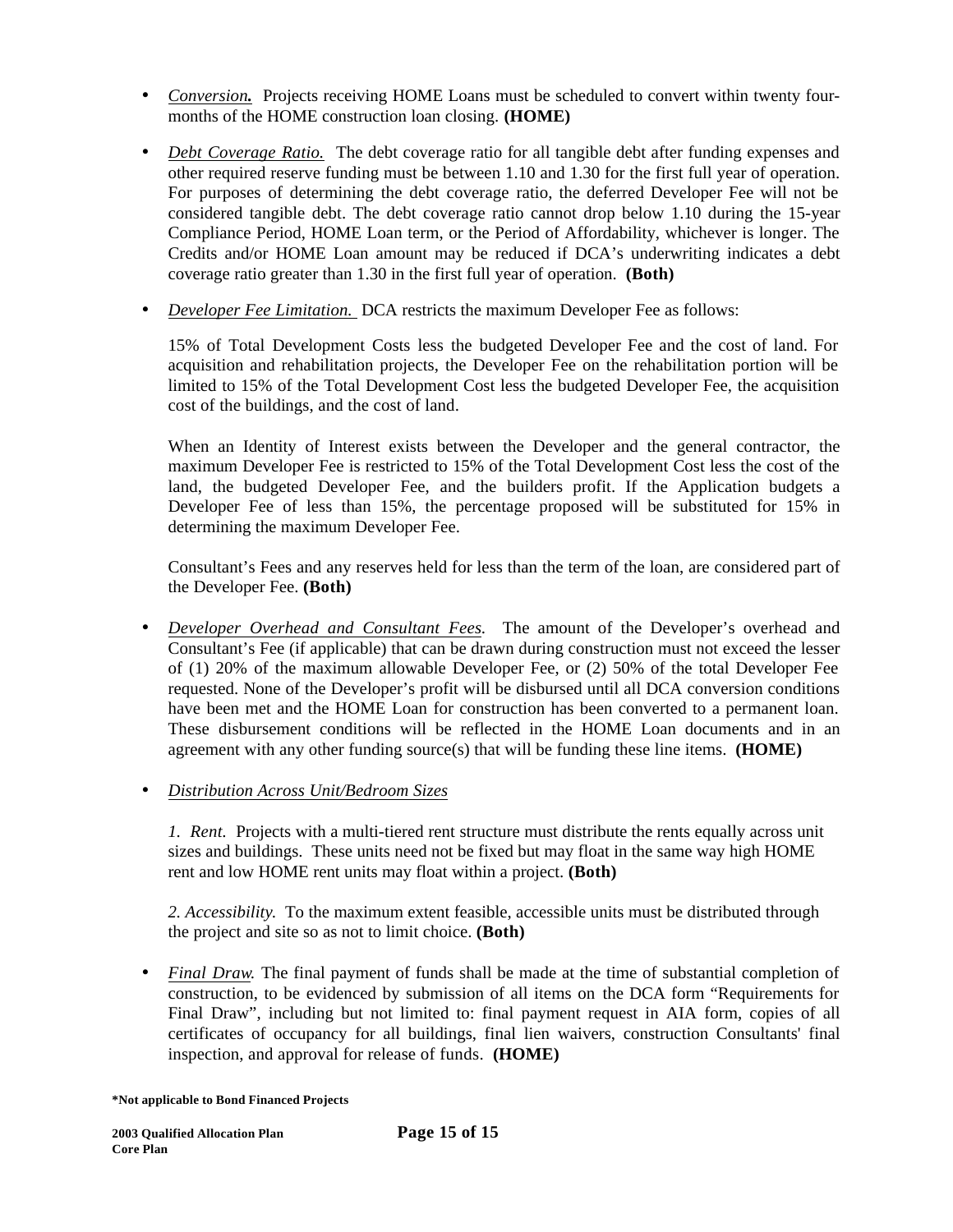- *Conversion.* Projects receiving HOME Loans must be scheduled to convert within twenty four-months of the HOME construction loan closing. **(HOME)**

- *Debt Coverage Ratio.* The debt coverage ratio for all tangible debt after funding expenses and other required reserve funding must be between 1.10 and 1.30 for the first full year of operation. For purposes of determining the debt coverage ratio, the deferred Developer Fee will not be considered tangible debt. The debt coverage ratio cannot drop below 1.10 during the 15-year Compliance Period, HOME Loan term, or the Period of Affordability, whichever is longer. The Credits and/or HOME Loan amount may be reduced if DCA's underwriting indicates a debt coverage ratio greater than 1.30 in the first full year of operation. **(Both)**

- *Developer Fee Limitation.* DCA restricts the maximum Developer Fee as follows:

  15% of Total Development Costs less the budgeted Developer Fee and the cost of land. For acquisition and rehabilitation projects, the Developer Fee on the rehabilitation portion will be limited to 15% of the Total Development Cost less the budgeted Developer Fee, the acquisition cost of the buildings, and the cost of land.

  When an Identity of Interest exists between the Developer and the general contractor, the maximum Developer Fee is restricted to 15% of the Total Development Cost less the cost of the land, the budgeted Developer Fee, and the builders profit. If the Application budgets a Developer Fee of less than 15%, the percentage proposed will be substituted for 15% in determining the maximum Developer Fee.

  Consultant's Fees and any reserves held for less than the term of the loan, are considered part of the Developer Fee. **(Both)**

- *Developer Overhead and Consultant Fees.* The amount of the Developer's overhead and Consultant's Fee (if applicable) that can be drawn during construction must not exceed the lesser of (1) 20% of the maximum allowable Developer Fee, or (2) 50% of the total Developer Fee requested. None of the Developer's profit will be disbursed until all DCA conversion conditions have been met and the HOME Loan for construction has been converted to a permanent loan. These disbursement conditions will be reflected in the HOME Loan documents and in an agreement with any other funding source(s) that will be funding these line items. **(HOME)**

- *Distribution Across Unit/Bedroom Sizes*

  *1. Rent.* Projects with a multi-tiered rent structure must distribute the rents equally across unit sizes and buildings. These units need not be fixed but may float in the same way high HOME rent and low HOME rent units may float within a project. **(Both)**

  *2. Accessibility.* To the maximum extent feasible, accessible units must be distributed through the project and site so as not to limit choice. **(Both)**

- *Final Draw.* The final payment of funds shall be made at the time of substantial completion of construction, to be evidenced by submission of all items on the DCA form "Requirements for Final Draw", including but not limited to: final payment request in AIA form, copies of all certificates of occupancy for all buildings, final lien waivers, construction Consultants' final inspection, and approval for release of funds. **(HOME)**

**\*Not applicable to Bond Financed Projects**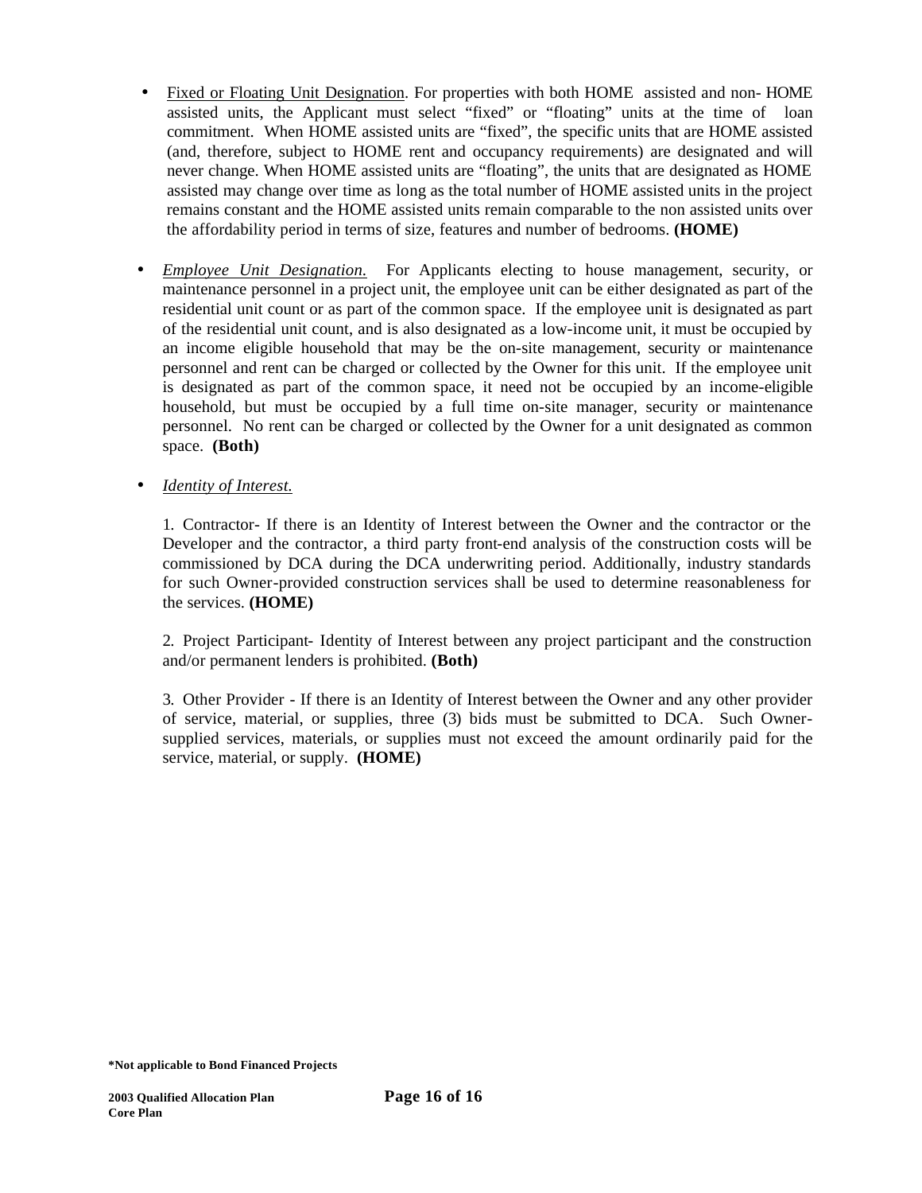- Fixed or Floating Unit Designation. For properties with both HOME assisted and non- HOME assisted units, the Applicant must select "fixed" or "floating" units at the time of loan commitment. When HOME assisted units are "fixed", the specific units that are HOME assisted (and, therefore, subject to HOME rent and occupancy requirements) are designated and will never change. When HOME assisted units are "floating", the units that are designated as HOME assisted may change over time as long as the total number of HOME assisted units in the project remains constant and the HOME assisted units remain comparable to the non assisted units over the affordability period in terms of size, features and number of bedrooms. **(HOME)**

- *Employee Unit Designation.* For Applicants electing to house management, security, or maintenance personnel in a project unit, the employee unit can be either designated as part of the residential unit count or as part of the common space. If the employee unit is designated as part of the residential unit count, and is also designated as a low-income unit, it must be occupied by an income eligible household that may be the on-site management, security or maintenance personnel and rent can be charged or collected by the Owner for this unit. If the employee unit is designated as part of the common space, it need not be occupied by an income-eligible household, but must be occupied by a full time on-site manager, security or maintenance personnel. No rent can be charged or collected by the Owner for a unit designated as common space. **(Both)**

- *Identity of Interest.*

  1. Contractor- If there is an Identity of Interest between the Owner and the contractor or the Developer and the contractor, a third party front-end analysis of the construction costs will be commissioned by DCA during the DCA underwriting period. Additionally, industry standards for such Owner-provided construction services shall be used to determine reasonableness for the services. **(HOME)**

  2. Project Participant- Identity of Interest between any project participant and the construction and/or permanent lenders is prohibited. **(Both)**

  3. Other Provider - If there is an Identity of Interest between the Owner and any other provider of service, material, or supplies, three (3) bids must be submitted to DCA. Such Owner-supplied services, materials, or supplies must not exceed the amount ordinarily paid for the service, material, or supply. **(HOME)**

**\*Not applicable to Bond Financed Projects**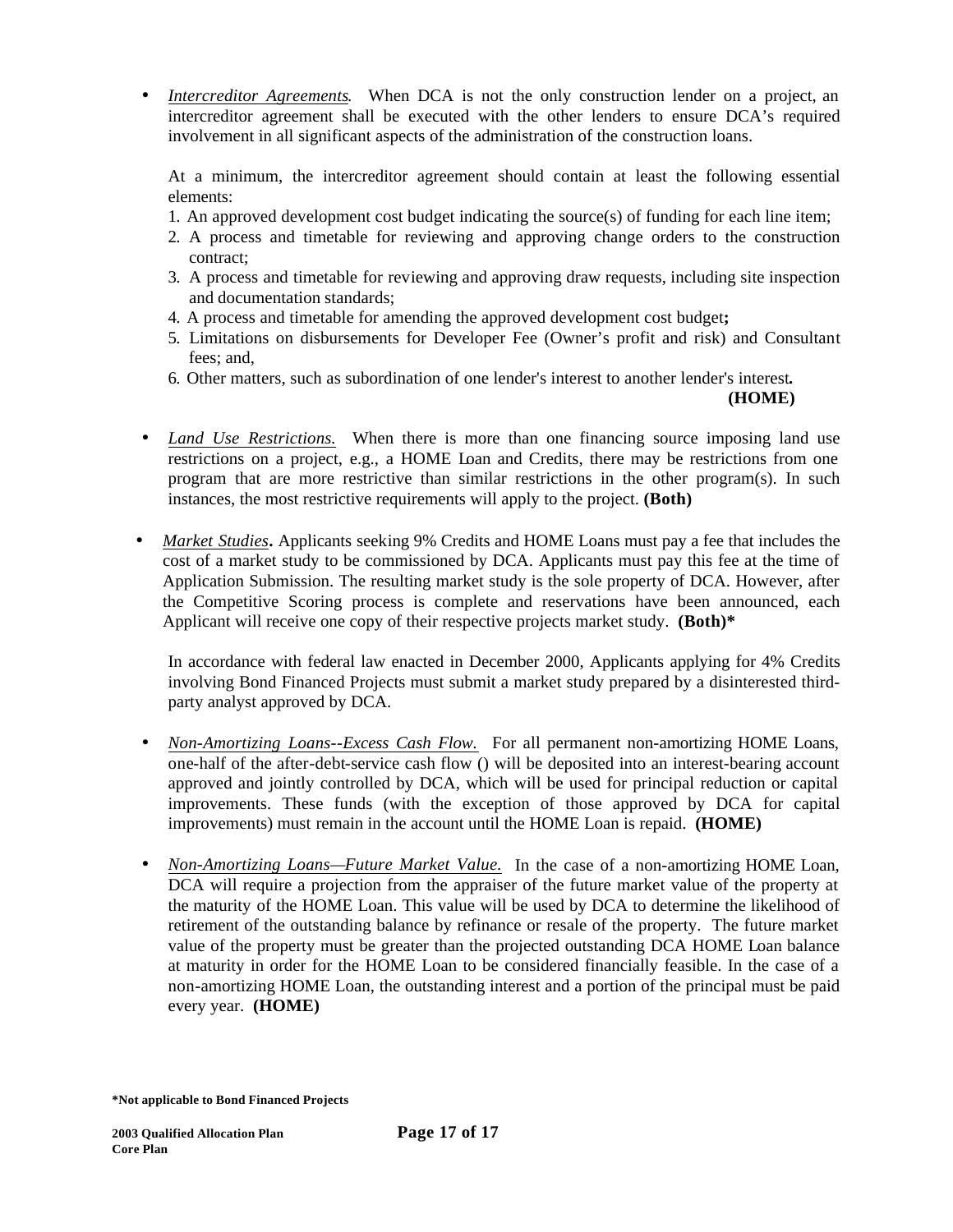- *Intercreditor Agreements*. When DCA is not the only construction lender on a project, an intercreditor agreement shall be executed with the other lenders to ensure DCA's required involvement in all significant aspects of the administration of the construction loans.

  At a minimum, the intercreditor agreement should contain at least the following essential elements:

  1. An approved development cost budget indicating the source(s) of funding for each line item;
  2. A process and timetable for reviewing and approving change orders to the construction contract;
  3. A process and timetable for reviewing and approving draw requests, including site inspection and documentation standards;
  4. A process and timetable for amending the approved development cost budget**;**
  5. Limitations on disbursements for Developer Fee (Owner's profit and risk) and Consultant fees; and,
  6. Other matters, such as subordination of one lender's interest to another lender's interest**.**

  **(HOME)**

- *Land Use Restrictions.* When there is more than one financing source imposing land use restrictions on a project, e.g., a HOME Loan and Credits, there may be restrictions from one program that are more restrictive than similar restrictions in the other program(s). In such instances, the most restrictive requirements will apply to the project. **(Both)**

- *Market Studies***.** Applicants seeking 9% Credits and HOME Loans must pay a fee that includes the cost of a market study to be commissioned by DCA. Applicants must pay this fee at the time of Application Submission. The resulting market study is the sole property of DCA. However, after the Competitive Scoring process is complete and reservations have been announced, each Applicant will receive one copy of their respective projects market study. **(Both)***

  In accordance with federal law enacted in December 2000, Applicants applying for 4% Credits involving Bond Financed Projects must submit a market study prepared by a disinterested third-party analyst approved by DCA.

- *Non-Amortizing Loans--Excess Cash Flow.* For all permanent non-amortizing HOME Loans, one-half of the after-debt-service cash flow () will be deposited into an interest-bearing account approved and jointly controlled by DCA, which will be used for principal reduction or capital improvements. These funds (with the exception of those approved by DCA for capital improvements) must remain in the account until the HOME Loan is repaid. **(HOME)**

- *Non-Amortizing Loans—Future Market Value.* In the case of a non-amortizing HOME Loan, DCA will require a projection from the appraiser of the future market value of the property at the maturity of the HOME Loan. This value will be used by DCA to determine the likelihood of retirement of the outstanding balance by refinance or resale of the property. The future market value of the property must be greater than the projected outstanding DCA HOME Loan balance at maturity in order for the HOME Loan to be considered financially feasible. In the case of a non-amortizing HOME Loan, the outstanding interest and a portion of the principal must be paid every year. **(HOME)**

**\*Not applicable to Bond Financed Projects**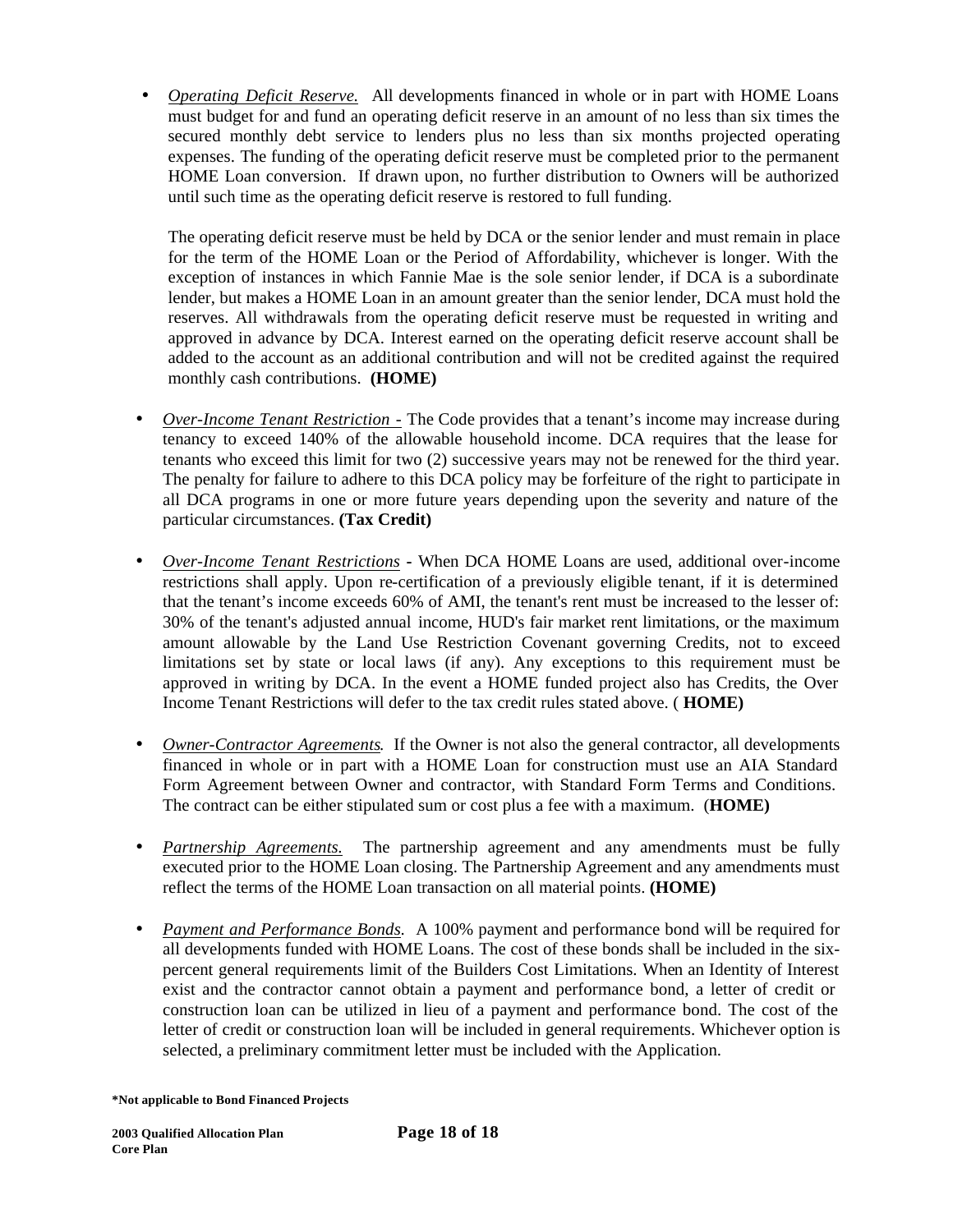- *Operating Deficit Reserve.* All developments financed in whole or in part with HOME Loans must budget for and fund an operating deficit reserve in an amount of no less than six times the secured monthly debt service to lenders plus no less than six months projected operating expenses. The funding of the operating deficit reserve must be completed prior to the permanent HOME Loan conversion. If drawn upon, no further distribution to Owners will be authorized until such time as the operating deficit reserve is restored to full funding.

  The operating deficit reserve must be held by DCA or the senior lender and must remain in place for the term of the HOME Loan or the Period of Affordability, whichever is longer. With the exception of instances in which Fannie Mae is the sole senior lender, if DCA is a subordinate lender, but makes a HOME Loan in an amount greater than the senior lender, DCA must hold the reserves. All withdrawals from the operating deficit reserve must be requested in writing and approved in advance by DCA. Interest earned on the operating deficit reserve account shall be added to the account as an additional contribution and will not be credited against the required monthly cash contributions. **(HOME)**

- *Over-Income Tenant Restriction -* The Code provides that a tenant's income may increase during tenancy to exceed 140% of the allowable household income. DCA requires that the lease for tenants who exceed this limit for two (2) successive years may not be renewed for the third year. The penalty for failure to adhere to this DCA policy may be forfeiture of the right to participate in all DCA programs in one or more future years depending upon the severity and nature of the particular circumstances. **(Tax Credit)**

- *Over-Income Tenant Restrictions* **-** When DCA HOME Loans are used, additional over-income restrictions shall apply. Upon re-certification of a previously eligible tenant, if it is determined that the tenant's income exceeds 60% of AMI, the tenant's rent must be increased to the lesser of: 30% of the tenant's adjusted annual income, HUD's fair market rent limitations, or the maximum amount allowable by the Land Use Restriction Covenant governing Credits, not to exceed limitations set by state or local laws (if any). Any exceptions to this requirement must be approved in writing by DCA. In the event a HOME funded project also has Credits, the Over Income Tenant Restrictions will defer to the tax credit rules stated above. ( **HOME)**

- *Owner-Contractor Agreements.* If the Owner is not also the general contractor, all developments financed in whole or in part with a HOME Loan for construction must use an AIA Standard Form Agreement between Owner and contractor, with Standard Form Terms and Conditions. The contract can be either stipulated sum or cost plus a fee with a maximum. (**HOME)**

- *Partnership Agreements.* The partnership agreement and any amendments must be fully executed prior to the HOME Loan closing. The Partnership Agreement and any amendments must reflect the terms of the HOME Loan transaction on all material points. **(HOME)**

- *Payment and Performance Bonds.* A 100% payment and performance bond will be required for all developments funded with HOME Loans. The cost of these bonds shall be included in the six-percent general requirements limit of the Builders Cost Limitations. When an Identity of Interest exist and the contractor cannot obtain a payment and performance bond, a letter of credit or construction loan can be utilized in lieu of a payment and performance bond. The cost of the letter of credit or construction loan will be included in general requirements. Whichever option is selected, a preliminary commitment letter must be included with the Application.

**\*Not applicable to Bond Financed Projects**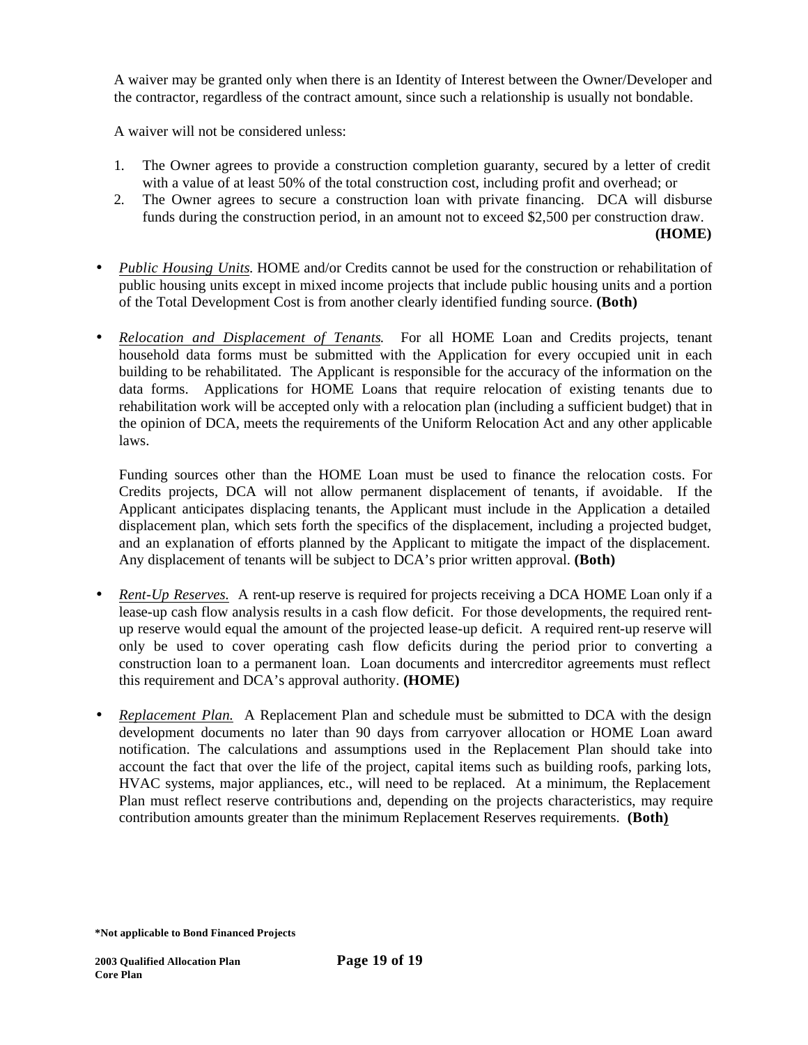A waiver may be granted only when there is an Identity of Interest between the Owner/Developer and the contractor, regardless of the contract amount, since such a relationship is usually not bondable.

A waiver will not be considered unless:

1. The Owner agrees to provide a construction completion guaranty, secured by a letter of credit with a value of at least 50% of the total construction cost, including profit and overhead; or
2. The Owner agrees to secure a construction loan with private financing. DCA will disburse funds during the construction period, in an amount not to exceed $2,500 per construction draw. **(HOME)**

- *Public Housing Units.* HOME and/or Credits cannot be used for the construction or rehabilitation of public housing units except in mixed income projects that include public housing units and a portion of the Total Development Cost is from another clearly identified funding source. **(Both)**

- *Relocation and Displacement of Tenants.* For all HOME Loan and Credits projects, tenant household data forms must be submitted with the Application for every occupied unit in each building to be rehabilitated. The Applicant is responsible for the accuracy of the information on the data forms. Applications for HOME Loans that require relocation of existing tenants due to rehabilitation work will be accepted only with a relocation plan (including a sufficient budget) that in the opinion of DCA, meets the requirements of the Uniform Relocation Act and any other applicable laws.

  Funding sources other than the HOME Loan must be used to finance the relocation costs. For Credits projects, DCA will not allow permanent displacement of tenants, if avoidable. If the Applicant anticipates displacing tenants, the Applicant must include in the Application a detailed displacement plan, which sets forth the specifics of the displacement, including a projected budget, and an explanation of efforts planned by the Applicant to mitigate the impact of the displacement. Any displacement of tenants will be subject to DCA's prior written approval. **(Both)**

- *Rent-Up Reserves.* A rent-up reserve is required for projects receiving a DCA HOME Loan only if a lease-up cash flow analysis results in a cash flow deficit. For those developments, the required rent-up reserve would equal the amount of the projected lease-up deficit. A required rent-up reserve will only be used to cover operating cash flow deficits during the period prior to converting a construction loan to a permanent loan. Loan documents and intercreditor agreements must reflect this requirement and DCA's approval authority. **(HOME)**

- *Replacement Plan.* A Replacement Plan and schedule must be submitted to DCA with the design development documents no later than 90 days from carryover allocation or HOME Loan award notification. The calculations and assumptions used in the Replacement Plan should take into account the fact that over the life of the project, capital items such as building roofs, parking lots, HVAC systems, major appliances, etc., will need to be replaced. At a minimum, the Replacement Plan must reflect reserve contributions and, depending on the projects characteristics, may require contribution amounts greater than the minimum Replacement Reserves requirements. **(Both)**

**\*Not applicable to Bond Financed Projects**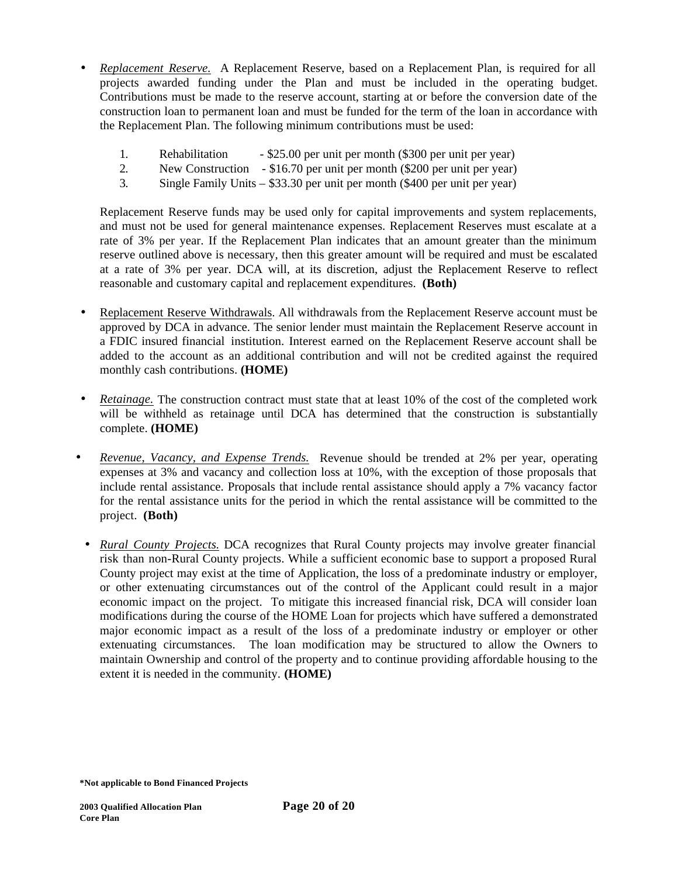- *Replacement Reserve.* A Replacement Reserve, based on a Replacement Plan, is required for all projects awarded funding under the Plan and must be included in the operating budget. Contributions must be made to the reserve account, starting at or before the conversion date of the construction loan to permanent loan and must be funded for the term of the loan in accordance with the Replacement Plan. The following minimum contributions must be used:

  1. Rehabilitation - $25.00 per unit per month ($300 per unit per year)
  2. New Construction - $16.70 per unit per month ($200 per unit per year)
  3. Single Family Units – $33.30 per unit per month ($400 per unit per year)

  Replacement Reserve funds may be used only for capital improvements and system replacements, and must not be used for general maintenance expenses. Replacement Reserves must escalate at a rate of 3% per year. If the Replacement Plan indicates that an amount greater than the minimum reserve outlined above is necessary, then this greater amount will be required and must be escalated at a rate of 3% per year. DCA will, at its discretion, adjust the Replacement Reserve to reflect reasonable and customary capital and replacement expenditures. **(Both)**

- Replacement Reserve Withdrawals. All withdrawals from the Replacement Reserve account must be approved by DCA in advance. The senior lender must maintain the Replacement Reserve account in a FDIC insured financial institution. Interest earned on the Replacement Reserve account shall be added to the account as an additional contribution and will not be credited against the required monthly cash contributions. **(HOME)**

- *Retainage.* The construction contract must state that at least 10% of the cost of the completed work will be withheld as retainage until DCA has determined that the construction is substantially complete. **(HOME)**

- *Revenue, Vacancy, and Expense Trends.* Revenue should be trended at 2% per year, operating expenses at 3% and vacancy and collection loss at 10%, with the exception of those proposals that include rental assistance. Proposals that include rental assistance should apply a 7% vacancy factor for the rental assistance units for the period in which the rental assistance will be committed to the project. **(Both)**

- *Rural County Projects.* DCA recognizes that Rural County projects may involve greater financial risk than non-Rural County projects. While a sufficient economic base to support a proposed Rural County project may exist at the time of Application, the loss of a predominate industry or employer, or other extenuating circumstances out of the control of the Applicant could result in a major economic impact on the project. To mitigate this increased financial risk, DCA will consider loan modifications during the course of the HOME Loan for projects which have suffered a demonstrated major economic impact as a result of the loss of a predominate industry or employer or other extenuating circumstances. The loan modification may be structured to allow the Owners to maintain Ownership and control of the property and to continue providing affordable housing to the extent it is needed in the community. **(HOME)**

**\*Not applicable to Bond Financed Projects**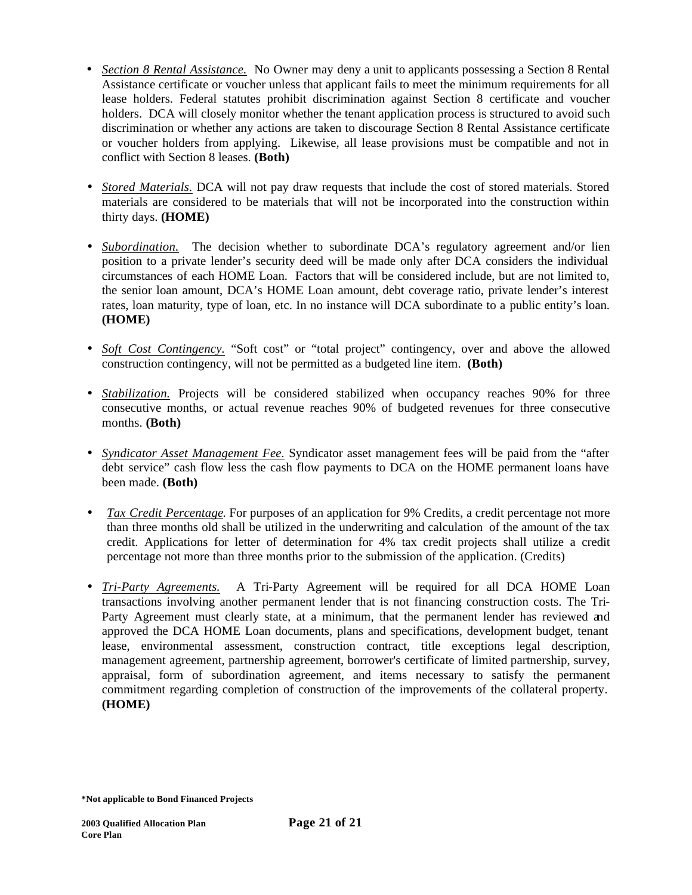- *Section 8 Rental Assistance.* No Owner may deny a unit to applicants possessing a Section 8 Rental Assistance certificate or voucher unless that applicant fails to meet the minimum requirements for all lease holders. Federal statutes prohibit discrimination against Section 8 certificate and voucher holders. DCA will closely monitor whether the tenant application process is structured to avoid such discrimination or whether any actions are taken to discourage Section 8 Rental Assistance certificate or voucher holders from applying. Likewise, all lease provisions must be compatible and not in conflict with Section 8 leases. **(Both)**

- *Stored Materials.* DCA will not pay draw requests that include the cost of stored materials. Stored materials are considered to be materials that will not be incorporated into the construction within thirty days. **(HOME)**

- *Subordination.* The decision whether to subordinate DCA's regulatory agreement and/or lien position to a private lender's security deed will be made only after DCA considers the individual circumstances of each HOME Loan. Factors that will be considered include, but are not limited to, the senior loan amount, DCA's HOME Loan amount, debt coverage ratio, private lender's interest rates, loan maturity, type of loan, etc. In no instance will DCA subordinate to a public entity's loan. **(HOME)**

- *Soft Cost Contingency.* "Soft cost" or "total project" contingency, over and above the allowed construction contingency, will not be permitted as a budgeted line item. **(Both)**

- *Stabilization.* Projects will be considered stabilized when occupancy reaches 90% for three consecutive months, or actual revenue reaches 90% of budgeted revenues for three consecutive months. **(Both)**

- *Syndicator Asset Management Fee.* Syndicator asset management fees will be paid from the "after debt service" cash flow less the cash flow payments to DCA on the HOME permanent loans have been made. **(Both)**

- *Tax Credit Percentage.* For purposes of an application for 9% Credits, a credit percentage not more than three months old shall be utilized in the underwriting and calculation of the amount of the tax credit. Applications for letter of determination for 4% tax credit projects shall utilize a credit percentage not more than three months prior to the submission of the application. (Credits)

- *Tri-Party Agreements.* A Tri-Party Agreement will be required for all DCA HOME Loan transactions involving another permanent lender that is not financing construction costs. The Tri-Party Agreement must clearly state, at a minimum, that the permanent lender has reviewed and approved the DCA HOME Loan documents, plans and specifications, development budget, tenant lease, environmental assessment, construction contract, title exceptions legal description, management agreement, partnership agreement, borrower's certificate of limited partnership, survey, appraisal, form of subordination agreement, and items necessary to satisfy the permanent commitment regarding completion of construction of the improvements of the collateral property. **(HOME)**

**\*Not applicable to Bond Financed Projects**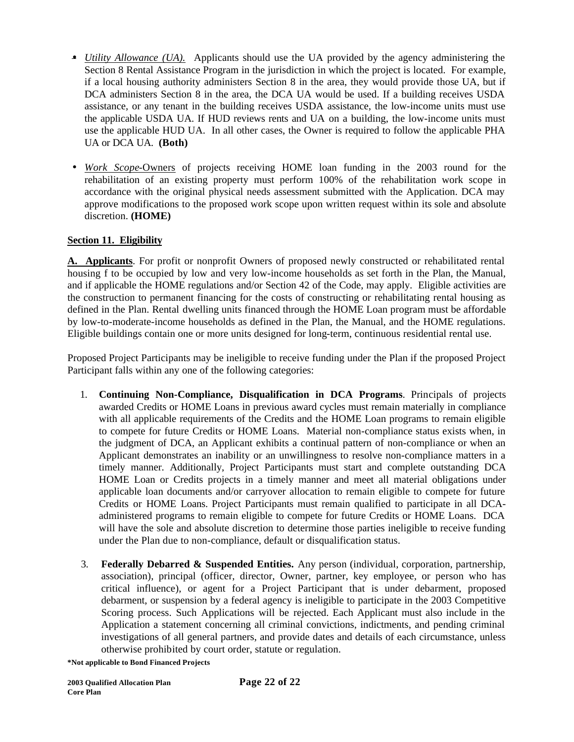- *Utility Allowance (UA).* Applicants should use the UA provided by the agency administering the Section 8 Rental Assistance Program in the jurisdiction in which the project is located. For example, if a local housing authority administers Section 8 in the area, they would provide those UA, but if DCA administers Section 8 in the area, the DCA UA would be used. If a building receives USDA assistance, or any tenant in the building receives USDA assistance, the low-income units must use the applicable USDA UA. If HUD reviews rents and UA on a building, the low-income units must use the applicable HUD UA. In all other cases, the Owner is required to follow the applicable PHA UA or DCA UA. **(Both)**

- *Work Scope*-Owners of projects receiving HOME loan funding in the 2003 round for the rehabilitation of an existing property must perform 100% of the rehabilitation work scope in accordance with the original physical needs assessment submitted with the Application. DCA may approve modifications to the proposed work scope upon written request within its sole and absolute discretion. **(HOME)**

**Section 11. Eligibility**

**A. Applicants**. For profit or nonprofit Owners of proposed newly constructed or rehabilitated rental housing f to be occupied by low and very low-income households as set forth in the Plan, the Manual, and if applicable the HOME regulations and/or Section 42 of the Code, may apply. Eligible activities are the construction to permanent financing for the costs of constructing or rehabilitating rental housing as defined in the Plan. Rental dwelling units financed through the HOME Loan program must be affordable by low-to-moderate-income households as defined in the Plan, the Manual, and the HOME regulations. Eligible buildings contain one or more units designed for long-term, continuous residential rental use.

Proposed Project Participants may be ineligible to receive funding under the Plan if the proposed Project Participant falls within any one of the following categories:

1. **Continuing Non-Compliance, Disqualification in DCA Programs**. Principals of projects awarded Credits or HOME Loans in previous award cycles must remain materially in compliance with all applicable requirements of the Credits and the HOME Loan programs to remain eligible to compete for future Credits or HOME Loans. Material non-compliance status exists when, in the judgment of DCA, an Applicant exhibits a continual pattern of non-compliance or when an Applicant demonstrates an inability or an unwillingness to resolve non-compliance matters in a timely manner. Additionally, Project Participants must start and complete outstanding DCA HOME Loan or Credits projects in a timely manner and meet all material obligations under applicable loan documents and/or carryover allocation to remain eligible to compete for future Credits or HOME Loans. Project Participants must remain qualified to participate in all DCA-administered programs to remain eligible to compete for future Credits or HOME Loans. DCA will have the sole and absolute discretion to determine those parties ineligible to receive funding under the Plan due to non-compliance, default or disqualification status.

3. **Federally Debarred & Suspended Entities.** Any person (individual, corporation, partnership, association), principal (officer, director, Owner, partner, key employee, or person who has critical influence), or agent for a Project Participant that is under debarment, proposed debarment, or suspension by a federal agency is ineligible to participate in the 2003 Competitive Scoring process. Such Applications will be rejected. Each Applicant must also include in the Application a statement concerning all criminal convictions, indictments, and pending criminal investigations of all general partners, and provide dates and details of each circumstance, unless otherwise prohibited by court order, statute or regulation.

**\*Not applicable to Bond Financed Projects**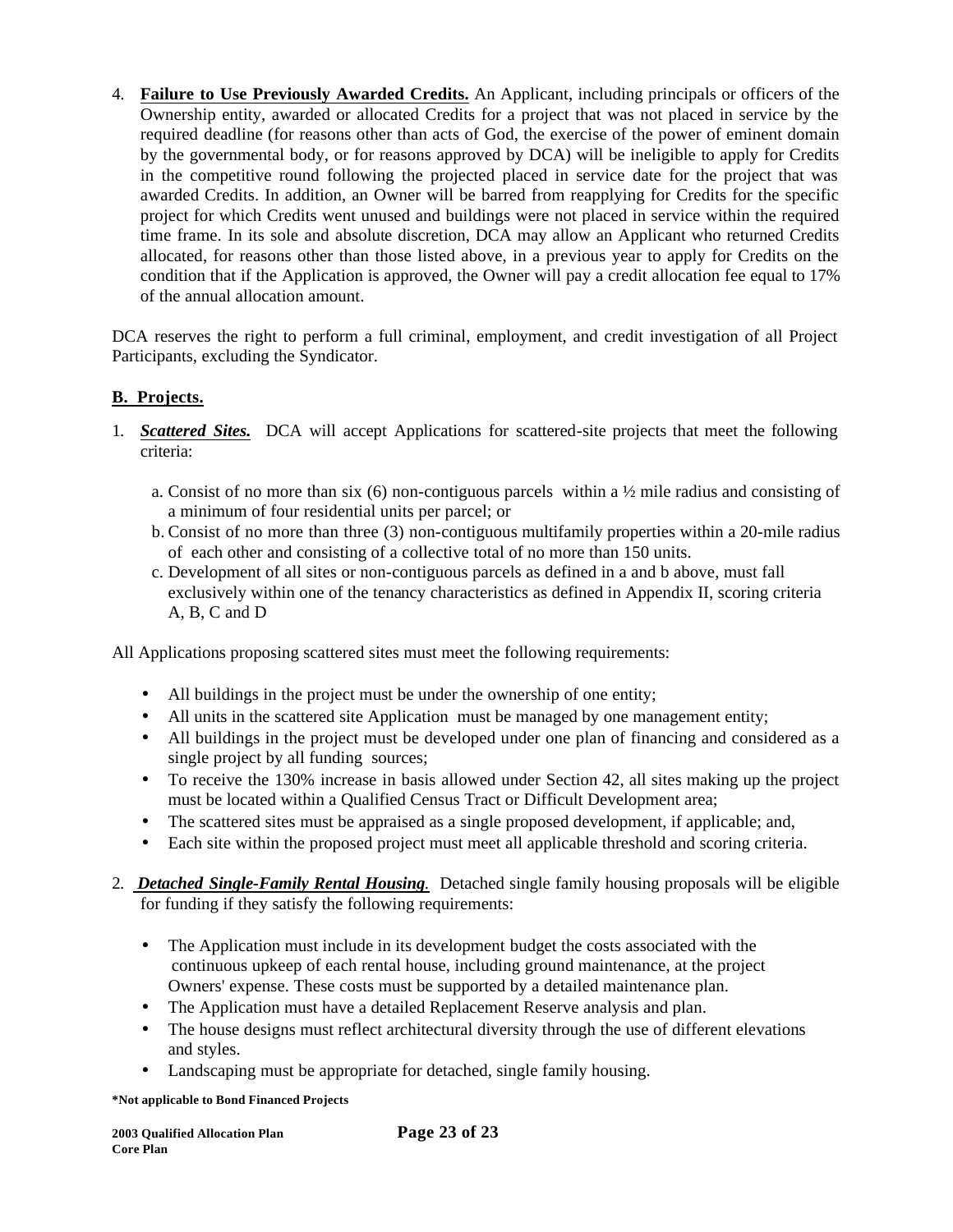4. **Failure to Use Previously Awarded Credits.** An Applicant, including principals or officers of the Ownership entity, awarded or allocated Credits for a project that was not placed in service by the required deadline (for reasons other than acts of God, the exercise of the power of eminent domain by the governmental body, or for reasons approved by DCA) will be ineligible to apply for Credits in the competitive round following the projected placed in service date for the project that was awarded Credits. In addition, an Owner will be barred from reapplying for Credits for the specific project for which Credits went unused and buildings were not placed in service within the required time frame. In its sole and absolute discretion, DCA may allow an Applicant who returned Credits allocated, for reasons other than those listed above, in a previous year to apply for Credits on the condition that if the Application is approved, the Owner will pay a credit allocation fee equal to 17% of the annual allocation amount.

DCA reserves the right to perform a full criminal, employment, and credit investigation of all Project Participants, excluding the Syndicator.

## B. Projects.

1. ***Scattered Sites.*** DCA will accept Applications for scattered-site projects that meet the following criteria:

   a. Consist of no more than six (6) non-contiguous parcels within a ½ mile radius and consisting of a minimum of four residential units per parcel; or
   b. Consist of no more than three (3) non-contiguous multifamily properties within a 20-mile radius of each other and consisting of a collective total of no more than 150 units.
   c. Development of all sites or non-contiguous parcels as defined in a and b above, must fall exclusively within one of the tenancy characteristics as defined in Appendix II, scoring criteria A, B, C and D

All Applications proposing scattered sites must meet the following requirements:

- All buildings in the project must be under the ownership of one entity;
- All units in the scattered site Application must be managed by one management entity;
- All buildings in the project must be developed under one plan of financing and considered as a single project by all funding sources;
- To receive the 130% increase in basis allowed under Section 42, all sites making up the project must be located within a Qualified Census Tract or Difficult Development area;
- The scattered sites must be appraised as a single proposed development, if applicable; and,
- Each site within the proposed project must meet all applicable threshold and scoring criteria.

2. ***Detached Single-Family Rental Housing.*** Detached single family housing proposals will be eligible for funding if they satisfy the following requirements:

- The Application must include in its development budget the costs associated with the continuous upkeep of each rental house, including ground maintenance, at the project Owners' expense. These costs must be supported by a detailed maintenance plan.
- The Application must have a detailed Replacement Reserve analysis and plan.
- The house designs must reflect architectural diversity through the use of different elevations and styles.
- Landscaping must be appropriate for detached, single family housing.

**\*Not applicable to Bond Financed Projects**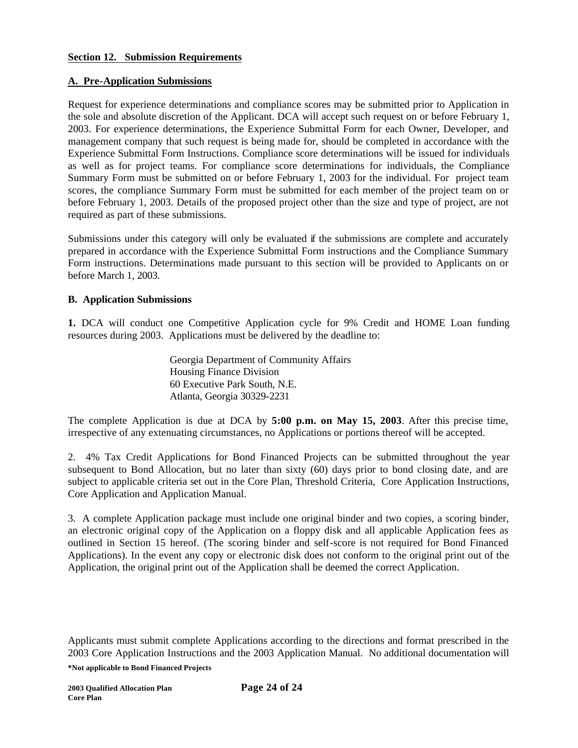## Section 12. Submission Requirements

### A. Pre-Application Submissions

Request for experience determinations and compliance scores may be submitted prior to Application in the sole and absolute discretion of the Applicant. DCA will accept such request on or before February 1, 2003. For experience determinations, the Experience Submittal Form for each Owner, Developer, and management company that such request is being made for, should be completed in accordance with the Experience Submittal Form Instructions. Compliance score determinations will be issued for individuals as well as for project teams. For compliance score determinations for individuals, the Compliance Summary Form must be submitted on or before February 1, 2003 for the individual. For project team scores, the compliance Summary Form must be submitted for each member of the project team on or before February 1, 2003. Details of the proposed project other than the size and type of project, are not required as part of these submissions.

Submissions under this category will only be evaluated if the submissions are complete and accurately prepared in accordance with the Experience Submittal Form instructions and the Compliance Summary Form instructions. Determinations made pursuant to this section will be provided to Applicants on or before March 1, 2003.

### B. Application Submissions

**1.** DCA will conduct one Competitive Application cycle for 9% Credit and HOME Loan funding resources during 2003. Applications must be delivered by the deadline to:

Georgia Department of Community Affairs
Housing Finance Division
60 Executive Park South, N.E.
Atlanta, Georgia 30329-2231

The complete Application is due at DCA by **5:00 p.m. on May 15, 2003**. After this precise time, irrespective of any extenuating circumstances, no Applications or portions thereof will be accepted.

2. 4% Tax Credit Applications for Bond Financed Projects can be submitted throughout the year subsequent to Bond Allocation, but no later than sixty (60) days prior to bond closing date, and are subject to applicable criteria set out in the Core Plan, Threshold Criteria, Core Application Instructions, Core Application and Application Manual.

3. A complete Application package must include one original binder and two copies, a scoring binder, an electronic original copy of the Application on a floppy disk and all applicable Application fees as outlined in Section 15 hereof. (The scoring binder and self-score is not required for Bond Financed Applications). In the event any copy or electronic disk does not conform to the original print out of the Application, the original print out of the Application shall be deemed the correct Application.

Applicants must submit complete Applications according to the directions and format prescribed in the 2003 Core Application Instructions and the 2003 Application Manual. No additional documentation will

**\*Not applicable to Bond Financed Projects**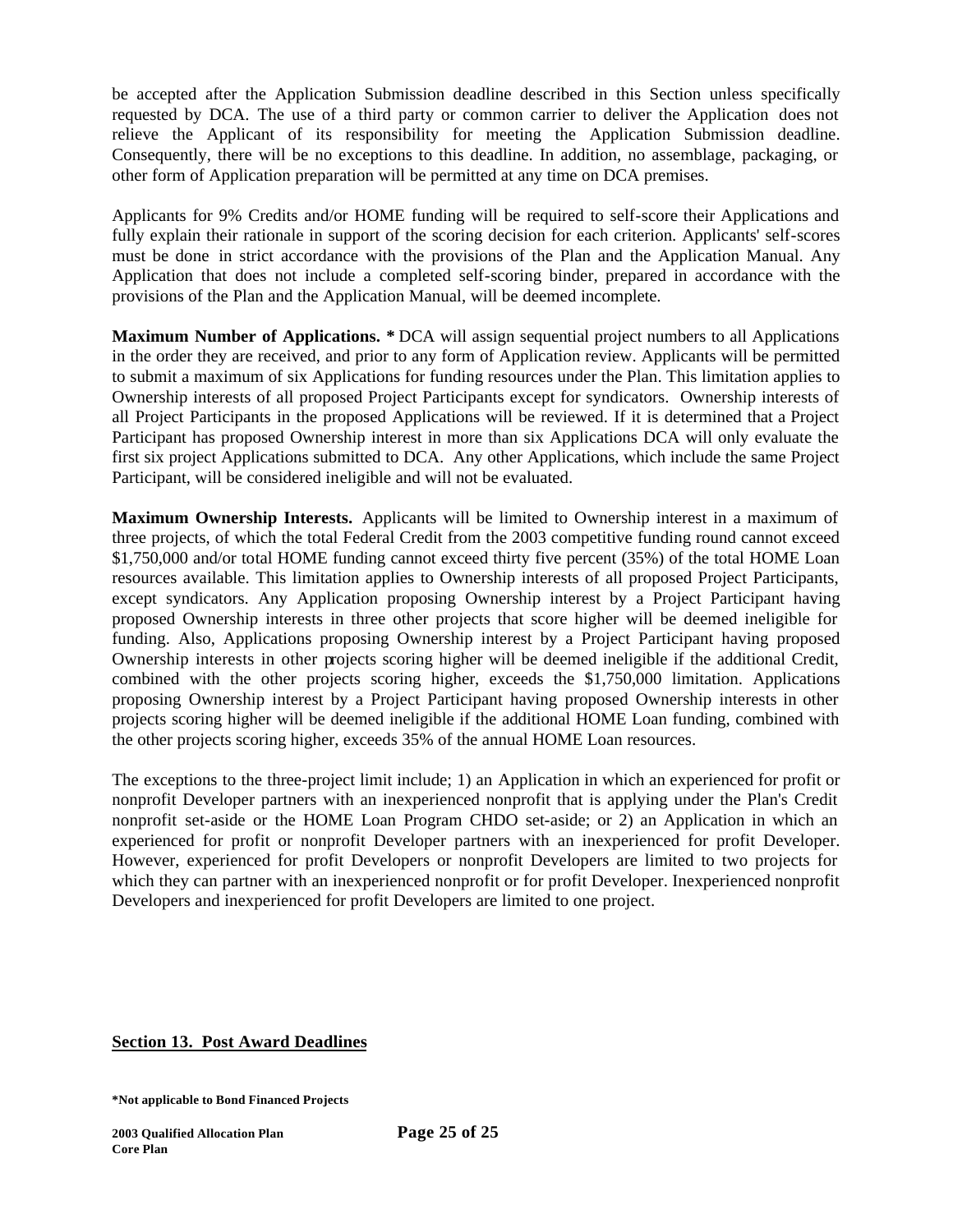be accepted after the Application Submission deadline described in this Section unless specifically requested by DCA. The use of a third party or common carrier to deliver the Application does not relieve the Applicant of its responsibility for meeting the Application Submission deadline. Consequently, there will be no exceptions to this deadline. In addition, no assemblage, packaging, or other form of Application preparation will be permitted at any time on DCA premises.

Applicants for 9% Credits and/or HOME funding will be required to self-score their Applications and fully explain their rationale in support of the scoring decision for each criterion. Applicants' self-scores must be done in strict accordance with the provisions of the Plan and the Application Manual. Any Application that does not include a completed self-scoring binder, prepared in accordance with the provisions of the Plan and the Application Manual, will be deemed incomplete.

**Maximum Number of Applications. *** DCA will assign sequential project numbers to all Applications in the order they are received, and prior to any form of Application review. Applicants will be permitted to submit a maximum of six Applications for funding resources under the Plan. This limitation applies to Ownership interests of all proposed Project Participants except for syndicators. Ownership interests of all Project Participants in the proposed Applications will be reviewed. If it is determined that a Project Participant has proposed Ownership interest in more than six Applications DCA will only evaluate the first six project Applications submitted to DCA. Any other Applications, which include the same Project Participant, will be considered ineligible and will not be evaluated.

**Maximum Ownership Interests.** Applicants will be limited to Ownership interest in a maximum of three projects, of which the total Federal Credit from the 2003 competitive funding round cannot exceed $1,750,000 and/or total HOME funding cannot exceed thirty five percent (35%) of the total HOME Loan resources available. This limitation applies to Ownership interests of all proposed Project Participants, except syndicators. Any Application proposing Ownership interest by a Project Participant having proposed Ownership interests in three other projects that score higher will be deemed ineligible for funding. Also, Applications proposing Ownership interest by a Project Participant having proposed Ownership interests in other projects scoring higher will be deemed ineligible if the additional Credit, combined with the other projects scoring higher, exceeds the $1,750,000 limitation. Applications proposing Ownership interest by a Project Participant having proposed Ownership interests in other projects scoring higher will be deemed ineligible if the additional HOME Loan funding, combined with the other projects scoring higher, exceeds 35% of the annual HOME Loan resources.

The exceptions to the three-project limit include; 1) an Application in which an experienced for profit or nonprofit Developer partners with an inexperienced nonprofit that is applying under the Plan's Credit nonprofit set-aside or the HOME Loan Program CHDO set-aside; or 2) an Application in which an experienced for profit or nonprofit Developer partners with an inexperienced for profit Developer. However, experienced for profit Developers or nonprofit Developers are limited to two projects for which they can partner with an inexperienced nonprofit or for profit Developer. Inexperienced nonprofit Developers and inexperienced for profit Developers are limited to one project.

## Section 13. Post Award Deadlines

**\*Not applicable to Bond Financed Projects**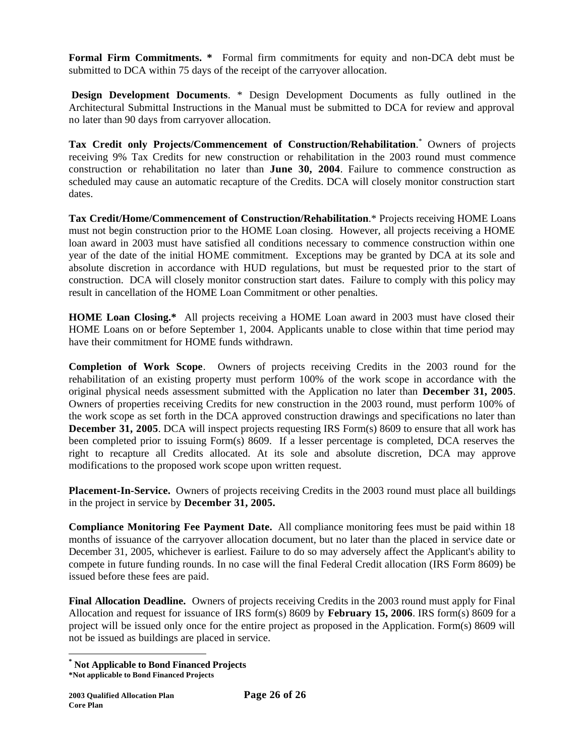**Formal Firm Commitments. *** Formal firm commitments for equity and non-DCA debt must be submitted to DCA within 75 days of the receipt of the carryover allocation.

**Design Development Documents**. * Design Development Documents as fully outlined in the Architectural Submittal Instructions in the Manual must be submitted to DCA for review and approval no later than 90 days from carryover allocation.

**Tax Credit only Projects/Commencement of Construction/Rehabilitation**.* Owners of projects receiving 9% Tax Credits for new construction or rehabilitation in the 2003 round must commence construction or rehabilitation no later than **June 30, 2004**. Failure to commence construction as scheduled may cause an automatic recapture of the Credits. DCA will closely monitor construction start dates.

**Tax Credit/Home/Commencement of Construction/Rehabilitation**.* Projects receiving HOME Loans must not begin construction prior to the HOME Loan closing. However, all projects receiving a HOME loan award in 2003 must have satisfied all conditions necessary to commence construction within one year of the date of the initial HOME commitment. Exceptions may be granted by DCA at its sole and absolute discretion in accordance with HUD regulations, but must be requested prior to the start of construction. DCA will closely monitor construction start dates. Failure to comply with this policy may result in cancellation of the HOME Loan Commitment or other penalties.

**HOME Loan Closing.*** All projects receiving a HOME Loan award in 2003 must have closed their HOME Loans on or before September 1, 2004. Applicants unable to close within that time period may have their commitment for HOME funds withdrawn.

**Completion of Work Scope**. Owners of projects receiving Credits in the 2003 round for the rehabilitation of an existing property must perform 100% of the work scope in accordance with the original physical needs assessment submitted with the Application no later than **December 31, 2005**. Owners of properties receiving Credits for new construction in the 2003 round, must perform 100% of the work scope as set forth in the DCA approved construction drawings and specifications no later than **December 31, 2005**. DCA will inspect projects requesting IRS Form(s) 8609 to ensure that all work has been completed prior to issuing Form(s) 8609. If a lesser percentage is completed, DCA reserves the right to recapture all Credits allocated. At its sole and absolute discretion, DCA may approve modifications to the proposed work scope upon written request.

**Placement-In-Service.** Owners of projects receiving Credits in the 2003 round must place all buildings in the project in service by **December 31, 2005.**

**Compliance Monitoring Fee Payment Date.** All compliance monitoring fees must be paid within 18 months of issuance of the carryover allocation document, but no later than the placed in service date or December 31, 2005, whichever is earliest. Failure to do so may adversely affect the Applicant's ability to compete in future funding rounds. In no case will the final Federal Credit allocation (IRS Form 8609) be issued before these fees are paid.

**Final Allocation Deadline.** Owners of projects receiving Credits in the 2003 round must apply for Final Allocation and request for issuance of IRS form(s) 8609 by **February 15, 2006**. IRS form(s) 8609 for a project will be issued only once for the entire project as proposed in the Application. Form(s) 8609 will not be issued as buildings are placed in service.

---

* **Not Applicable to Bond Financed Projects**

**\*Not applicable to Bond Financed Projects**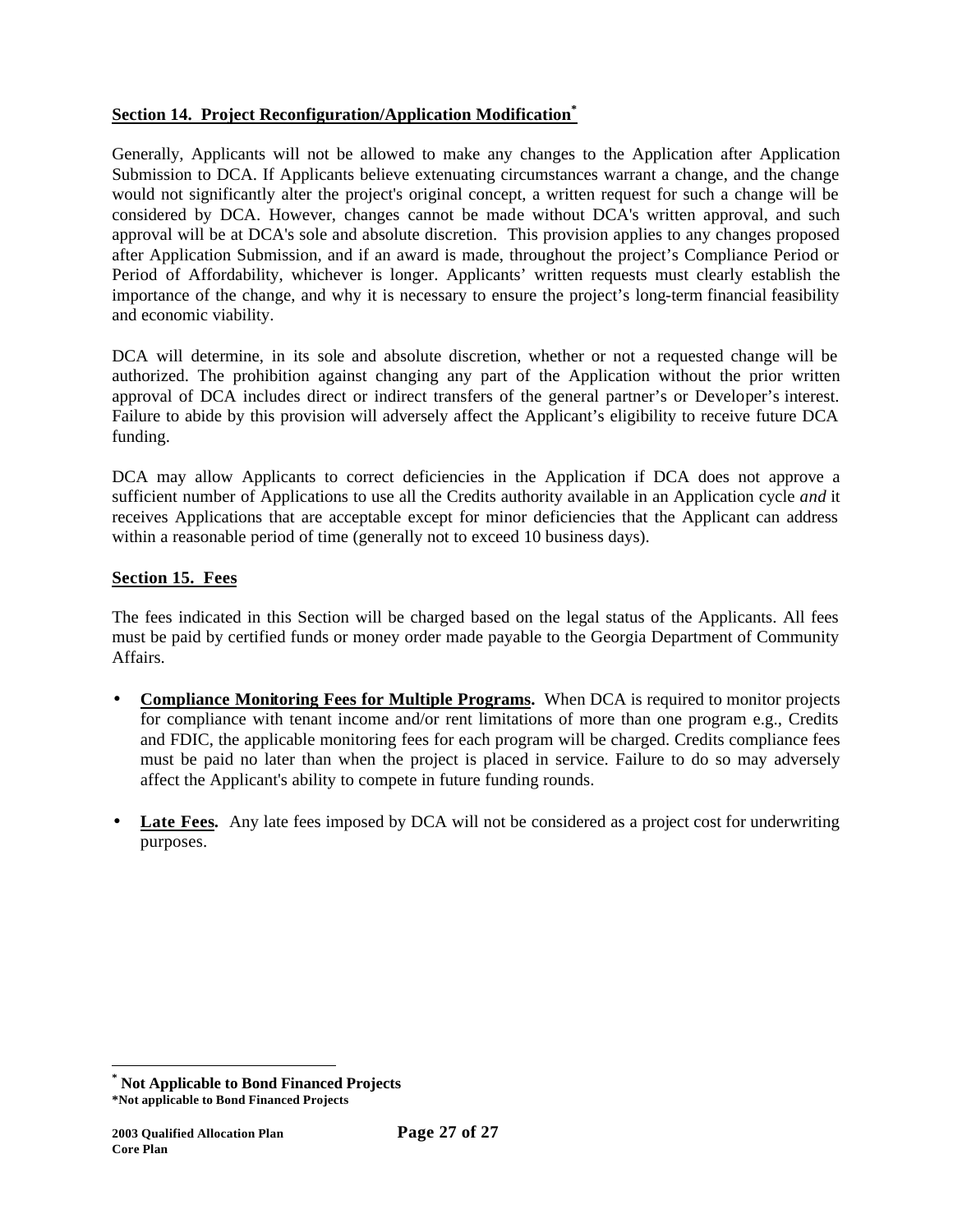## Section 14. Project Reconfiguration/Application Modification*

Generally, Applicants will not be allowed to make any changes to the Application after Application Submission to DCA. If Applicants believe extenuating circumstances warrant a change, and the change would not significantly alter the project's original concept, a written request for such a change will be considered by DCA. However, changes cannot be made without DCA's written approval, and such approval will be at DCA's sole and absolute discretion. This provision applies to any changes proposed after Application Submission, and if an award is made, throughout the project's Compliance Period or Period of Affordability, whichever is longer. Applicants' written requests must clearly establish the importance of the change, and why it is necessary to ensure the project's long-term financial feasibility and economic viability.

DCA will determine, in its sole and absolute discretion, whether or not a requested change will be authorized. The prohibition against changing any part of the Application without the prior written approval of DCA includes direct or indirect transfers of the general partner's or Developer's interest. Failure to abide by this provision will adversely affect the Applicant's eligibility to receive future DCA funding.

DCA may allow Applicants to correct deficiencies in the Application if DCA does not approve a sufficient number of Applications to use all the Credits authority available in an Application cycle *and* it receives Applications that are acceptable except for minor deficiencies that the Applicant can address within a reasonable period of time (generally not to exceed 10 business days).

## Section 15. Fees

The fees indicated in this Section will be charged based on the legal status of the Applicants. All fees must be paid by certified funds or money order made payable to the Georgia Department of Community Affairs.

- **Compliance Monitoring Fees for Multiple Programs.** When DCA is required to monitor projects for compliance with tenant income and/or rent limitations of more than one program e.g., Credits and FDIC, the applicable monitoring fees for each program will be charged. Credits compliance fees must be paid no later than when the project is placed in service. Failure to do so may adversely affect the Applicant's ability to compete in future funding rounds.

- **Late Fees.** Any late fees imposed by DCA will not be considered as a project cost for underwriting purposes.

---

**\* Not Applicable to Bond Financed Projects**

**\*Not applicable to Bond Financed Projects**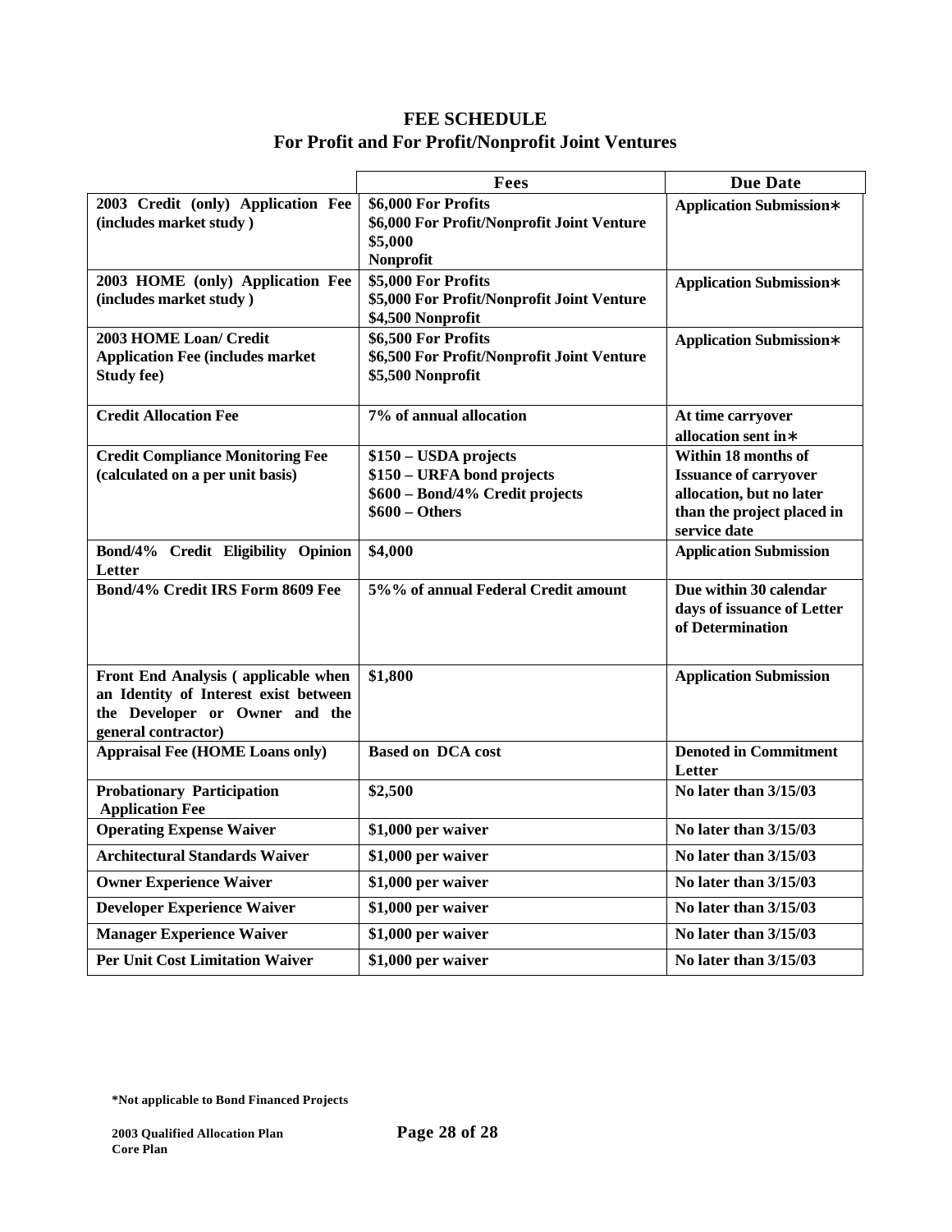# FEE SCHEDULE
## For Profit and For Profit/Nonprofit Joint Ventures

| | Fees | Due Date |
|---|---|---|
| **2003 Credit (only) Application Fee (includes market study )** | **$6,000 For Profits**<br>**$6,000 For Profit/Nonprofit Joint Venture**<br>**$5,000**<br>**Nonprofit** | **Application Submission∗** |
| **2003 HOME (only) Application Fee (includes market study )** | **$5,000 For Profits**<br>**$5,000 For Profit/Nonprofit Joint Venture**<br>**$4,500 Nonprofit** | **Application Submission∗** |
| **2003 HOME Loan/ Credit Application Fee (includes market Study fee)** | **$6,500 For Profits**<br>**$6,500 For Profit/Nonprofit Joint Venture**<br>**$5,500 Nonprofit** | **Application Submission∗** |
| **Credit Allocation Fee** | **7% of annual allocation** | **At time carryover allocation sent in∗** |
| **Credit Compliance Monitoring Fee (calculated on a per unit basis)** | **$150 – USDA projects**<br>**$150 – URFA bond projects**<br>**$600 – Bond/4% Credit projects**<br>**$600 – Others** | **Within 18 months of Issuance of carryover allocation, but no later than the project placed in service date** |
| **Bond/4% Credit Eligibility Opinion Letter** | **$4,000** | **Application Submission** |
| **Bond/4% Credit IRS Form 8609 Fee** | **5%% of annual Federal Credit amount** | **Due within 30 calendar days of issuance of Letter of Determination** |
| **Front End Analysis ( applicable when an Identity of Interest exist between the Developer or Owner and the general contractor)** | **$1,800** | **Application Submission** |
| **Appraisal Fee (HOME Loans only)** | **Based on DCA cost** | **Denoted in Commitment Letter** |
| **Probationary Participation Application Fee** | **$2,500** | **No later than 3/15/03** |
| **Operating Expense Waiver** | **$1,000 per waiver** | **No later than 3/15/03** |
| **Architectural Standards Waiver** | **$1,000 per waiver** | **No later than 3/15/03** |
| **Owner Experience Waiver** | **$1,000 per waiver** | **No later than 3/15/03** |
| **Developer Experience Waiver** | **$1,000 per waiver** | **No later than 3/15/03** |
| **Manager Experience Waiver** | **$1,000 per waiver** | **No later than 3/15/03** |
| **Per Unit Cost Limitation Waiver** | **$1,000 per waiver** | **No later than 3/15/03** |

**\*Not applicable to Bond Financed Projects**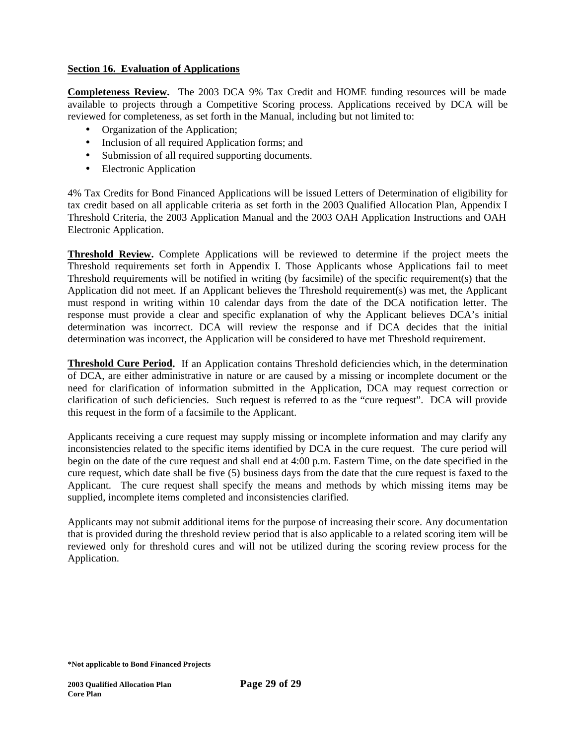## Section 16. Evaluation of Applications

**Completeness Review.** The 2003 DCA 9% Tax Credit and HOME funding resources will be made available to projects through a Competitive Scoring process. Applications received by DCA will be reviewed for completeness, as set forth in the Manual, including but not limited to:

- Organization of the Application;
- Inclusion of all required Application forms; and
- Submission of all required supporting documents.
- Electronic Application

4% Tax Credits for Bond Financed Applications will be issued Letters of Determination of eligibility for tax credit based on all applicable criteria as set forth in the 2003 Qualified Allocation Plan, Appendix I Threshold Criteria, the 2003 Application Manual and the 2003 OAH Application Instructions and OAH Electronic Application.

**Threshold Review.** Complete Applications will be reviewed to determine if the project meets the Threshold requirements set forth in Appendix I. Those Applicants whose Applications fail to meet Threshold requirements will be notified in writing (by facsimile) of the specific requirement(s) that the Application did not meet. If an Applicant believes the Threshold requirement(s) was met, the Applicant must respond in writing within 10 calendar days from the date of the DCA notification letter. The response must provide a clear and specific explanation of why the Applicant believes DCA's initial determination was incorrect. DCA will review the response and if DCA decides that the initial determination was incorrect, the Application will be considered to have met Threshold requirement.

**Threshold Cure Period.** If an Application contains Threshold deficiencies which, in the determination of DCA, are either administrative in nature or are caused by a missing or incomplete document or the need for clarification of information submitted in the Application, DCA may request correction or clarification of such deficiencies. Such request is referred to as the "cure request". DCA will provide this request in the form of a facsimile to the Applicant.

Applicants receiving a cure request may supply missing or incomplete information and may clarify any inconsistencies related to the specific items identified by DCA in the cure request. The cure period will begin on the date of the cure request and shall end at 4:00 p.m. Eastern Time, on the date specified in the cure request, which date shall be five (5) business days from the date that the cure request is faxed to the Applicant. The cure request shall specify the means and methods by which missing items may be supplied, incomplete items completed and inconsistencies clarified.

Applicants may not submit additional items for the purpose of increasing their score. Any documentation that is provided during the threshold review period that is also applicable to a related scoring item will be reviewed only for threshold cures and will not be utilized during the scoring review process for the Application.

**\*Not applicable to Bond Financed Projects**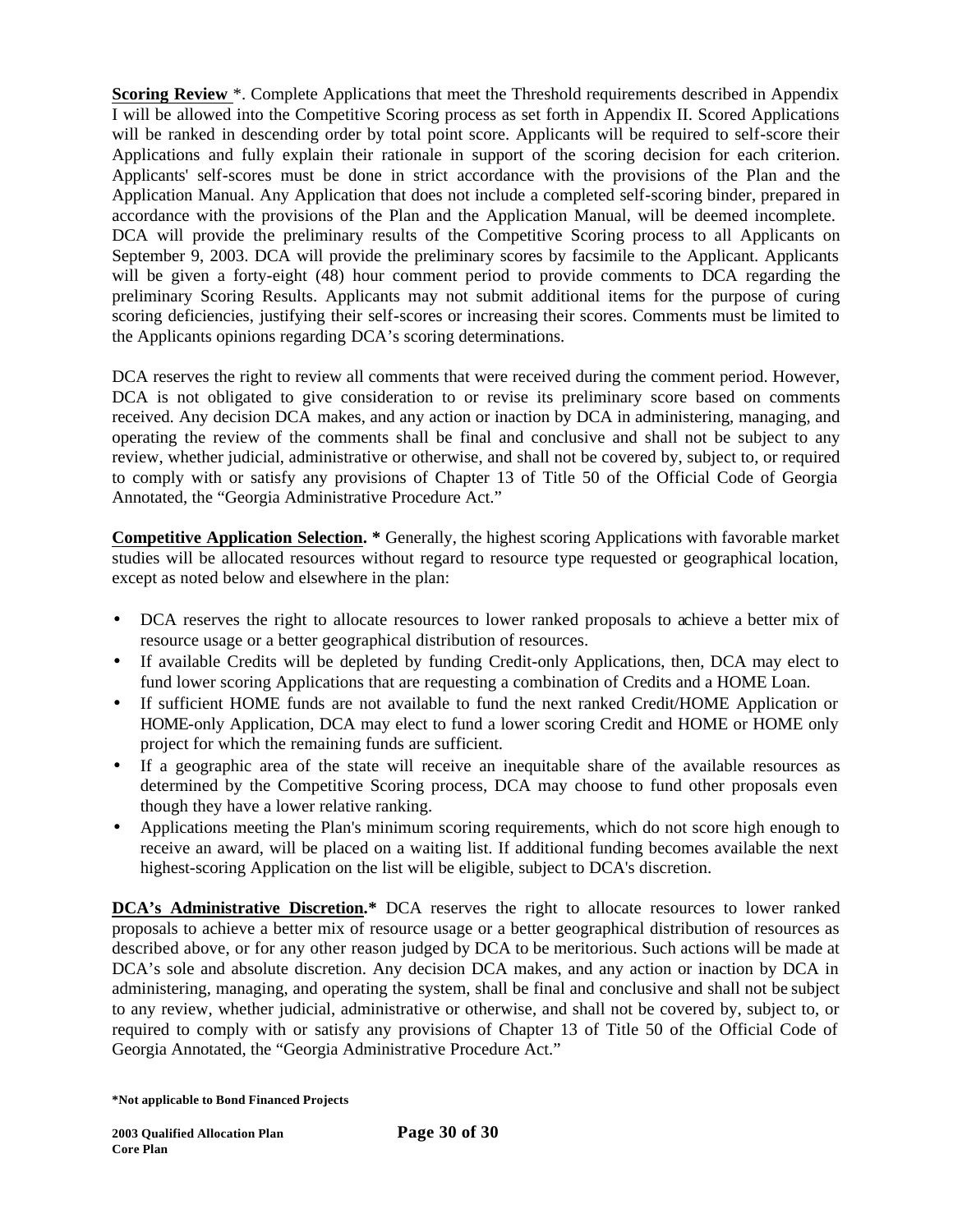**Scoring Review** *. Complete Applications that meet the Threshold requirements described in Appendix I will be allowed into the Competitive Scoring process as set forth in Appendix II. Scored Applications will be ranked in descending order by total point score. Applicants will be required to self-score their Applications and fully explain their rationale in support of the scoring decision for each criterion. Applicants' self-scores must be done in strict accordance with the provisions of the Plan and the Application Manual. Any Application that does not include a completed self-scoring binder, prepared in accordance with the provisions of the Plan and the Application Manual, will be deemed incomplete. DCA will provide the preliminary results of the Competitive Scoring process to all Applicants on September 9, 2003. DCA will provide the preliminary scores by facsimile to the Applicant. Applicants will be given a forty-eight (48) hour comment period to provide comments to DCA regarding the preliminary Scoring Results. Applicants may not submit additional items for the purpose of curing scoring deficiencies, justifying their self-scores or increasing their scores. Comments must be limited to the Applicants opinions regarding DCA's scoring determinations.

DCA reserves the right to review all comments that were received during the comment period. However, DCA is not obligated to give consideration to or revise its preliminary score based on comments received. Any decision DCA makes, and any action or inaction by DCA in administering, managing, and operating the review of the comments shall be final and conclusive and shall not be subject to any review, whether judicial, administrative or otherwise, and shall not be covered by, subject to, or required to comply with or satisfy any provisions of Chapter 13 of Title 50 of the Official Code of Georgia Annotated, the "Georgia Administrative Procedure Act."

**Competitive Application Selection. *** Generally, the highest scoring Applications with favorable market studies will be allocated resources without regard to resource type requested or geographical location, except as noted below and elsewhere in the plan:

- DCA reserves the right to allocate resources to lower ranked proposals to achieve a better mix of resource usage or a better geographical distribution of resources.
- If available Credits will be depleted by funding Credit-only Applications, then, DCA may elect to fund lower scoring Applications that are requesting a combination of Credits and a HOME Loan.
- If sufficient HOME funds are not available to fund the next ranked Credit/HOME Application or HOME-only Application, DCA may elect to fund a lower scoring Credit and HOME or HOME only project for which the remaining funds are sufficient.
- If a geographic area of the state will receive an inequitable share of the available resources as determined by the Competitive Scoring process, DCA may choose to fund other proposals even though they have a lower relative ranking.
- Applications meeting the Plan's minimum scoring requirements, which do not score high enough to receive an award, will be placed on a waiting list. If additional funding becomes available the next highest-scoring Application on the list will be eligible, subject to DCA's discretion.

**DCA's Administrative Discretion.*** DCA reserves the right to allocate resources to lower ranked proposals to achieve a better mix of resource usage or a better geographical distribution of resources as described above, or for any other reason judged by DCA to be meritorious. Such actions will be made at DCA's sole and absolute discretion. Any decision DCA makes, and any action or inaction by DCA in administering, managing, and operating the system, shall be final and conclusive and shall not be subject to any review, whether judicial, administrative or otherwise, and shall not be covered by, subject to, or required to comply with or satisfy any provisions of Chapter 13 of Title 50 of the Official Code of Georgia Annotated, the "Georgia Administrative Procedure Act."

**\*Not applicable to Bond Financed Projects**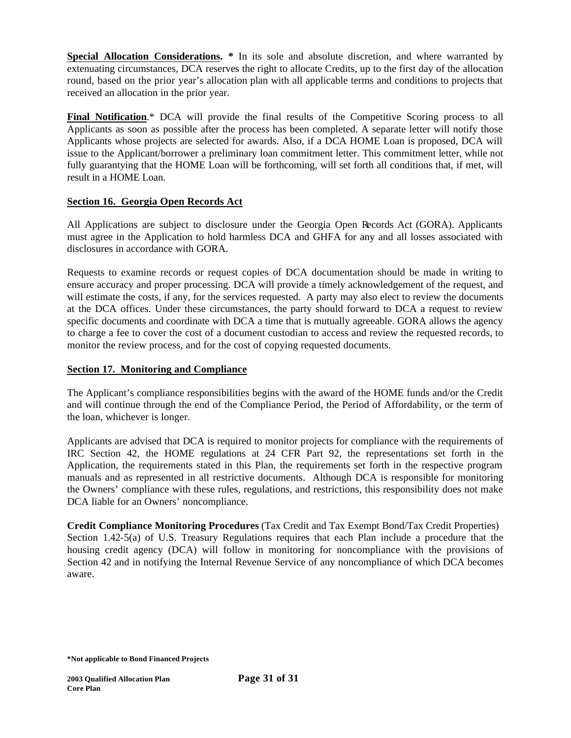**Special Allocation Considerations. *** In its sole and absolute discretion, and where warranted by extenuating circumstances, DCA reserves the right to allocate Credits, up to the first day of the allocation round, based on the prior year's allocation plan with all applicable terms and conditions to projects that received an allocation in the prior year.

**Final Notification**.* DCA will provide the final results of the Competitive Scoring process to all Applicants as soon as possible after the process has been completed. A separate letter will notify those Applicants whose projects are selected for awards. Also, if a DCA HOME Loan is proposed, DCA will issue to the Applicant/borrower a preliminary loan commitment letter. This commitment letter, while not fully guarantying that the HOME Loan will be forthcoming, will set forth all conditions that, if met, will result in a HOME Loan.

## Section 16. Georgia Open Records Act

All Applications are subject to disclosure under the Georgia Open Records Act (GORA). Applicants must agree in the Application to hold harmless DCA and GHFA for any and all losses associated with disclosures in accordance with GORA.

Requests to examine records or request copies of DCA documentation should be made in writing to ensure accuracy and proper processing. DCA will provide a timely acknowledgement of the request, and will estimate the costs, if any, for the services requested. A party may also elect to review the documents at the DCA offices. Under these circumstances, the party should forward to DCA a request to review specific documents and coordinate with DCA a time that is mutually agreeable. GORA allows the agency to charge a fee to cover the cost of a document custodian to access and review the requested records, to monitor the review process, and for the cost of copying requested documents.

## Section 17. Monitoring and Compliance

The Applicant's compliance responsibilities begins with the award of the HOME funds and/or the Credit and will continue through the end of the Compliance Period, the Period of Affordability, or the term of the loan, whichever is longer.

Applicants are advised that DCA is required to monitor projects for compliance with the requirements of IRC Section 42, the HOME regulations at 24 CFR Part 92, the representations set forth in the Application, the requirements stated in this Plan, the requirements set forth in the respective program manuals and as represented in all restrictive documents. Although DCA is responsible for monitoring the Owners' compliance with these rules, regulations, and restrictions, this responsibility does not make DCA liable for an Owners' noncompliance.

**Credit Compliance Monitoring Procedures** (Tax Credit and Tax Exempt Bond/Tax Credit Properties)
Section 1.42-5(a) of U.S. Treasury Regulations requires that each Plan include a procedure that the housing credit agency (DCA) will follow in monitoring for noncompliance with the provisions of Section 42 and in notifying the Internal Revenue Service of any noncompliance of which DCA becomes aware.

**\*Not applicable to Bond Financed Projects**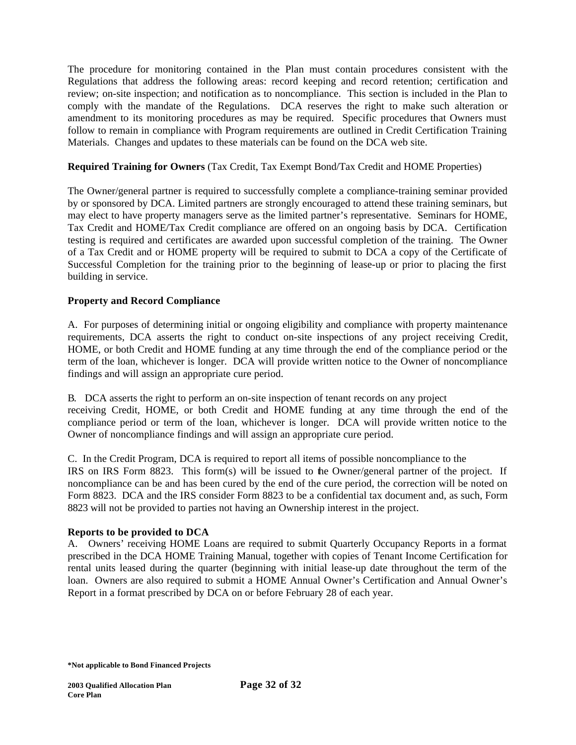The procedure for monitoring contained in the Plan must contain procedures consistent with the Regulations that address the following areas: record keeping and record retention; certification and review; on-site inspection; and notification as to noncompliance. This section is included in the Plan to comply with the mandate of the Regulations. DCA reserves the right to make such alteration or amendment to its monitoring procedures as may be required. Specific procedures that Owners must follow to remain in compliance with Program requirements are outlined in Credit Certification Training Materials. Changes and updates to these materials can be found on the DCA web site.

**Required Training for Owners** (Tax Credit, Tax Exempt Bond/Tax Credit and HOME Properties)

The Owner/general partner is required to successfully complete a compliance-training seminar provided by or sponsored by DCA. Limited partners are strongly encouraged to attend these training seminars, but may elect to have property managers serve as the limited partner's representative. Seminars for HOME, Tax Credit and HOME/Tax Credit compliance are offered on an ongoing basis by DCA. Certification testing is required and certificates are awarded upon successful completion of the training. The Owner of a Tax Credit and or HOME property will be required to submit to DCA a copy of the Certificate of Successful Completion for the training prior to the beginning of lease-up or prior to placing the first building in service.

**Property and Record Compliance**

A. For purposes of determining initial or ongoing eligibility and compliance with property maintenance requirements, DCA asserts the right to conduct on-site inspections of any project receiving Credit, HOME, or both Credit and HOME funding at any time through the end of the compliance period or the term of the loan, whichever is longer. DCA will provide written notice to the Owner of noncompliance findings and will assign an appropriate cure period.

B. DCA asserts the right to perform an on-site inspection of tenant records on any project receiving Credit, HOME, or both Credit and HOME funding at any time through the end of the compliance period or term of the loan, whichever is longer. DCA will provide written notice to the Owner of noncompliance findings and will assign an appropriate cure period.

C. In the Credit Program, DCA is required to report all items of possible noncompliance to the IRS on IRS Form 8823. This form(s) will be issued to the Owner/general partner of the project. If noncompliance can be and has been cured by the end of the cure period, the correction will be noted on Form 8823. DCA and the IRS consider Form 8823 to be a confidential tax document and, as such, Form 8823 will not be provided to parties not having an Ownership interest in the project.

**Reports to be provided to DCA**

A. Owners' receiving HOME Loans are required to submit Quarterly Occupancy Reports in a format prescribed in the DCA HOME Training Manual, together with copies of Tenant Income Certification for rental units leased during the quarter (beginning with initial lease-up date throughout the term of the loan. Owners are also required to submit a HOME Annual Owner's Certification and Annual Owner's Report in a format prescribed by DCA on or before February 28 of each year.

***Not applicable to Bond Financed Projects**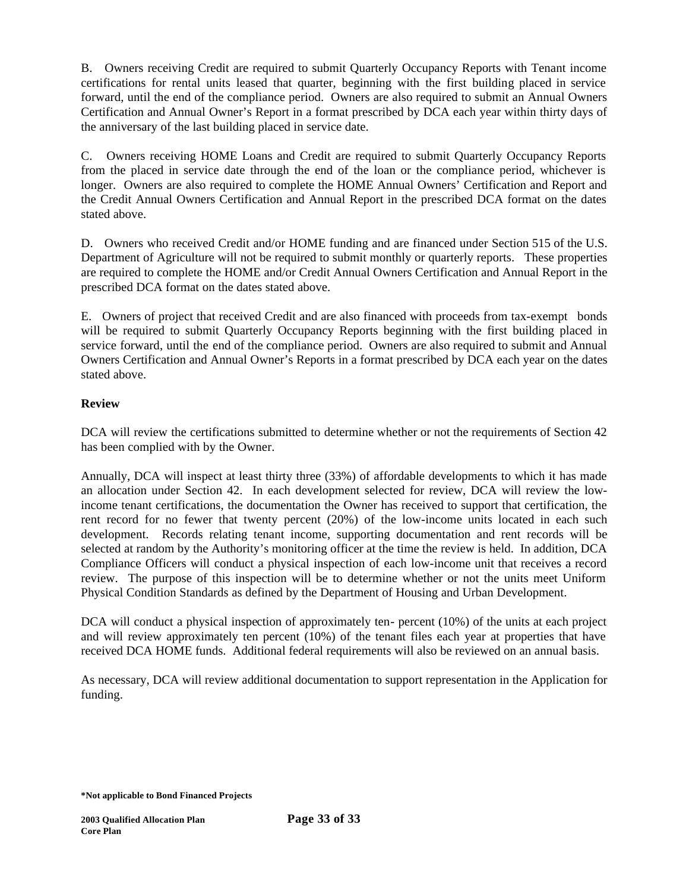B. Owners receiving Credit are required to submit Quarterly Occupancy Reports with Tenant income certifications for rental units leased that quarter, beginning with the first building placed in service forward, until the end of the compliance period. Owners are also required to submit an Annual Owners Certification and Annual Owner's Report in a format prescribed by DCA each year within thirty days of the anniversary of the last building placed in service date.

C. Owners receiving HOME Loans and Credit are required to submit Quarterly Occupancy Reports from the placed in service date through the end of the loan or the compliance period, whichever is longer. Owners are also required to complete the HOME Annual Owners' Certification and Report and the Credit Annual Owners Certification and Annual Report in the prescribed DCA format on the dates stated above.

D. Owners who received Credit and/or HOME funding and are financed under Section 515 of the U.S. Department of Agriculture will not be required to submit monthly or quarterly reports. These properties are required to complete the HOME and/or Credit Annual Owners Certification and Annual Report in the prescribed DCA format on the dates stated above.

E. Owners of project that received Credit and are also financed with proceeds from tax-exempt bonds will be required to submit Quarterly Occupancy Reports beginning with the first building placed in service forward, until the end of the compliance period. Owners are also required to submit and Annual Owners Certification and Annual Owner's Reports in a format prescribed by DCA each year on the dates stated above.

**Review**

DCA will review the certifications submitted to determine whether or not the requirements of Section 42 has been complied with by the Owner.

Annually, DCA will inspect at least thirty three (33%) of affordable developments to which it has made an allocation under Section 42. In each development selected for review, DCA will review the low-income tenant certifications, the documentation the Owner has received to support that certification, the rent record for no fewer that twenty percent (20%) of the low-income units located in each such development. Records relating tenant income, supporting documentation and rent records will be selected at random by the Authority's monitoring officer at the time the review is held. In addition, DCA Compliance Officers will conduct a physical inspection of each low-income unit that receives a record review. The purpose of this inspection will be to determine whether or not the units meet Uniform Physical Condition Standards as defined by the Department of Housing and Urban Development.

DCA will conduct a physical inspection of approximately ten- percent (10%) of the units at each project and will review approximately ten percent (10%) of the tenant files each year at properties that have received DCA HOME funds. Additional federal requirements will also be reviewed on an annual basis.

As necessary, DCA will review additional documentation to support representation in the Application for funding.

**\*Not applicable to Bond Financed Projects**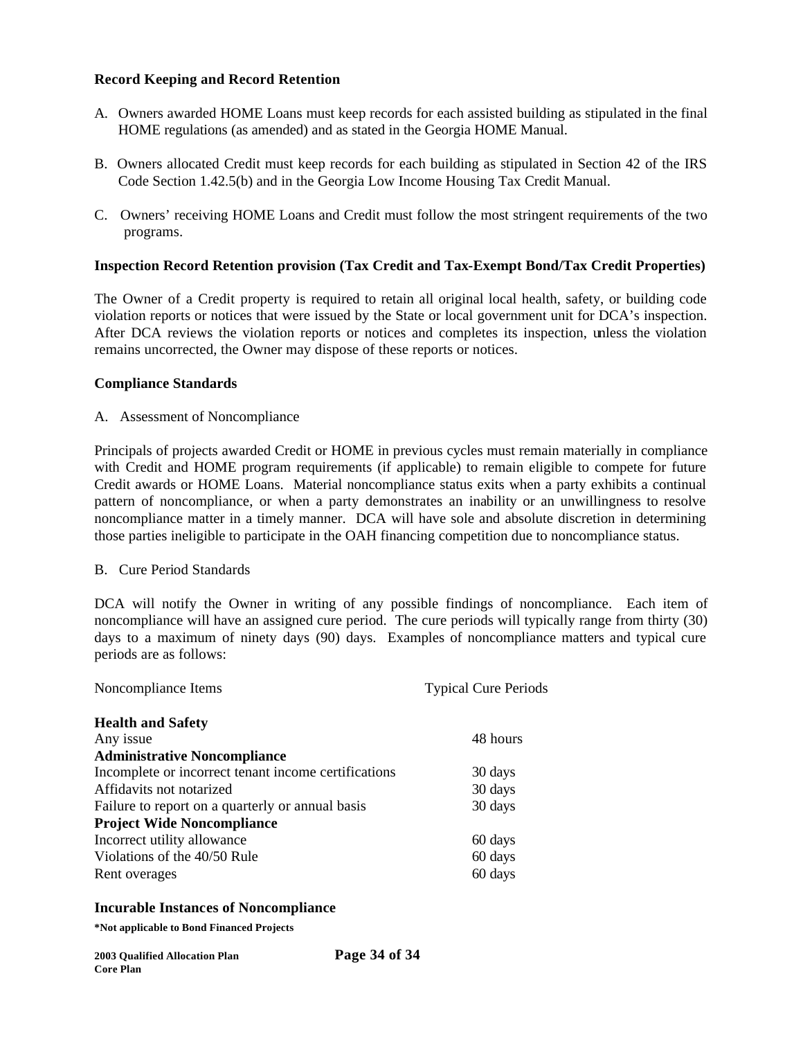**Record Keeping and Record Retention**

A. Owners awarded HOME Loans must keep records for each assisted building as stipulated in the final HOME regulations (as amended) and as stated in the Georgia HOME Manual.

B. Owners allocated Credit must keep records for each building as stipulated in Section 42 of the IRS Code Section 1.42.5(b) and in the Georgia Low Income Housing Tax Credit Manual.

C. Owners' receiving HOME Loans and Credit must follow the most stringent requirements of the two programs.

**Inspection Record Retention provision (Tax Credit and Tax-Exempt Bond/Tax Credit Properties)**

The Owner of a Credit property is required to retain all original local health, safety, or building code violation reports or notices that were issued by the State or local government unit for DCA's inspection. After DCA reviews the violation reports or notices and completes its inspection, unless the violation remains uncorrected, the Owner may dispose of these reports or notices.

**Compliance Standards**

A. Assessment of Noncompliance

Principals of projects awarded Credit or HOME in previous cycles must remain materially in compliance with Credit and HOME program requirements (if applicable) to remain eligible to compete for future Credit awards or HOME Loans. Material noncompliance status exits when a party exhibits a continual pattern of noncompliance, or when a party demonstrates an inability or an unwillingness to resolve noncompliance matter in a timely manner. DCA will have sole and absolute discretion in determining those parties ineligible to participate in the OAH financing competition due to noncompliance status.

B. Cure Period Standards

DCA will notify the Owner in writing of any possible findings of noncompliance. Each item of noncompliance will have an assigned cure period. The cure periods will typically range from thirty (30) days to a maximum of ninety days (90) days. Examples of noncompliance matters and typical cure periods are as follows:

| Noncompliance Items | Typical Cure Periods |
|---|---|
| **Health and Safety** | |
| Any issue | 48 hours |
| **Administrative Noncompliance** | |
| Incomplete or incorrect tenant income certifications | 30 days |
| Affidavits not notarized | 30 days |
| Failure to report on a quarterly or annual basis | 30 days |
| **Project Wide Noncompliance** | |
| Incorrect utility allowance | 60 days |
| Violations of the 40/50 Rule | 60 days |
| Rent overages | 60 days |

**Incurable Instances of Noncompliance**

**\*Not applicable to Bond Financed Projects**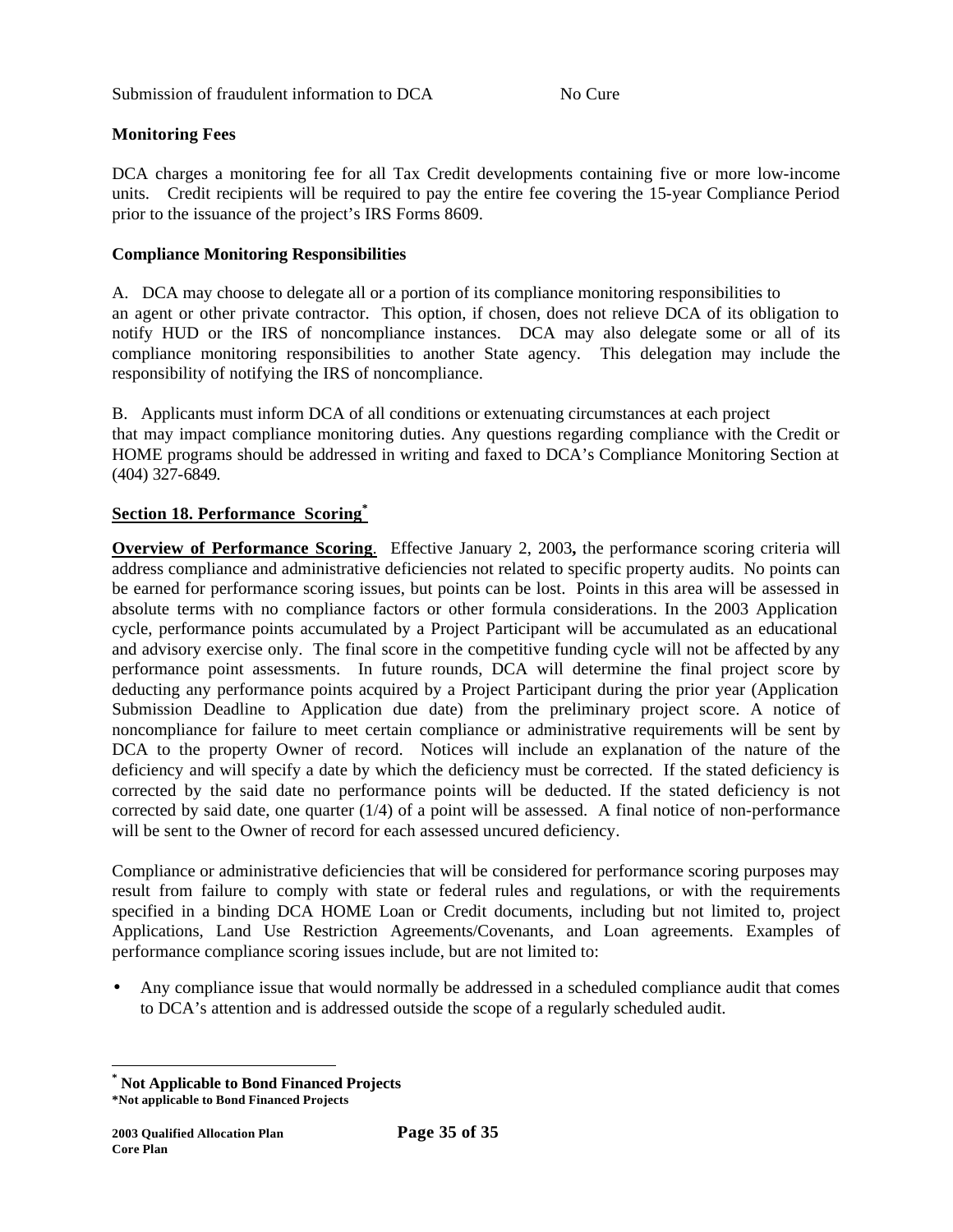| Submission of fraudulent information to DCA | No Cure |
|---|---|

**Monitoring Fees**

DCA charges a monitoring fee for all Tax Credit developments containing five or more low-income units. Credit recipients will be required to pay the entire fee covering the 15-year Compliance Period prior to the issuance of the project's IRS Forms 8609.

**Compliance Monitoring Responsibilities**

A. DCA may choose to delegate all or a portion of its compliance monitoring responsibilities to an agent or other private contractor. This option, if chosen, does not relieve DCA of its obligation to notify HUD or the IRS of noncompliance instances. DCA may also delegate some or all of its compliance monitoring responsibilities to another State agency. This delegation may include the responsibility of notifying the IRS of noncompliance.

B. Applicants must inform DCA of all conditions or extenuating circumstances at each project that may impact compliance monitoring duties. Any questions regarding compliance with the Credit or HOME programs should be addressed in writing and faxed to DCA's Compliance Monitoring Section at (404) 327-6849.

## Section 18. Performance Scoring*

**Overview of Performance Scoring**. Effective January 2, 2003**,** the performance scoring criteria will address compliance and administrative deficiencies not related to specific property audits. No points can be earned for performance scoring issues, but points can be lost. Points in this area will be assessed in absolute terms with no compliance factors or other formula considerations. In the 2003 Application cycle, performance points accumulated by a Project Participant will be accumulated as an educational and advisory exercise only. The final score in the competitive funding cycle will not be affected by any performance point assessments. In future rounds, DCA will determine the final project score by deducting any performance points acquired by a Project Participant during the prior year (Application Submission Deadline to Application due date) from the preliminary project score. A notice of noncompliance for failure to meet certain compliance or administrative requirements will be sent by DCA to the property Owner of record. Notices will include an explanation of the nature of the deficiency and will specify a date by which the deficiency must be corrected. If the stated deficiency is corrected by the said date no performance points will be deducted. If the stated deficiency is not corrected by said date, one quarter (1/4) of a point will be assessed. A final notice of non-performance will be sent to the Owner of record for each assessed uncured deficiency.

Compliance or administrative deficiencies that will be considered for performance scoring purposes may result from failure to comply with state or federal rules and regulations, or with the requirements specified in a binding DCA HOME Loan or Credit documents, including but not limited to, project Applications, Land Use Restriction Agreements/Covenants, and Loan agreements. Examples of performance compliance scoring issues include, but are not limited to:

- Any compliance issue that would normally be addressed in a scheduled compliance audit that comes to DCA's attention and is addressed outside the scope of a regularly scheduled audit.

---

\* **Not Applicable to Bond Financed Projects**
**\*Not applicable to Bond Financed Projects**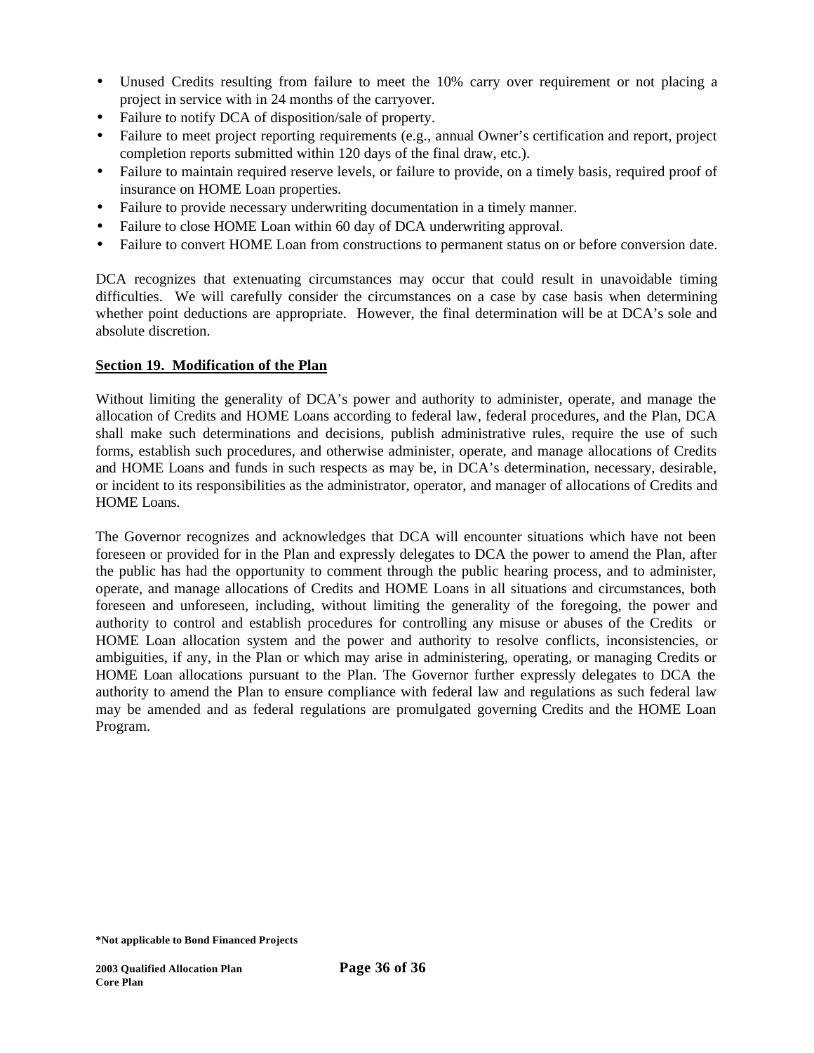- Unused Credits resulting from failure to meet the 10% carry over requirement or not placing a project in service with in 24 months of the carryover.
- Failure to notify DCA of disposition/sale of property.
- Failure to meet project reporting requirements (e.g., annual Owner's certification and report, project completion reports submitted within 120 days of the final draw, etc.).
- Failure to maintain required reserve levels, or failure to provide, on a timely basis, required proof of insurance on HOME Loan properties.
- Failure to provide necessary underwriting documentation in a timely manner.
- Failure to close HOME Loan within 60 day of DCA underwriting approval.
- Failure to convert HOME Loan from constructions to permanent status on or before conversion date.

DCA recognizes that extenuating circumstances may occur that could result in unavoidable timing difficulties. We will carefully consider the circumstances on a case by case basis when determining whether point deductions are appropriate. However, the final determination will be at DCA's sole and absolute discretion.

## Section 19. Modification of the Plan

Without limiting the generality of DCA's power and authority to administer, operate, and manage the allocation of Credits and HOME Loans according to federal law, federal procedures, and the Plan, DCA shall make such determinations and decisions, publish administrative rules, require the use of such forms, establish such procedures, and otherwise administer, operate, and manage allocations of Credits and HOME Loans and funds in such respects as may be, in DCA's determination, necessary, desirable, or incident to its responsibilities as the administrator, operator, and manager of allocations of Credits and HOME Loans.

The Governor recognizes and acknowledges that DCA will encounter situations which have not been foreseen or provided for in the Plan and expressly delegates to DCA the power to amend the Plan, after the public has had the opportunity to comment through the public hearing process, and to administer, operate, and manage allocations of Credits and HOME Loans in all situations and circumstances, both foreseen and unforeseen, including, without limiting the generality of the foregoing, the power and authority to control and establish procedures for controlling any misuse or abuses of the Credits or HOME Loan allocation system and the power and authority to resolve conflicts, inconsistencies, or ambiguities, if any, in the Plan or which may arise in administering, operating, or managing Credits or HOME Loan allocations pursuant to the Plan. The Governor further expressly delegates to DCA the authority to amend the Plan to ensure compliance with federal law and regulations as such federal law may be amended and as federal regulations are promulgated governing Credits and the HOME Loan Program.

**\*Not applicable to Bond Financed Projects**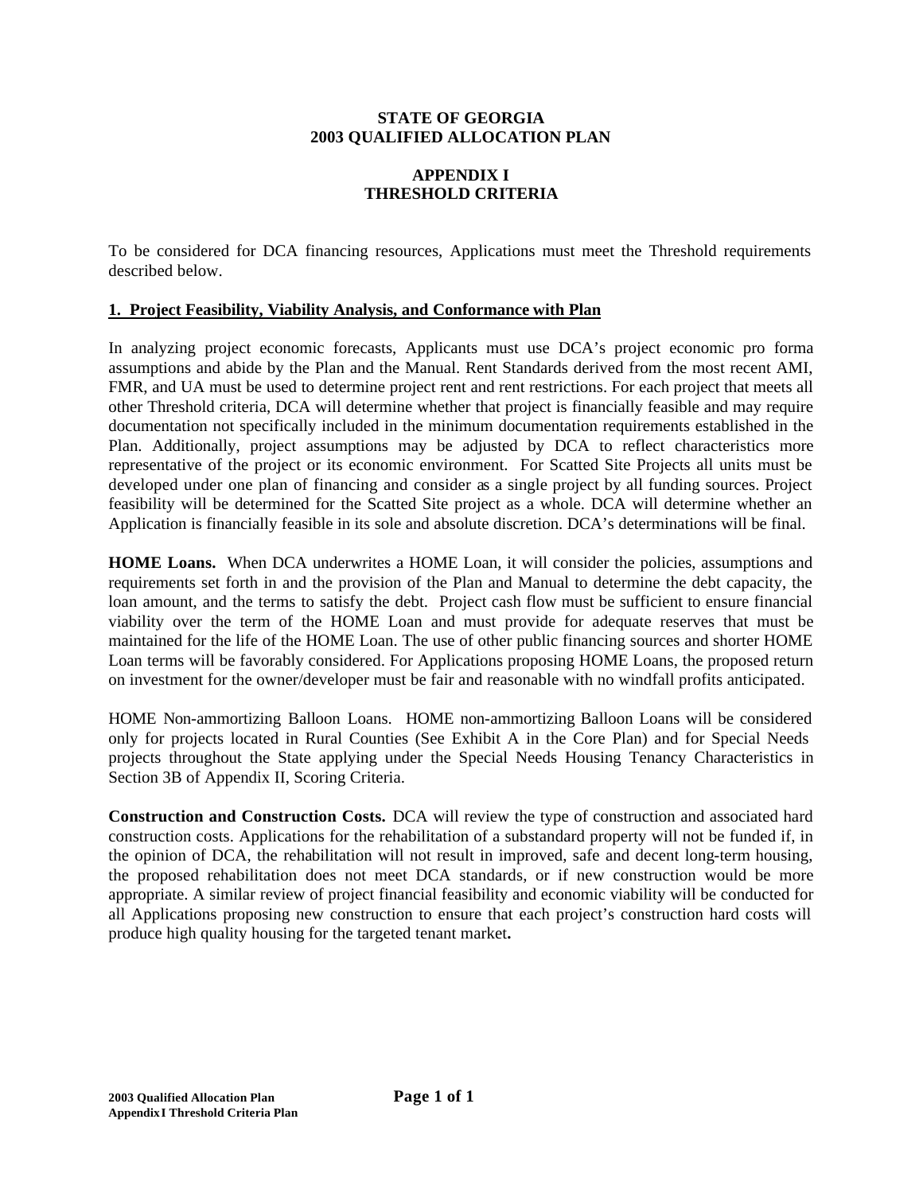**STATE OF GEORGIA**
**2003 QUALIFIED ALLOCATION PLAN**

**APPENDIX I**
**THRESHOLD CRITERIA**

To be considered for DCA financing resources, Applications must meet the Threshold requirements described below.

## 1. Project Feasibility, Viability Analysis, and Conformance with Plan

In analyzing project economic forecasts, Applicants must use DCA's project economic pro forma assumptions and abide by the Plan and the Manual. Rent Standards derived from the most recent AMI, FMR, and UA must be used to determine project rent and rent restrictions. For each project that meets all other Threshold criteria, DCA will determine whether that project is financially feasible and may require documentation not specifically included in the minimum documentation requirements established in the Plan. Additionally, project assumptions may be adjusted by DCA to reflect characteristics more representative of the project or its economic environment. For Scatted Site Projects all units must be developed under one plan of financing and consider as a single project by all funding sources. Project feasibility will be determined for the Scatted Site project as a whole. DCA will determine whether an Application is financially feasible in its sole and absolute discretion. DCA's determinations will be final.

**HOME Loans.** When DCA underwrites a HOME Loan, it will consider the policies, assumptions and requirements set forth in and the provision of the Plan and Manual to determine the debt capacity, the loan amount, and the terms to satisfy the debt. Project cash flow must be sufficient to ensure financial viability over the term of the HOME Loan and must provide for adequate reserves that must be maintained for the life of the HOME Loan. The use of other public financing sources and shorter HOME Loan terms will be favorably considered. For Applications proposing HOME Loans, the proposed return on investment for the owner/developer must be fair and reasonable with no windfall profits anticipated.

HOME Non-ammortizing Balloon Loans. HOME non-ammortizing Balloon Loans will be considered only for projects located in Rural Counties (See Exhibit A in the Core Plan) and for Special Needs projects throughout the State applying under the Special Needs Housing Tenancy Characteristics in Section 3B of Appendix II, Scoring Criteria.

**Construction and Construction Costs.** DCA will review the type of construction and associated hard construction costs. Applications for the rehabilitation of a substandard property will not be funded if, in the opinion of DCA, the rehabilitation will not result in improved, safe and decent long-term housing, the proposed rehabilitation does not meet DCA standards, or if new construction would be more appropriate. A similar review of project financial feasibility and economic viability will be conducted for all Applications proposing new construction to ensure that each project's construction hard costs will produce high quality housing for the targeted tenant market**.**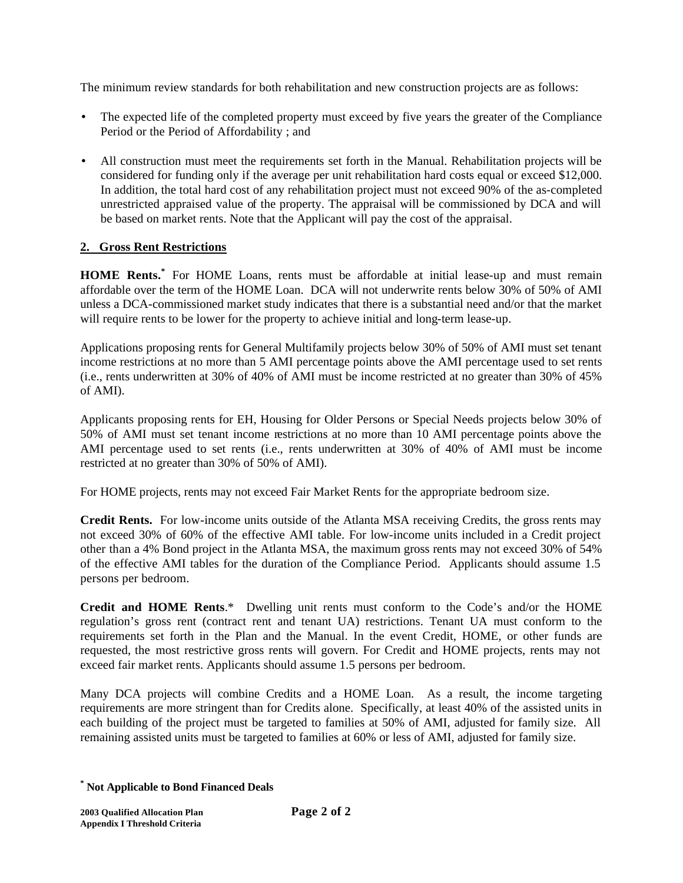The minimum review standards for both rehabilitation and new construction projects are as follows:

- The expected life of the completed property must exceed by five years the greater of the Compliance Period or the Period of Affordability ; and
- All construction must meet the requirements set forth in the Manual. Rehabilitation projects will be considered for funding only if the average per unit rehabilitation hard costs equal or exceed $12,000. In addition, the total hard cost of any rehabilitation project must not exceed 90% of the as-completed unrestricted appraised value of the property. The appraisal will be commissioned by DCA and will be based on market rents. Note that the Applicant will pay the cost of the appraisal.

## 2. Gross Rent Restrictions

**HOME Rents.*** For HOME Loans, rents must be affordable at initial lease-up and must remain affordable over the term of the HOME Loan. DCA will not underwrite rents below 30% of 50% of AMI unless a DCA-commissioned market study indicates that there is a substantial need and/or that the market will require rents to be lower for the property to achieve initial and long-term lease-up.

Applications proposing rents for General Multifamily projects below 30% of 50% of AMI must set tenant income restrictions at no more than 5 AMI percentage points above the AMI percentage used to set rents (i.e., rents underwritten at 30% of 40% of AMI must be income restricted at no greater than 30% of 45% of AMI).

Applicants proposing rents for EH, Housing for Older Persons or Special Needs projects below 30% of 50% of AMI must set tenant income restrictions at no more than 10 AMI percentage points above the AMI percentage used to set rents (i.e., rents underwritten at 30% of 40% of AMI must be income restricted at no greater than 30% of 50% of AMI).

For HOME projects, rents may not exceed Fair Market Rents for the appropriate bedroom size.

**Credit Rents.** For low-income units outside of the Atlanta MSA receiving Credits, the gross rents may not exceed 30% of 60% of the effective AMI table. For low-income units included in a Credit project other than a 4% Bond project in the Atlanta MSA, the maximum gross rents may not exceed 30% of 54% of the effective AMI tables for the duration of the Compliance Period. Applicants should assume 1.5 persons per bedroom.

**Credit and HOME Rents**.* Dwelling unit rents must conform to the Code's and/or the HOME regulation's gross rent (contract rent and tenant UA) restrictions. Tenant UA must conform to the requirements set forth in the Plan and the Manual. In the event Credit, HOME, or other funds are requested, the most restrictive gross rents will govern. For Credit and HOME projects, rents may not exceed fair market rents. Applicants should assume 1.5 persons per bedroom.

Many DCA projects will combine Credits and a HOME Loan. As a result, the income targeting requirements are more stringent than for Credits alone. Specifically, at least 40% of the assisted units in each building of the project must be targeted to families at 50% of AMI, adjusted for family size. All remaining assisted units must be targeted to families at 60% or less of AMI, adjusted for family size.

**\* Not Applicable to Bond Financed Deals**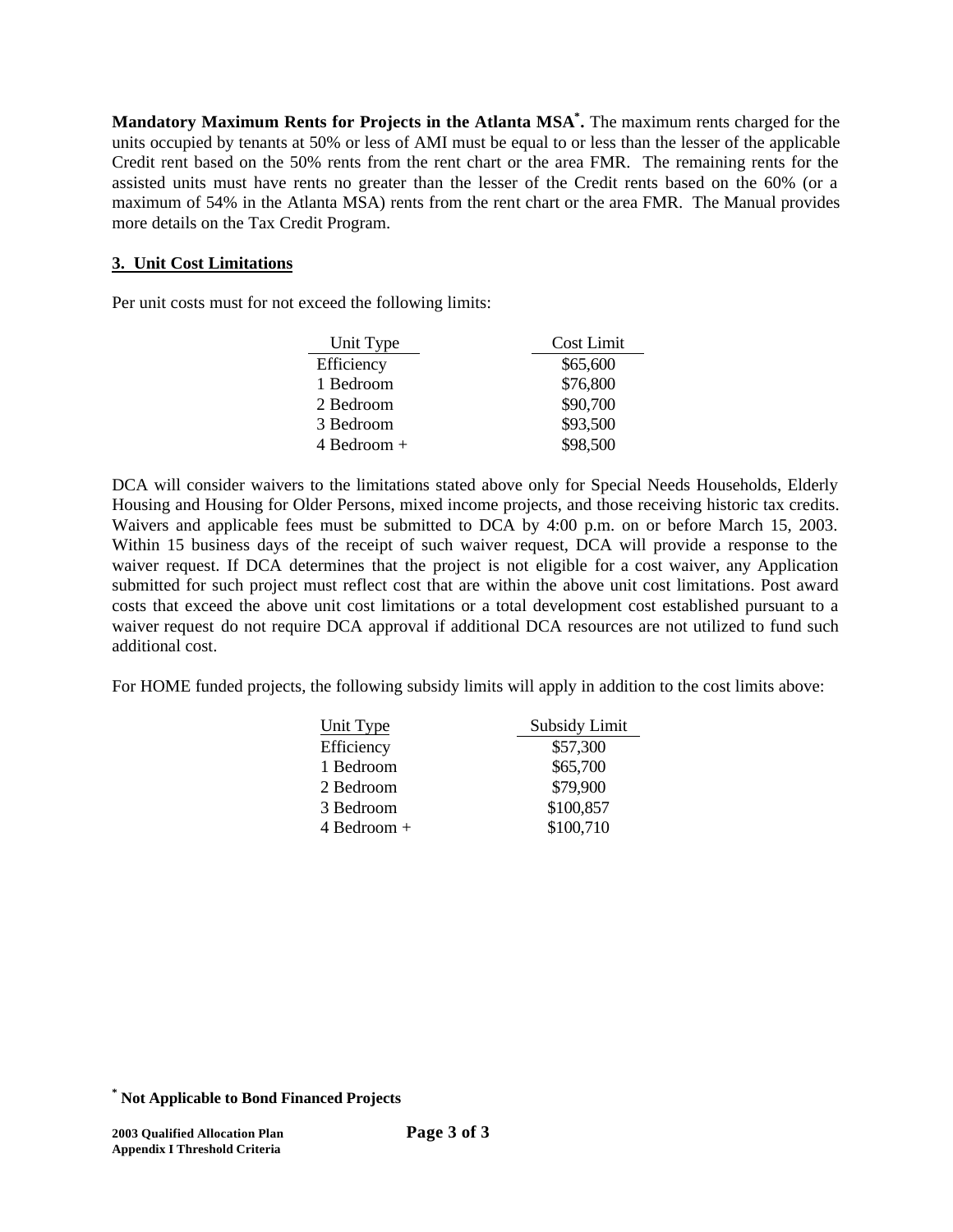**Mandatory Maximum Rents for Projects in the Atlanta MSA*.** The maximum rents charged for the units occupied by tenants at 50% or less of AMI must be equal to or less than the lesser of the applicable Credit rent based on the 50% rents from the rent chart or the area FMR. The remaining rents for the assisted units must have rents no greater than the lesser of the Credit rents based on the 60% (or a maximum of 54% in the Atlanta MSA) rents from the rent chart or the area FMR. The Manual provides more details on the Tax Credit Program.

### 3. Unit Cost Limitations

Per unit costs must for not exceed the following limits:

| Unit Type | Cost Limit |
|---|---|
| Efficiency | $65,600 |
| 1 Bedroom | $76,800 |
| 2 Bedroom | $90,700 |
| 3 Bedroom | $93,500 |
| 4 Bedroom + | $98,500 |

DCA will consider waivers to the limitations stated above only for Special Needs Households, Elderly Housing and Housing for Older Persons, mixed income projects, and those receiving historic tax credits. Waivers and applicable fees must be submitted to DCA by 4:00 p.m. on or before March 15, 2003. Within 15 business days of the receipt of such waiver request, DCA will provide a response to the waiver request. If DCA determines that the project is not eligible for a cost waiver, any Application submitted for such project must reflect cost that are within the above unit cost limitations. Post award costs that exceed the above unit cost limitations or a total development cost established pursuant to a waiver request do not require DCA approval if additional DCA resources are not utilized to fund such additional cost.

For HOME funded projects, the following subsidy limits will apply in addition to the cost limits above:

| Unit Type | Subsidy Limit |
|---|---|
| Efficiency | $57,300 |
| 1 Bedroom | $65,700 |
| 2 Bedroom | $79,900 |
| 3 Bedroom | $100,857 |
| 4 Bedroom + | $100,710 |

**\* Not Applicable to Bond Financed Projects**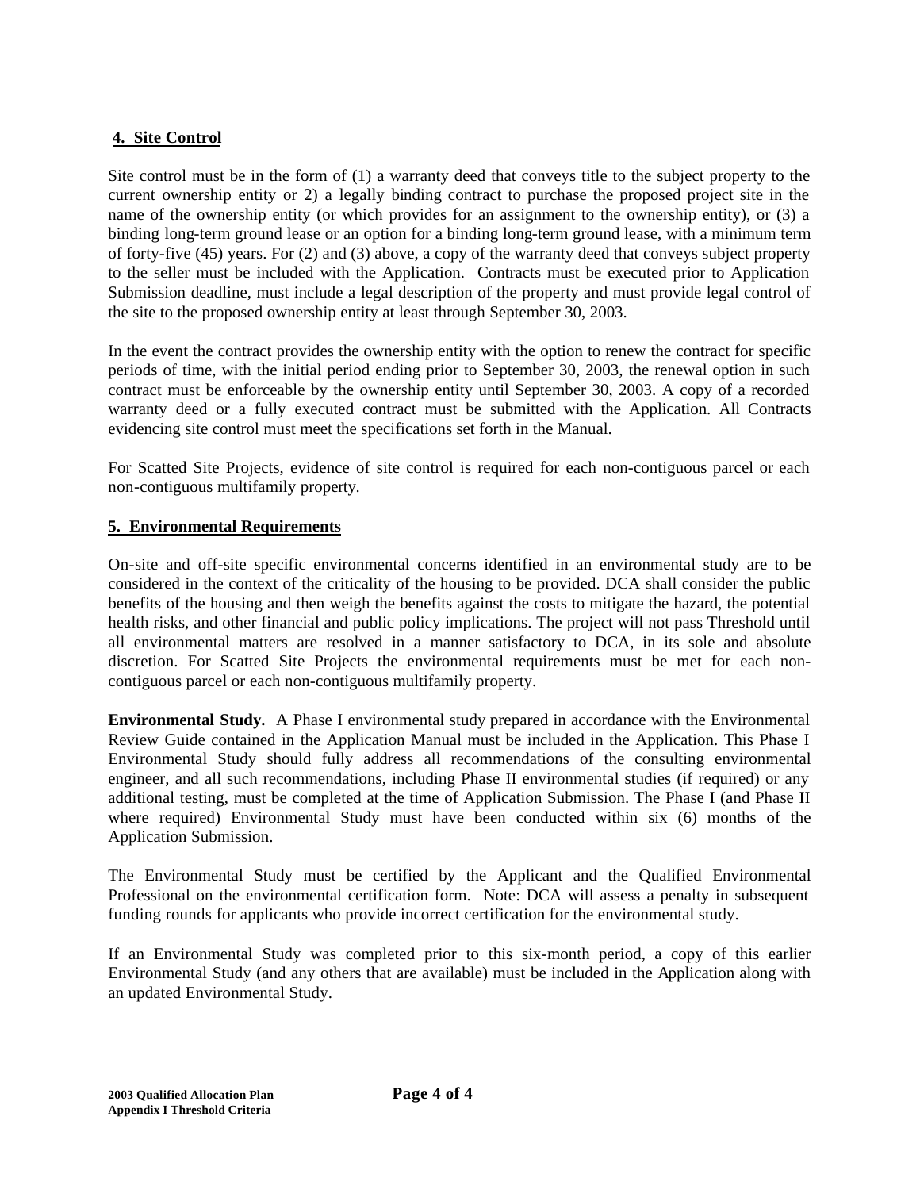## 4. Site Control

Site control must be in the form of (1) a warranty deed that conveys title to the subject property to the current ownership entity or 2) a legally binding contract to purchase the proposed project site in the name of the ownership entity (or which provides for an assignment to the ownership entity), or (3) a binding long-term ground lease or an option for a binding long-term ground lease, with a minimum term of forty-five (45) years. For (2) and (3) above, a copy of the warranty deed that conveys subject property to the seller must be included with the Application. Contracts must be executed prior to Application Submission deadline, must include a legal description of the property and must provide legal control of the site to the proposed ownership entity at least through September 30, 2003.

In the event the contract provides the ownership entity with the option to renew the contract for specific periods of time, with the initial period ending prior to September 30, 2003, the renewal option in such contract must be enforceable by the ownership entity until September 30, 2003. A copy of a recorded warranty deed or a fully executed contract must be submitted with the Application. All Contracts evidencing site control must meet the specifications set forth in the Manual.

For Scatted Site Projects, evidence of site control is required for each non-contiguous parcel or each non-contiguous multifamily property.

## 5. Environmental Requirements

On-site and off-site specific environmental concerns identified in an environmental study are to be considered in the context of the criticality of the housing to be provided. DCA shall consider the public benefits of the housing and then weigh the benefits against the costs to mitigate the hazard, the potential health risks, and other financial and public policy implications. The project will not pass Threshold until all environmental matters are resolved in a manner satisfactory to DCA, in its sole and absolute discretion. For Scatted Site Projects the environmental requirements must be met for each non-contiguous parcel or each non-contiguous multifamily property.

**Environmental Study.** A Phase I environmental study prepared in accordance with the Environmental Review Guide contained in the Application Manual must be included in the Application. This Phase I Environmental Study should fully address all recommendations of the consulting environmental engineer, and all such recommendations, including Phase II environmental studies (if required) or any additional testing, must be completed at the time of Application Submission. The Phase I (and Phase II where required) Environmental Study must have been conducted within six (6) months of the Application Submission.

The Environmental Study must be certified by the Applicant and the Qualified Environmental Professional on the environmental certification form. Note: DCA will assess a penalty in subsequent funding rounds for applicants who provide incorrect certification for the environmental study.

If an Environmental Study was completed prior to this six-month period, a copy of this earlier Environmental Study (and any others that are available) must be included in the Application along with an updated Environmental Study.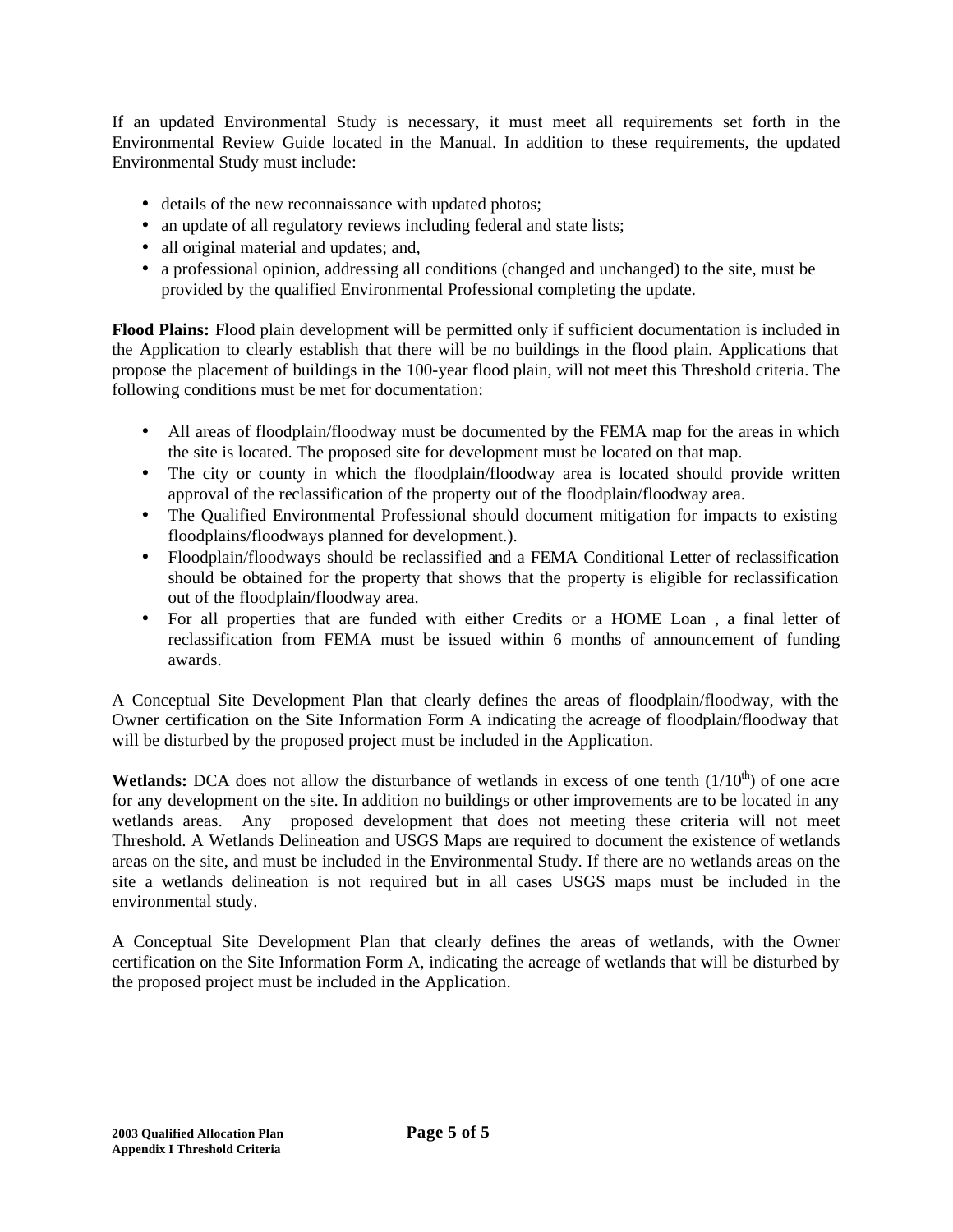If an updated Environmental Study is necessary, it must meet all requirements set forth in the Environmental Review Guide located in the Manual. In addition to these requirements, the updated Environmental Study must include:

- details of the new reconnaissance with updated photos;
- an update of all regulatory reviews including federal and state lists;
- all original material and updates; and,
- a professional opinion, addressing all conditions (changed and unchanged) to the site, must be provided by the qualified Environmental Professional completing the update.

**Flood Plains:** Flood plain development will be permitted only if sufficient documentation is included in the Application to clearly establish that there will be no buildings in the flood plain. Applications that propose the placement of buildings in the 100-year flood plain, will not meet this Threshold criteria. The following conditions must be met for documentation:

- All areas of floodplain/floodway must be documented by the FEMA map for the areas in which the site is located. The proposed site for development must be located on that map.
- The city or county in which the floodplain/floodway area is located should provide written approval of the reclassification of the property out of the floodplain/floodway area.
- The Qualified Environmental Professional should document mitigation for impacts to existing floodplains/floodways planned for development.).
- Floodplain/floodways should be reclassified and a FEMA Conditional Letter of reclassification should be obtained for the property that shows that the property is eligible for reclassification out of the floodplain/floodway area.
- For all properties that are funded with either Credits or a HOME Loan , a final letter of reclassification from FEMA must be issued within 6 months of announcement of funding awards.

A Conceptual Site Development Plan that clearly defines the areas of floodplain/floodway, with the Owner certification on the Site Information Form A indicating the acreage of floodplain/floodway that will be disturbed by the proposed project must be included in the Application.

**Wetlands:** DCA does not allow the disturbance of wetlands in excess of one tenth ($1/10^{th}$) of one acre for any development on the site. In addition no buildings or other improvements are to be located in any wetlands areas. Any proposed development that does not meeting these criteria will not meet Threshold. A Wetlands Delineation and USGS Maps are required to document the existence of wetlands areas on the site, and must be included in the Environmental Study. If there are no wetlands areas on the site a wetlands delineation is not required but in all cases USGS maps must be included in the environmental study.

A Conceptual Site Development Plan that clearly defines the areas of wetlands, with the Owner certification on the Site Information Form A, indicating the acreage of wetlands that will be disturbed by the proposed project must be included in the Application.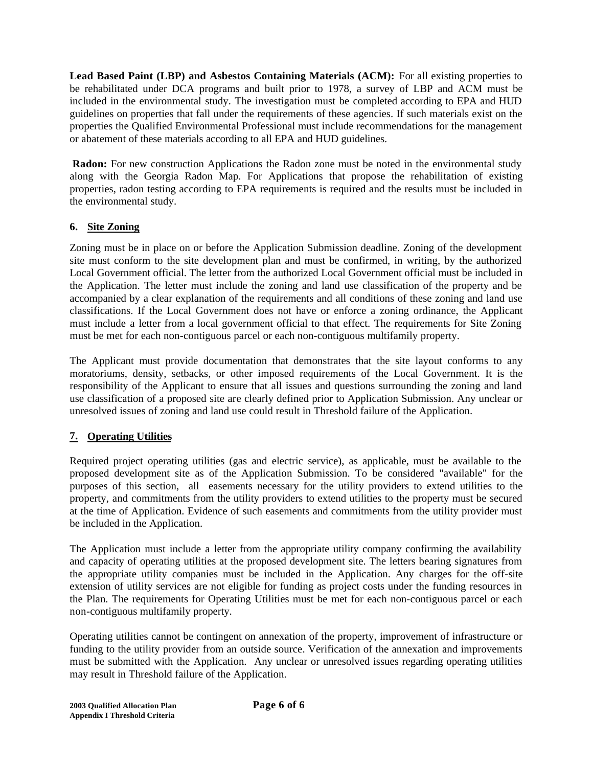**Lead Based Paint (LBP) and Asbestos Containing Materials (ACM):** For all existing properties to be rehabilitated under DCA programs and built prior to 1978, a survey of LBP and ACM must be included in the environmental study. The investigation must be completed according to EPA and HUD guidelines on properties that fall under the requirements of these agencies. If such materials exist on the properties the Qualified Environmental Professional must include recommendations for the management or abatement of these materials according to all EPA and HUD guidelines.

**Radon:** For new construction Applications the Radon zone must be noted in the environmental study along with the Georgia Radon Map. For Applications that propose the rehabilitation of existing properties, radon testing according to EPA requirements is required and the results must be included in the environmental study.

## 6. Site Zoning

Zoning must be in place on or before the Application Submission deadline. Zoning of the development site must conform to the site development plan and must be confirmed, in writing, by the authorized Local Government official. The letter from the authorized Local Government official must be included in the Application. The letter must include the zoning and land use classification of the property and be accompanied by a clear explanation of the requirements and all conditions of these zoning and land use classifications. If the Local Government does not have or enforce a zoning ordinance, the Applicant must include a letter from a local government official to that effect. The requirements for Site Zoning must be met for each non-contiguous parcel or each non-contiguous multifamily property.

The Applicant must provide documentation that demonstrates that the site layout conforms to any moratoriums, density, setbacks, or other imposed requirements of the Local Government. It is the responsibility of the Applicant to ensure that all issues and questions surrounding the zoning and land use classification of a proposed site are clearly defined prior to Application Submission. Any unclear or unresolved issues of zoning and land use could result in Threshold failure of the Application.

## 7. Operating Utilities

Required project operating utilities (gas and electric service), as applicable, must be available to the proposed development site as of the Application Submission. To be considered "available" for the purposes of this section, all easements necessary for the utility providers to extend utilities to the property, and commitments from the utility providers to extend utilities to the property must be secured at the time of Application. Evidence of such easements and commitments from the utility provider must be included in the Application.

The Application must include a letter from the appropriate utility company confirming the availability and capacity of operating utilities at the proposed development site. The letters bearing signatures from the appropriate utility companies must be included in the Application. Any charges for the off-site extension of utility services are not eligible for funding as project costs under the funding resources in the Plan. The requirements for Operating Utilities must be met for each non-contiguous parcel or each non-contiguous multifamily property.

Operating utilities cannot be contingent on annexation of the property, improvement of infrastructure or funding to the utility provider from an outside source. Verification of the annexation and improvements must be submitted with the Application. Any unclear or unresolved issues regarding operating utilities may result in Threshold failure of the Application.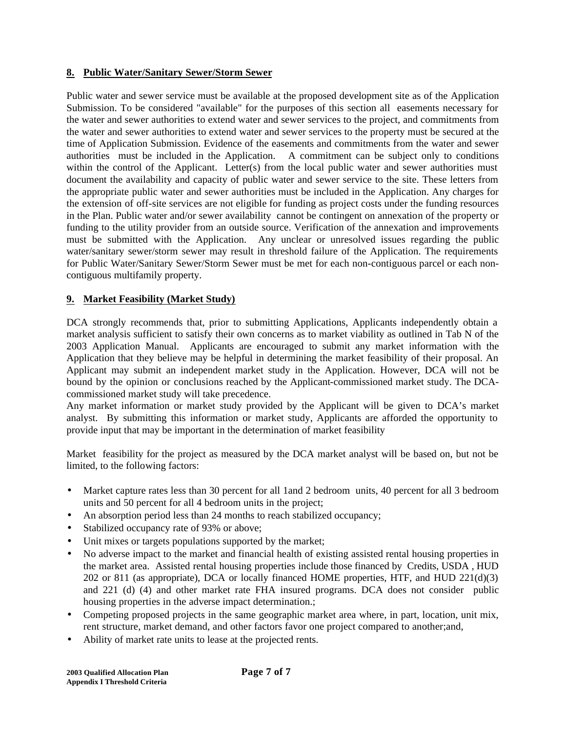## 8. Public Water/Sanitary Sewer/Storm Sewer

Public water and sewer service must be available at the proposed development site as of the Application Submission. To be considered "available" for the purposes of this section all easements necessary for the water and sewer authorities to extend water and sewer services to the project, and commitments from the water and sewer authorities to extend water and sewer services to the property must be secured at the time of Application Submission. Evidence of the easements and commitments from the water and sewer authorities must be included in the Application. A commitment can be subject only to conditions within the control of the Applicant. Letter(s) from the local public water and sewer authorities must document the availability and capacity of public water and sewer service to the site. These letters from the appropriate public water and sewer authorities must be included in the Application. Any charges for the extension of off-site services are not eligible for funding as project costs under the funding resources in the Plan. Public water and/or sewer availability cannot be contingent on annexation of the property or funding to the utility provider from an outside source. Verification of the annexation and improvements must be submitted with the Application. Any unclear or unresolved issues regarding the public water/sanitary sewer/storm sewer may result in threshold failure of the Application. The requirements for Public Water/Sanitary Sewer/Storm Sewer must be met for each non-contiguous parcel or each non-contiguous multifamily property.

## 9. Market Feasibility (Market Study)

DCA strongly recommends that, prior to submitting Applications, Applicants independently obtain a market analysis sufficient to satisfy their own concerns as to market viability as outlined in Tab N of the 2003 Application Manual. Applicants are encouraged to submit any market information with the Application that they believe may be helpful in determining the market feasibility of their proposal. An Applicant may submit an independent market study in the Application. However, DCA will not be bound by the opinion or conclusions reached by the Applicant-commissioned market study. The DCA-commissioned market study will take precedence.
Any market information or market study provided by the Applicant will be given to DCA's market analyst. By submitting this information or market study, Applicants are afforded the opportunity to provide input that may be important in the determination of market feasibility

Market feasibility for the project as measured by the DCA market analyst will be based on, but not be limited, to the following factors:

- Market capture rates less than 30 percent for all 1and 2 bedroom units, 40 percent for all 3 bedroom units and 50 percent for all 4 bedroom units in the project;
- An absorption period less than 24 months to reach stabilized occupancy;
- Stabilized occupancy rate of 93% or above;
- Unit mixes or targets populations supported by the market;
- No adverse impact to the market and financial health of existing assisted rental housing properties in the market area. Assisted rental housing properties include those financed by Credits, USDA , HUD 202 or 811 (as appropriate), DCA or locally financed HOME properties, HTF, and HUD 221(d)(3) and 221 (d) (4) and other market rate FHA insured programs. DCA does not consider public housing properties in the adverse impact determination.;
- Competing proposed projects in the same geographic market area where, in part, location, unit mix, rent structure, market demand, and other factors favor one project compared to another;and,
- Ability of market rate units to lease at the projected rents.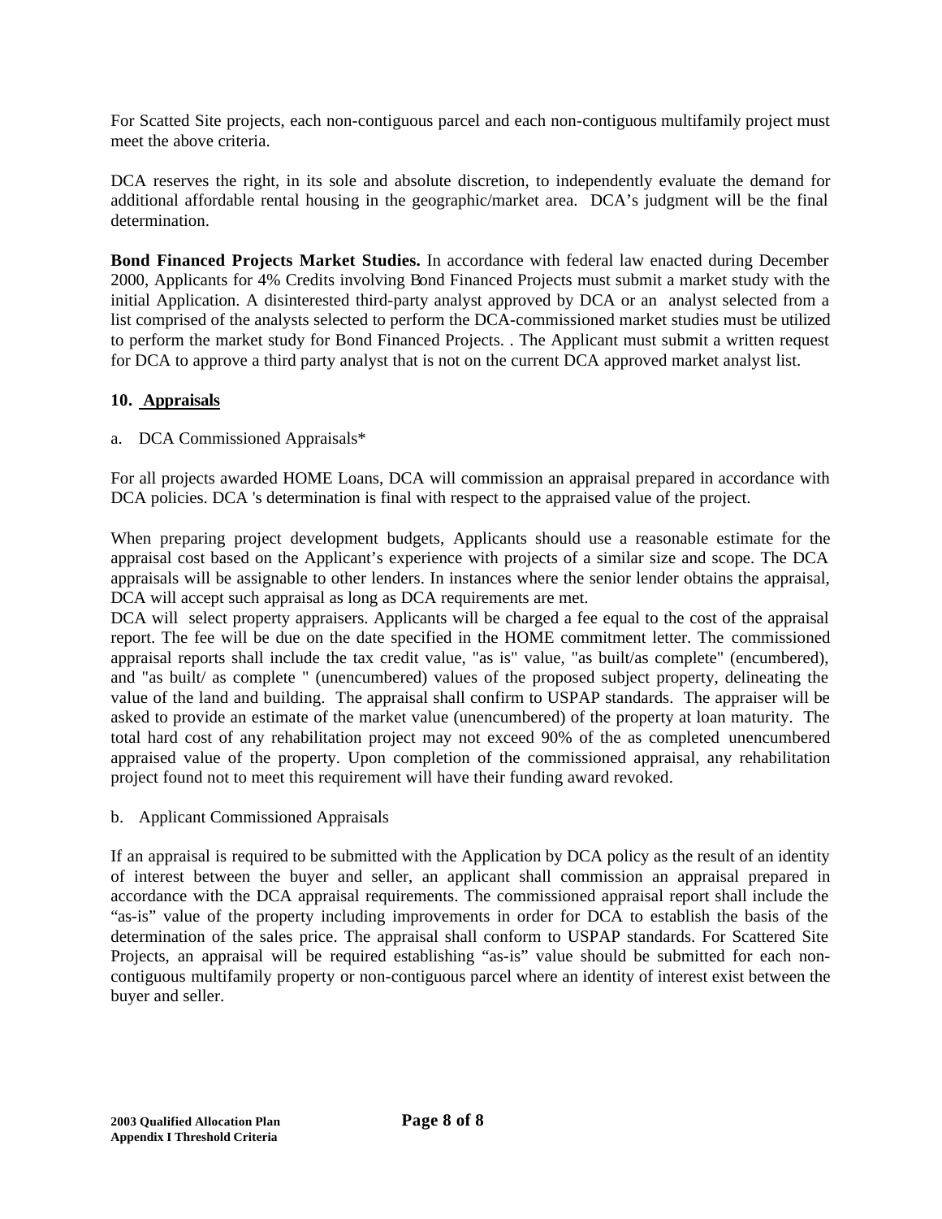For Scatted Site projects, each non-contiguous parcel and each non-contiguous multifamily project must meet the above criteria.

DCA reserves the right, in its sole and absolute discretion, to independently evaluate the demand for additional affordable rental housing in the geographic/market area. DCA's judgment will be the final determination.

**Bond Financed Projects Market Studies.** In accordance with federal law enacted during December 2000, Applicants for 4% Credits involving Bond Financed Projects must submit a market study with the initial Application. A disinterested third-party analyst approved by DCA or an analyst selected from a list comprised of the analysts selected to perform the DCA-commissioned market studies must be utilized to perform the market study for Bond Financed Projects. . The Applicant must submit a written request for DCA to approve a third party analyst that is not on the current DCA approved market analyst list.

**10. Appraisals**

a. DCA Commissioned Appraisals*

For all projects awarded HOME Loans, DCA will commission an appraisal prepared in accordance with DCA policies. DCA 's determination is final with respect to the appraised value of the project.

When preparing project development budgets, Applicants should use a reasonable estimate for the appraisal cost based on the Applicant's experience with projects of a similar size and scope. The DCA appraisals will be assignable to other lenders. In instances where the senior lender obtains the appraisal, DCA will accept such appraisal as long as DCA requirements are met.
DCA will select property appraisers. Applicants will be charged a fee equal to the cost of the appraisal report. The fee will be due on the date specified in the HOME commitment letter. The commissioned appraisal reports shall include the tax credit value, "as is" value, "as built/as complete" (encumbered), and "as built/ as complete " (unencumbered) values of the proposed subject property, delineating the value of the land and building. The appraisal shall confirm to USPAP standards. The appraiser will be asked to provide an estimate of the market value (unencumbered) of the property at loan maturity. The total hard cost of any rehabilitation project may not exceed 90% of the as completed unencumbered appraised value of the property. Upon completion of the commissioned appraisal, any rehabilitation project found not to meet this requirement will have their funding award revoked.

b. Applicant Commissioned Appraisals

If an appraisal is required to be submitted with the Application by DCA policy as the result of an identity of interest between the buyer and seller, an applicant shall commission an appraisal prepared in accordance with the DCA appraisal requirements. The commissioned appraisal report shall include the "as-is" value of the property including improvements in order for DCA to establish the basis of the determination of the sales price. The appraisal shall conform to USPAP standards. For Scattered Site Projects, an appraisal will be required establishing "as-is" value should be submitted for each non-contiguous multifamily property or non-contiguous parcel where an identity of interest exist between the buyer and seller.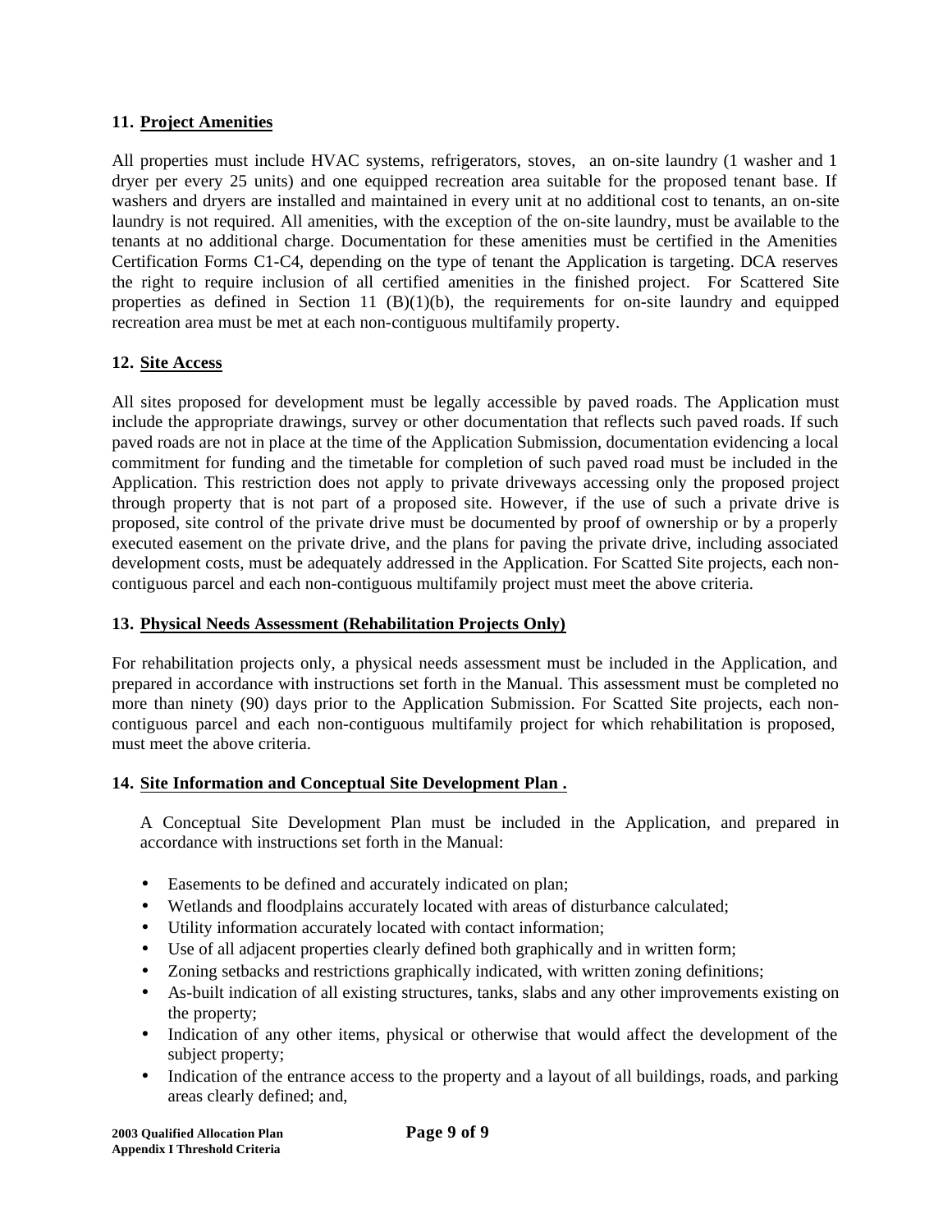**11. Project Amenities**

All properties must include HVAC systems, refrigerators, stoves, an on-site laundry (1 washer and 1 dryer per every 25 units) and one equipped recreation area suitable for the proposed tenant base. If washers and dryers are installed and maintained in every unit at no additional cost to tenants, an on-site laundry is not required. All amenities, with the exception of the on-site laundry, must be available to the tenants at no additional charge. Documentation for these amenities must be certified in the Amenities Certification Forms C1-C4, depending on the type of tenant the Application is targeting. DCA reserves the right to require inclusion of all certified amenities in the finished project. For Scattered Site properties as defined in Section 11 (B)(1)(b), the requirements for on-site laundry and equipped recreation area must be met at each non-contiguous multifamily property.

**12. Site Access**

All sites proposed for development must be legally accessible by paved roads. The Application must include the appropriate drawings, survey or other documentation that reflects such paved roads. If such paved roads are not in place at the time of the Application Submission, documentation evidencing a local commitment for funding and the timetable for completion of such paved road must be included in the Application. This restriction does not apply to private driveways accessing only the proposed project through property that is not part of a proposed site. However, if the use of such a private drive is proposed, site control of the private drive must be documented by proof of ownership or by a properly executed easement on the private drive, and the plans for paving the private drive, including associated development costs, must be adequately addressed in the Application. For Scatted Site projects, each non-contiguous parcel and each non-contiguous multifamily project must meet the above criteria.

**13. Physical Needs Assessment (Rehabilitation Projects Only)**

For rehabilitation projects only, a physical needs assessment must be included in the Application, and prepared in accordance with instructions set forth in the Manual. This assessment must be completed no more than ninety (90) days prior to the Application Submission. For Scatted Site projects, each non-contiguous parcel and each non-contiguous multifamily project for which rehabilitation is proposed, must meet the above criteria.

**14. Site Information and Conceptual Site Development Plan .**

A Conceptual Site Development Plan must be included in the Application, and prepared in accordance with instructions set forth in the Manual:

- Easements to be defined and accurately indicated on plan;
- Wetlands and floodplains accurately located with areas of disturbance calculated;
- Utility information accurately located with contact information;
- Use of all adjacent properties clearly defined both graphically and in written form;
- Zoning setbacks and restrictions graphically indicated, with written zoning definitions;
- As-built indication of all existing structures, tanks, slabs and any other improvements existing on the property;
- Indication of any other items, physical or otherwise that would affect the development of the subject property;
- Indication of the entrance access to the property and a layout of all buildings, roads, and parking areas clearly defined; and,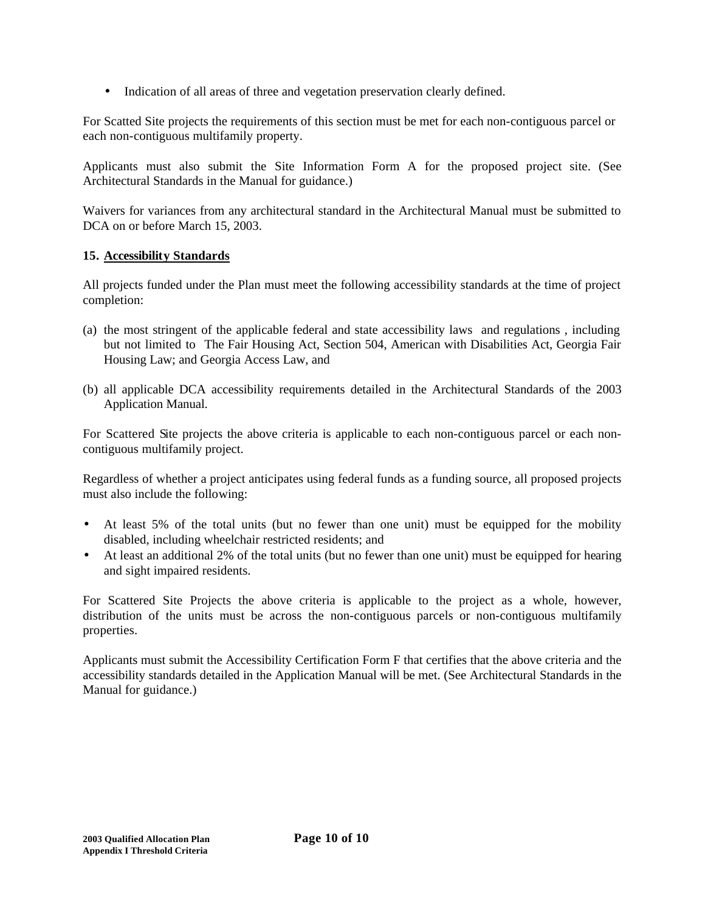- Indication of all areas of three and vegetation preservation clearly defined.

For Scatted Site projects the requirements of this section must be met for each non-contiguous parcel or each non-contiguous multifamily property.

Applicants must also submit the Site Information Form A for the proposed project site. (See Architectural Standards in the Manual for guidance.)

Waivers for variances from any architectural standard in the Architectural Manual must be submitted to DCA on or before March 15, 2003.

**15. Accessibility Standards**

All projects funded under the Plan must meet the following accessibility standards at the time of project completion:

(a) the most stringent of the applicable federal and state accessibility laws and regulations , including but not limited to The Fair Housing Act, Section 504, American with Disabilities Act, Georgia Fair Housing Law; and Georgia Access Law, and

(b) all applicable DCA accessibility requirements detailed in the Architectural Standards of the 2003 Application Manual.

For Scattered Site projects the above criteria is applicable to each non-contiguous parcel or each non-contiguous multifamily project.

Regardless of whether a project anticipates using federal funds as a funding source, all proposed projects must also include the following:

- At least 5% of the total units (but no fewer than one unit) must be equipped for the mobility disabled, including wheelchair restricted residents; and
- At least an additional 2% of the total units (but no fewer than one unit) must be equipped for hearing and sight impaired residents.

For Scattered Site Projects the above criteria is applicable to the project as a whole, however, distribution of the units must be across the non-contiguous parcels or non-contiguous multifamily properties.

Applicants must submit the Accessibility Certification Form F that certifies that the above criteria and the accessibility standards detailed in the Application Manual will be met. (See Architectural Standards in the Manual for guidance.)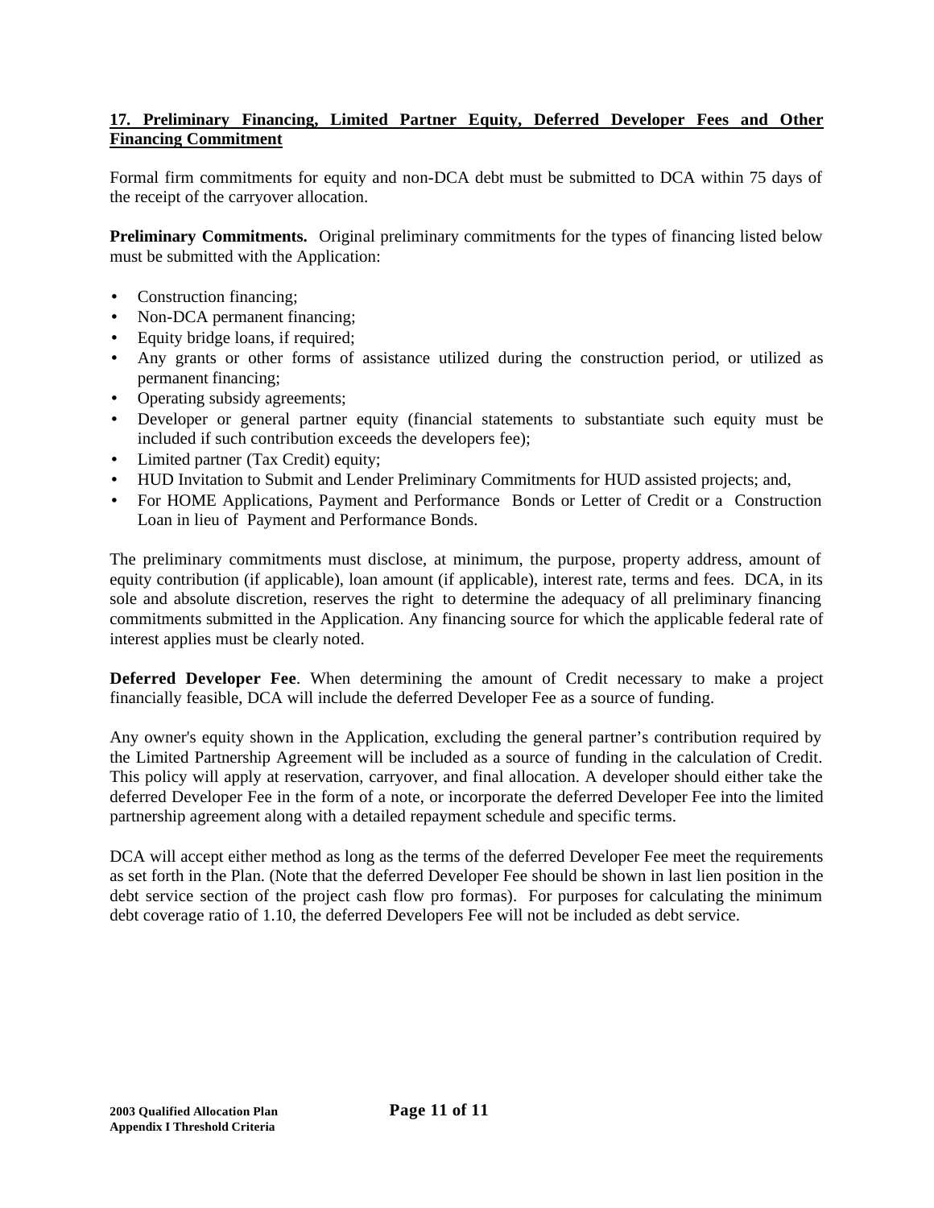**17. Preliminary Financing, Limited Partner Equity, Deferred Developer Fees and Other Financing Commitment**

Formal firm commitments for equity and non-DCA debt must be submitted to DCA within 75 days of the receipt of the carryover allocation.

**Preliminary Commitments.** Original preliminary commitments for the types of financing listed below must be submitted with the Application:

- Construction financing;
- Non-DCA permanent financing;
- Equity bridge loans, if required;
- Any grants or other forms of assistance utilized during the construction period, or utilized as permanent financing;
- Operating subsidy agreements;
- Developer or general partner equity (financial statements to substantiate such equity must be included if such contribution exceeds the developers fee);
- Limited partner (Tax Credit) equity;
- HUD Invitation to Submit and Lender Preliminary Commitments for HUD assisted projects; and,
- For HOME Applications, Payment and Performance Bonds or Letter of Credit or a Construction Loan in lieu of Payment and Performance Bonds.

The preliminary commitments must disclose, at minimum, the purpose, property address, amount of equity contribution (if applicable), loan amount (if applicable), interest rate, terms and fees. DCA, in its sole and absolute discretion, reserves the right to determine the adequacy of all preliminary financing commitments submitted in the Application. Any financing source for which the applicable federal rate of interest applies must be clearly noted.

**Deferred Developer Fee**. When determining the amount of Credit necessary to make a project financially feasible, DCA will include the deferred Developer Fee as a source of funding.

Any owner's equity shown in the Application, excluding the general partner's contribution required by the Limited Partnership Agreement will be included as a source of funding in the calculation of Credit. This policy will apply at reservation, carryover, and final allocation. A developer should either take the deferred Developer Fee in the form of a note, or incorporate the deferred Developer Fee into the limited partnership agreement along with a detailed repayment schedule and specific terms.

DCA will accept either method as long as the terms of the deferred Developer Fee meet the requirements as set forth in the Plan. (Note that the deferred Developer Fee should be shown in last lien position in the debt service section of the project cash flow pro formas). For purposes for calculating the minimum debt coverage ratio of 1.10, the deferred Developers Fee will not be included as debt service.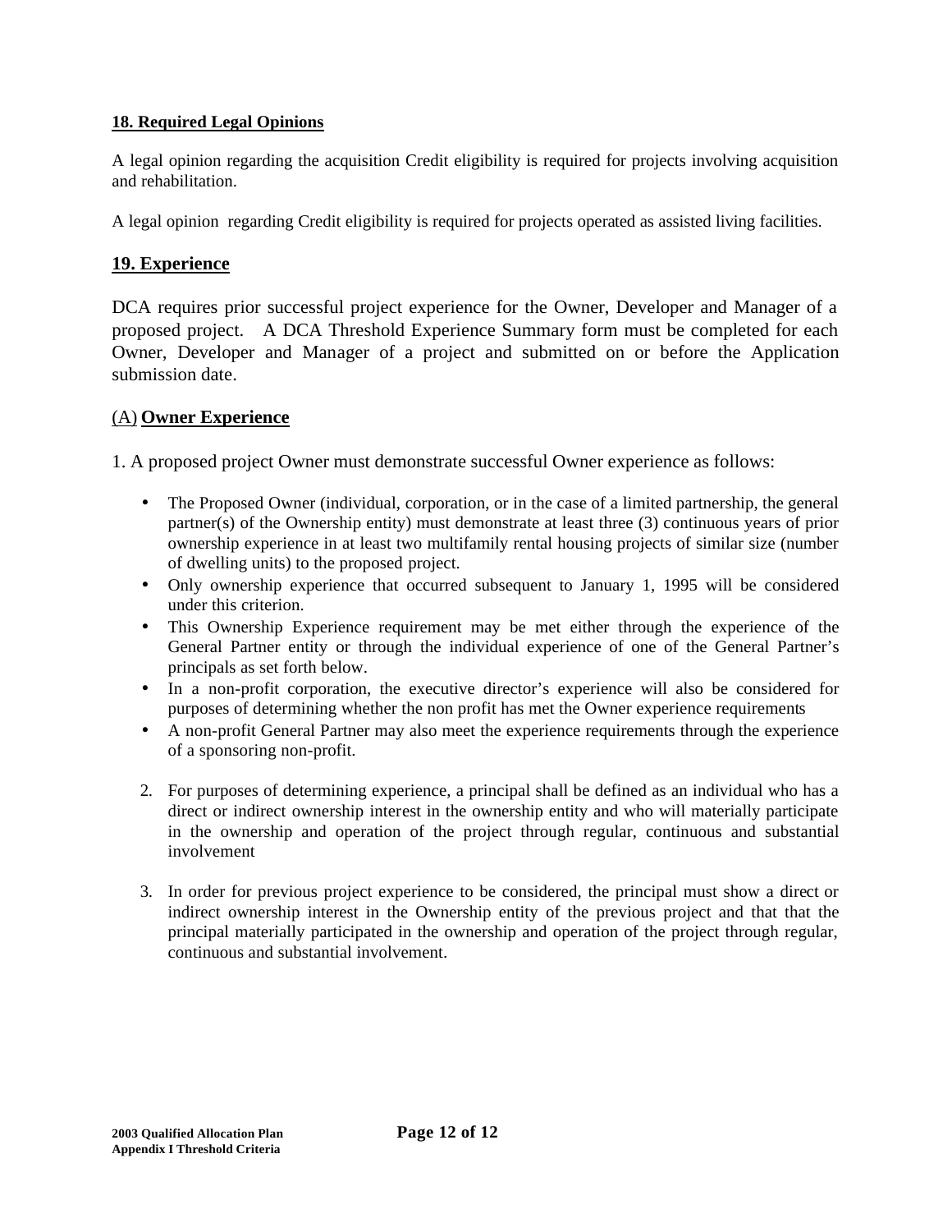**18. Required Legal Opinions**

A legal opinion regarding the acquisition Credit eligibility is required for projects involving acquisition and rehabilitation.

A legal opinion regarding Credit eligibility is required for projects operated as assisted living facilities.

## 19. Experience

DCA requires prior successful project experience for the Owner, Developer and Manager of a proposed project. A DCA Threshold Experience Summary form must be completed for each Owner, Developer and Manager of a project and submitted on or before the Application submission date.

### (A) Owner Experience

1. A proposed project Owner must demonstrate successful Owner experience as follows:

- The Proposed Owner (individual, corporation, or in the case of a limited partnership, the general partner(s) of the Ownership entity) must demonstrate at least three (3) continuous years of prior ownership experience in at least two multifamily rental housing projects of similar size (number of dwelling units) to the proposed project.
- Only ownership experience that occurred subsequent to January 1, 1995 will be considered under this criterion.
- This Ownership Experience requirement may be met either through the experience of the General Partner entity or through the individual experience of one of the General Partner's principals as set forth below.
- In a non-profit corporation, the executive director's experience will also be considered for purposes of determining whether the non profit has met the Owner experience requirements
- A non-profit General Partner may also meet the experience requirements through the experience of a sponsoring non-profit.

2. For purposes of determining experience, a principal shall be defined as an individual who has a direct or indirect ownership interest in the ownership entity and who will materially participate in the ownership and operation of the project through regular, continuous and substantial involvement

3. In order for previous project experience to be considered, the principal must show a direct or indirect ownership interest in the Ownership entity of the previous project and that that the principal materially participated in the ownership and operation of the project through regular, continuous and substantial involvement.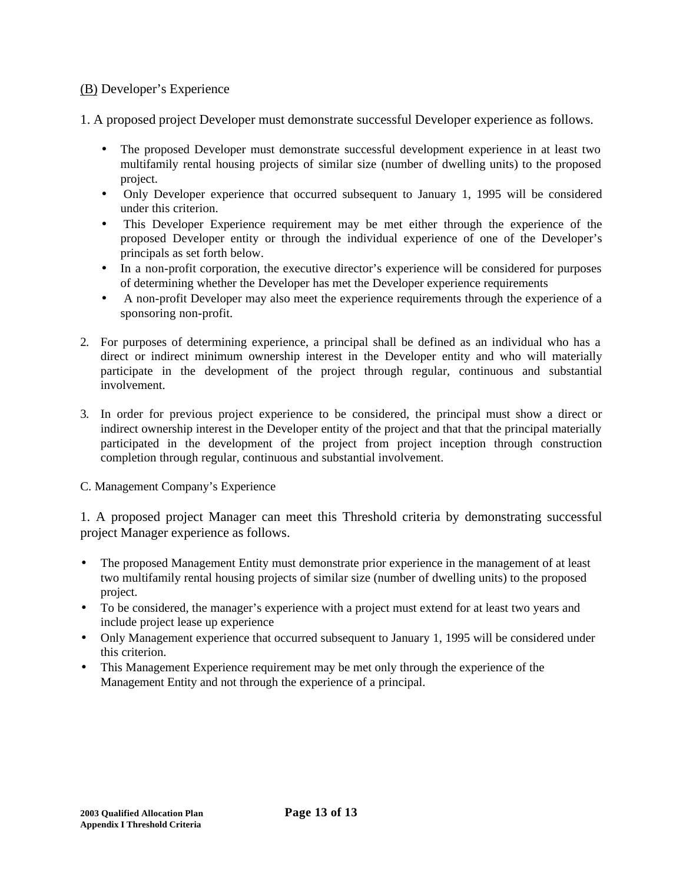<u>(B)</u> Developer's Experience

1. A proposed project Developer must demonstrate successful Developer experience as follows.

- The proposed Developer must demonstrate successful development experience in at least two multifamily rental housing projects of similar size (number of dwelling units) to the proposed project.
- Only Developer experience that occurred subsequent to January 1, 1995 will be considered under this criterion.
- This Developer Experience requirement may be met either through the experience of the proposed Developer entity or through the individual experience of one of the Developer's principals as set forth below.
- In a non-profit corporation, the executive director's experience will be considered for purposes of determining whether the Developer has met the Developer experience requirements
- A non-profit Developer may also meet the experience requirements through the experience of a sponsoring non-profit.

2. For purposes of determining experience, a principal shall be defined as an individual who has a direct or indirect minimum ownership interest in the Developer entity and who will materially participate in the development of the project through regular, continuous and substantial involvement.

3. In order for previous project experience to be considered, the principal must show a direct or indirect ownership interest in the Developer entity of the project and that that the principal materially participated in the development of the project from project inception through construction completion through regular, continuous and substantial involvement.

C. Management Company's Experience

1. A proposed project Manager can meet this Threshold criteria by demonstrating successful project Manager experience as follows.

- The proposed Management Entity must demonstrate prior experience in the management of at least two multifamily rental housing projects of similar size (number of dwelling units) to the proposed project.
- To be considered, the manager's experience with a project must extend for at least two years and include project lease up experience
- Only Management experience that occurred subsequent to January 1, 1995 will be considered under this criterion.
- This Management Experience requirement may be met only through the experience of the Management Entity and not through the experience of a principal.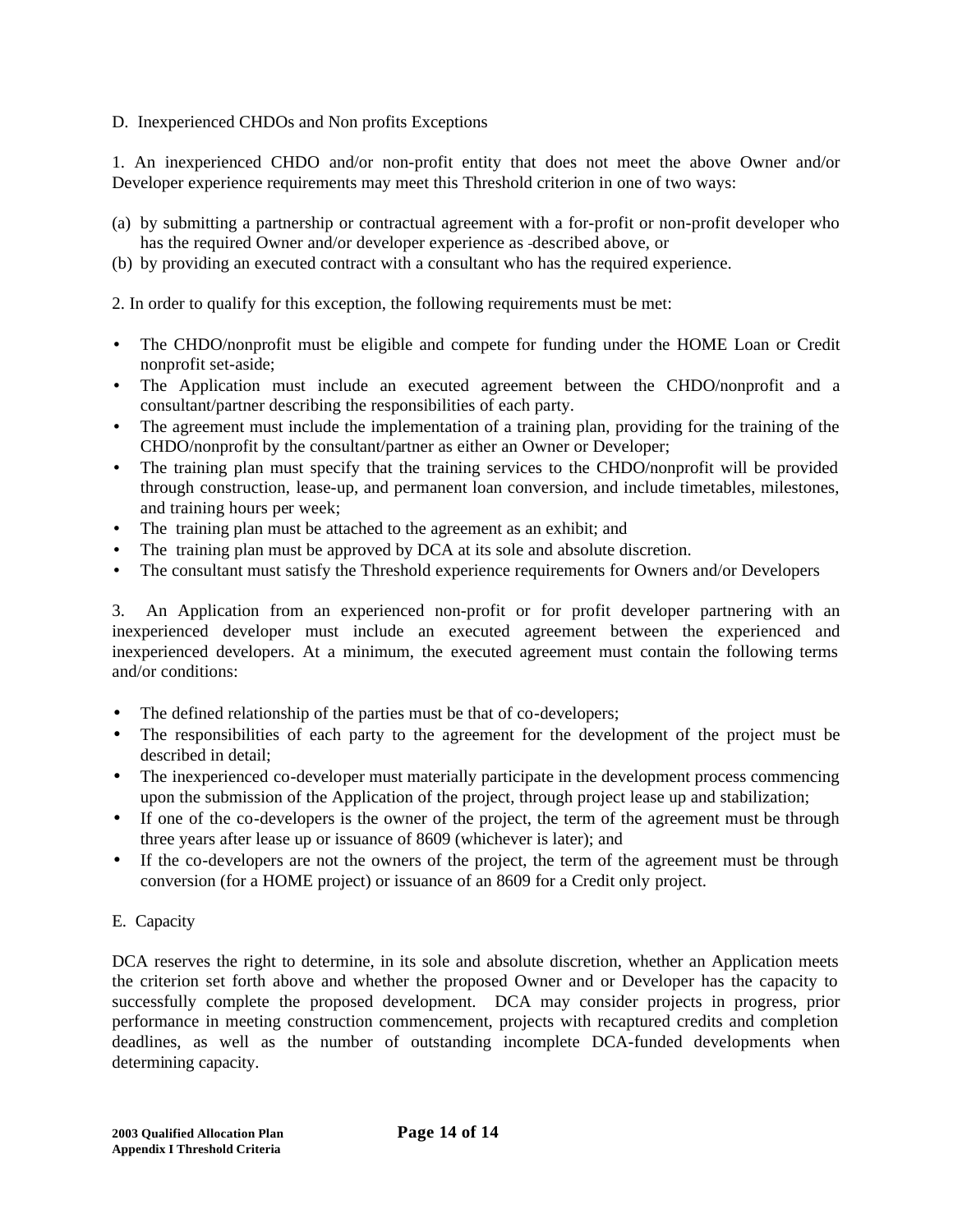D. Inexperienced CHDOs and Non profits Exceptions

1. An inexperienced CHDO and/or non-profit entity that does not meet the above Owner and/or Developer experience requirements may meet this Threshold criterion in one of two ways:

(a) by submitting a partnership or contractual agreement with a for-profit or non-profit developer who has the required Owner and/or developer experience as described above, or
(b) by providing an executed contract with a consultant who has the required experience.

2. In order to qualify for this exception, the following requirements must be met:

- The CHDO/nonprofit must be eligible and compete for funding under the HOME Loan or Credit nonprofit set-aside;
- The Application must include an executed agreement between the CHDO/nonprofit and a consultant/partner describing the responsibilities of each party.
- The agreement must include the implementation of a training plan, providing for the training of the CHDO/nonprofit by the consultant/partner as either an Owner or Developer;
- The training plan must specify that the training services to the CHDO/nonprofit will be provided through construction, lease-up, and permanent loan conversion, and include timetables, milestones, and training hours per week;
- The training plan must be attached to the agreement as an exhibit; and
- The training plan must be approved by DCA at its sole and absolute discretion.
- The consultant must satisfy the Threshold experience requirements for Owners and/or Developers

3. An Application from an experienced non-profit or for profit developer partnering with an inexperienced developer must include an executed agreement between the experienced and inexperienced developers. At a minimum, the executed agreement must contain the following terms and/or conditions:

- The defined relationship of the parties must be that of co-developers;
- The responsibilities of each party to the agreement for the development of the project must be described in detail;
- The inexperienced co-developer must materially participate in the development process commencing upon the submission of the Application of the project, through project lease up and stabilization;
- If one of the co-developers is the owner of the project, the term of the agreement must be through three years after lease up or issuance of 8609 (whichever is later); and
- If the co-developers are not the owners of the project, the term of the agreement must be through conversion (for a HOME project) or issuance of an 8609 for a Credit only project.

E. Capacity

DCA reserves the right to determine, in its sole and absolute discretion, whether an Application meets the criterion set forth above and whether the proposed Owner and or Developer has the capacity to successfully complete the proposed development. DCA may consider projects in progress, prior performance in meeting construction commencement, projects with recaptured credits and completion deadlines, as well as the number of outstanding incomplete DCA-funded developments when determining capacity.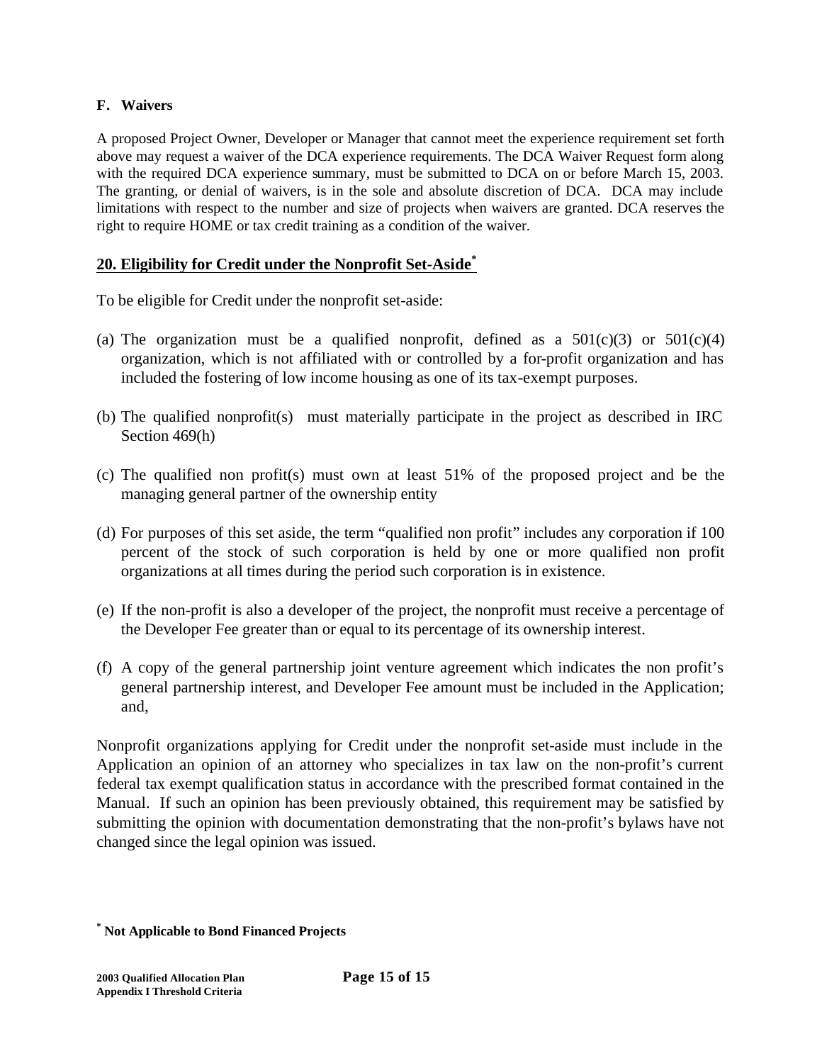**F. Waivers**

A proposed Project Owner, Developer or Manager that cannot meet the experience requirement set forth above may request a waiver of the DCA experience requirements. The DCA Waiver Request form along with the required DCA experience summary, must be submitted to DCA on or before March 15, 2003. The granting, or denial of waivers, is in the sole and absolute discretion of DCA. DCA may include limitations with respect to the number and size of projects when waivers are granted. DCA reserves the right to require HOME or tax credit training as a condition of the waiver.

## 20. Eligibility for Credit under the Nonprofit Set-Aside*

To be eligible for Credit under the nonprofit set-aside:

(a) The organization must be a qualified nonprofit, defined as a 501(c)(3) or 501(c)(4) organization, which is not affiliated with or controlled by a for-profit organization and has included the fostering of low income housing as one of its tax-exempt purposes.

(b) The qualified nonprofit(s) must materially participate in the project as described in IRC Section 469(h)

(c) The qualified non profit(s) must own at least 51% of the proposed project and be the managing general partner of the ownership entity

(d) For purposes of this set aside, the term "qualified non profit" includes any corporation if 100 percent of the stock of such corporation is held by one or more qualified non profit organizations at all times during the period such corporation is in existence.

(e) If the non-profit is also a developer of the project, the nonprofit must receive a percentage of the Developer Fee greater than or equal to its percentage of its ownership interest.

(f) A copy of the general partnership joint venture agreement which indicates the non profit's general partnership interest, and Developer Fee amount must be included in the Application; and,

Nonprofit organizations applying for Credit under the nonprofit set-aside must include in the Application an opinion of an attorney who specializes in tax law on the non-profit's current federal tax exempt qualification status in accordance with the prescribed format contained in the Manual. If such an opinion has been previously obtained, this requirement may be satisfied by submitting the opinion with documentation demonstrating that the non-profit's bylaws have not changed since the legal opinion was issued.

**\* Not Applicable to Bond Financed Projects**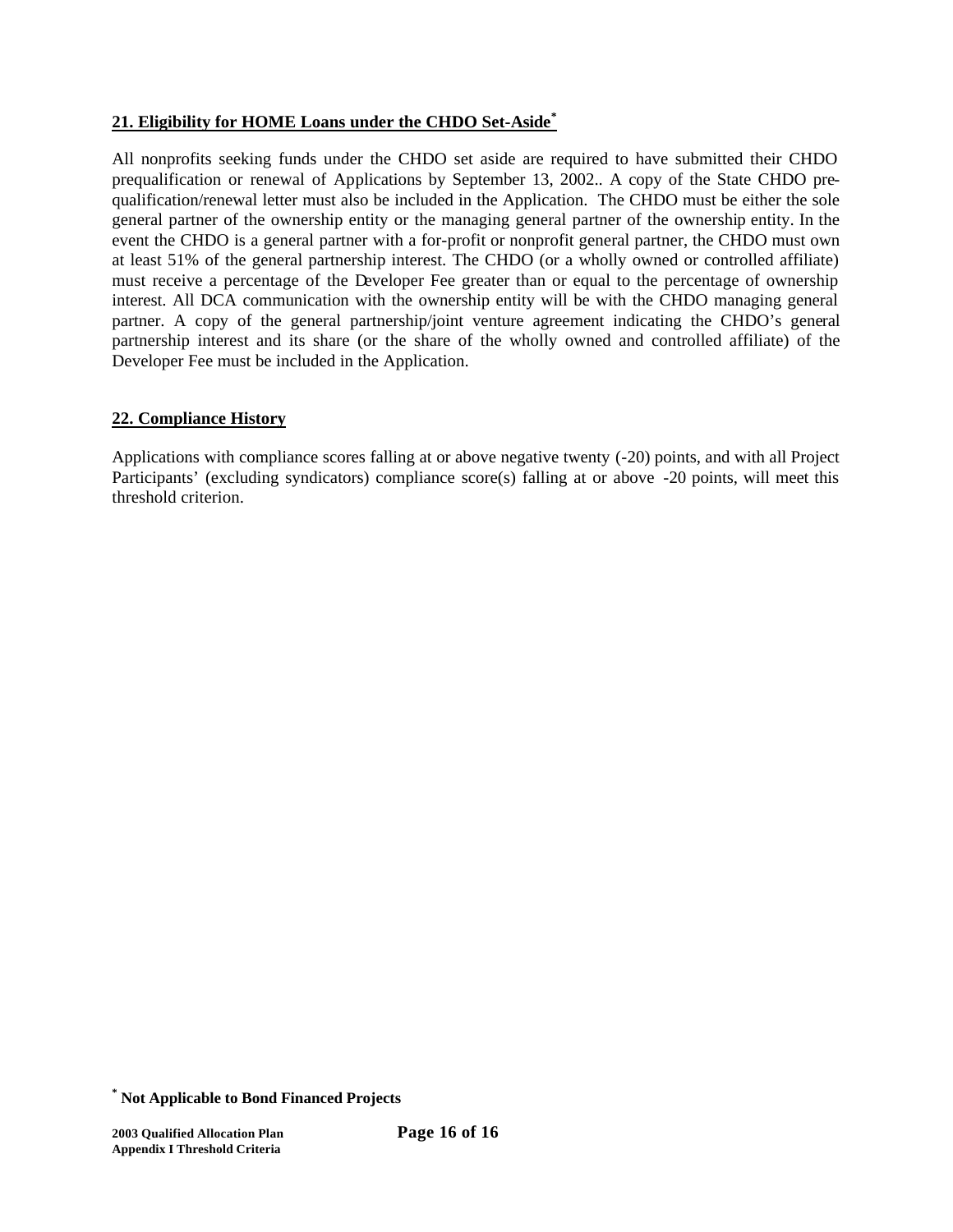## 21. Eligibility for HOME Loans under the CHDO Set-Aside*

All nonprofits seeking funds under the CHDO set aside are required to have submitted their CHDO prequalification or renewal of Applications by September 13, 2002.. A copy of the State CHDO prequalification/renewal letter must also be included in the Application. The CHDO must be either the sole general partner of the ownership entity or the managing general partner of the ownership entity. In the event the CHDO is a general partner with a for-profit or nonprofit general partner, the CHDO must own at least 51% of the general partnership interest. The CHDO (or a wholly owned or controlled affiliate) must receive a percentage of the Developer Fee greater than or equal to the percentage of ownership interest. All DCA communication with the ownership entity will be with the CHDO managing general partner. A copy of the general partnership/joint venture agreement indicating the CHDO's general partnership interest and its share (or the share of the wholly owned and controlled affiliate) of the Developer Fee must be included in the Application.

## 22. Compliance History

Applications with compliance scores falling at or above negative twenty (-20) points, and with all Project Participants' (excluding syndicators) compliance score(s) falling at or above -20 points, will meet this threshold criterion.

**\* Not Applicable to Bond Financed Projects**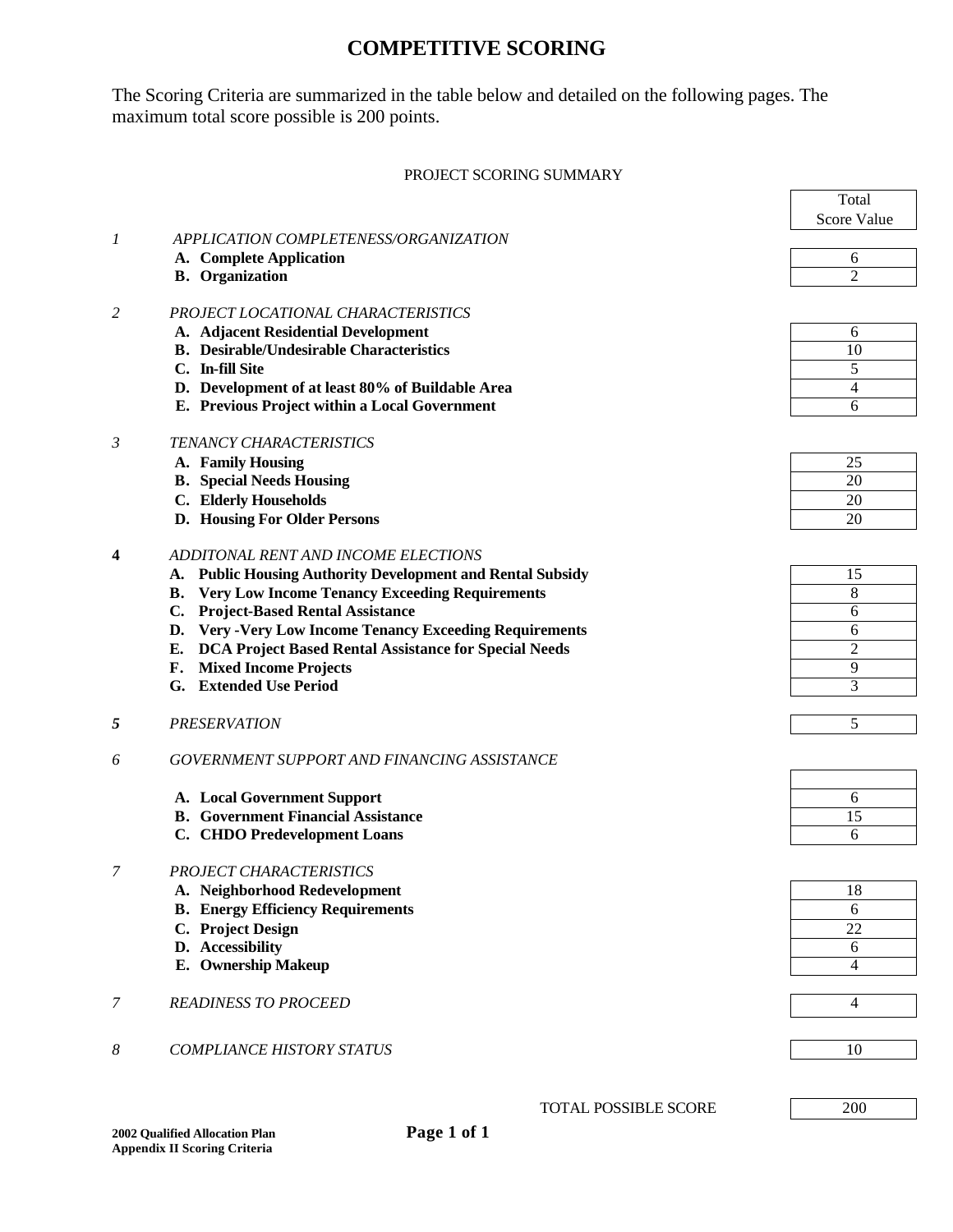# COMPETITIVE SCORING

The Scoring Criteria are summarized in the table below and detailed on the following pages. The maximum total score possible is 200 points.

PROJECT SCORING SUMMARY

| | | Total Score Value |
|---|---|---|
| *1* | *APPLICATION COMPLETENESS/ORGANIZATION* | |
| | **A. Complete Application** | 6 |
| | **B. Organization** | 2 |
| *2* | *PROJECT LOCATIONAL CHARACTERISTICS* | |
| | **A. Adjacent Residential Development** | 6 |
| | **B. Desirable/Undesirable Characteristics** | 10 |
| | **C. In-fill Site** | 5 |
| | **D. Development of at least 80% of Buildable Area** | 4 |
| | **E. Previous Project within a Local Government** | 6 |
| *3* | *TENANCY CHARACTERISTICS* | |
| | **A. Family Housing** | 25 |
| | **B. Special Needs Housing** | 20 |
| | **C. Elderly Households** | 20 |
| | **D. Housing For Older Persons** | 20 |
| **4** | *ADDITONAL RENT AND INCOME ELECTIONS* | |
| | **A. Public Housing Authority Development and Rental Subsidy** | 15 |
| | **B. Very Low Income Tenancy Exceeding Requirements** | 8 |
| | **C. Project-Based Rental Assistance** | 6 |
| | **D. Very -Very Low Income Tenancy Exceeding Requirements** | 6 |
| | **E. DCA Project Based Rental Assistance for Special Needs** | 2 |
| | **F. Mixed Income Projects** | 9 |
| | **G. Extended Use Period** | 3 |
| ***5*** | *PRESERVATION* | 5 |
| *6* | *GOVERNMENT SUPPORT AND FINANCING ASSISTANCE* | |
| | **A. Local Government Support** | 6 |
| | **B. Government Financial Assistance** | 15 |
| | **C. CHDO Predevelopment Loans** | 6 |
| *7* | *PROJECT CHARACTERISTICS* | |
| | **A. Neighborhood Redevelopment** | 18 |
| | **B. Energy Efficiency Requirements** | 6 |
| | **C. Project Design** | 22 |
| | **D. Accessibility** | 6 |
| | **E. Ownership Makeup** | 4 |
| *7* | *READINESS TO PROCEED* | 4 |
| *8* | *COMPLIANCE HISTORY STATUS* | 10 |
| | TOTAL POSSIBLE SCORE | 200 |

**2002 Qualified Allocation Plan**
**Appendix II Scoring Criteria**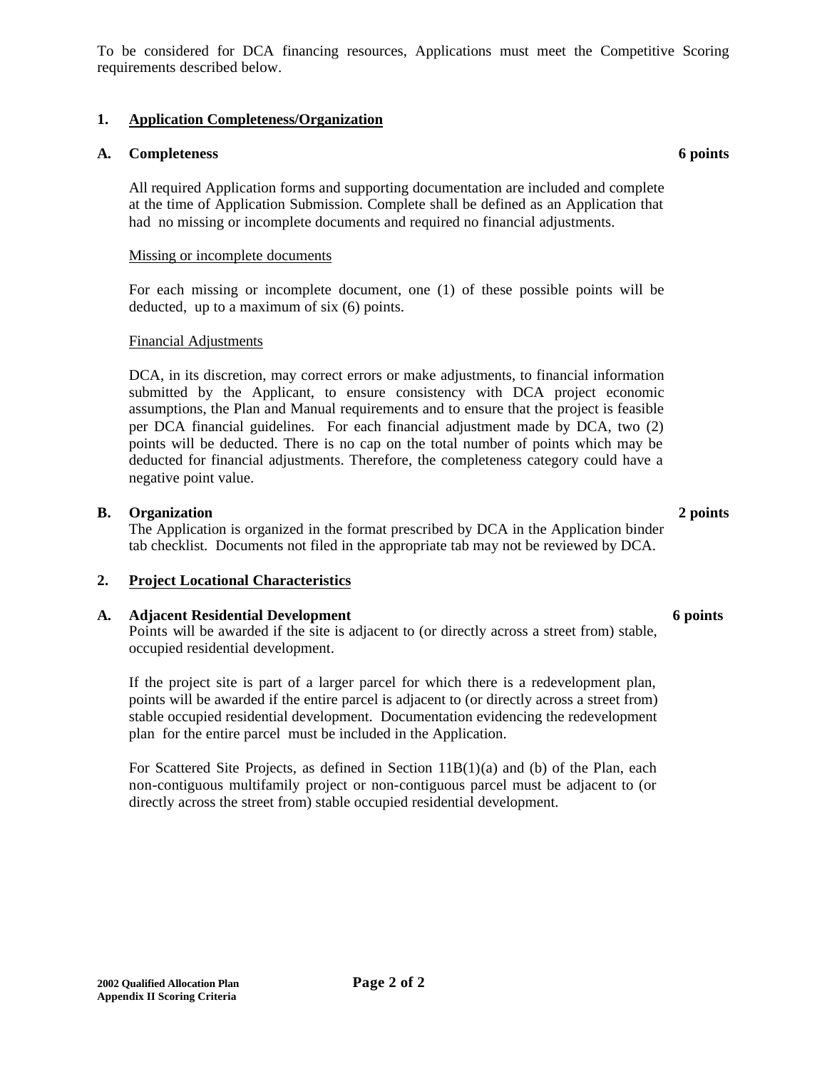To be considered for DCA financing resources, Applications must meet the Competitive Scoring requirements described below.

**1. Application Completeness/Organization**

**A. Completeness** **6 points**

All required Application forms and supporting documentation are included and complete at the time of Application Submission. Complete shall be defined as an Application that had no missing or incomplete documents and required no financial adjustments.

Missing or incomplete documents

For each missing or incomplete document, one (1) of these possible points will be deducted, up to a maximum of six (6) points.

Financial Adjustments

DCA, in its discretion, may correct errors or make adjustments, to financial information submitted by the Applicant, to ensure consistency with DCA project economic assumptions, the Plan and Manual requirements and to ensure that the project is feasible per DCA financial guidelines. For each financial adjustment made by DCA, two (2) points will be deducted. There is no cap on the total number of points which may be deducted for financial adjustments. Therefore, the completeness category could have a negative point value.

**B. Organization** **2 points**

The Application is organized in the format prescribed by DCA in the Application binder tab checklist. Documents not filed in the appropriate tab may not be reviewed by DCA.

**2. Project Locational Characteristics**

**A. Adjacent Residential Development** **6 points**

Points will be awarded if the site is adjacent to (or directly across a street from) stable, occupied residential development.

If the project site is part of a larger parcel for which there is a redevelopment plan, points will be awarded if the entire parcel is adjacent to (or directly across a street from) stable occupied residential development. Documentation evidencing the redevelopment plan for the entire parcel must be included in the Application.

For Scattered Site Projects, as defined in Section 11B(1)(a) and (b) of the Plan, each non-contiguous multifamily project or non-contiguous parcel must be adjacent to (or directly across the street from) stable occupied residential development.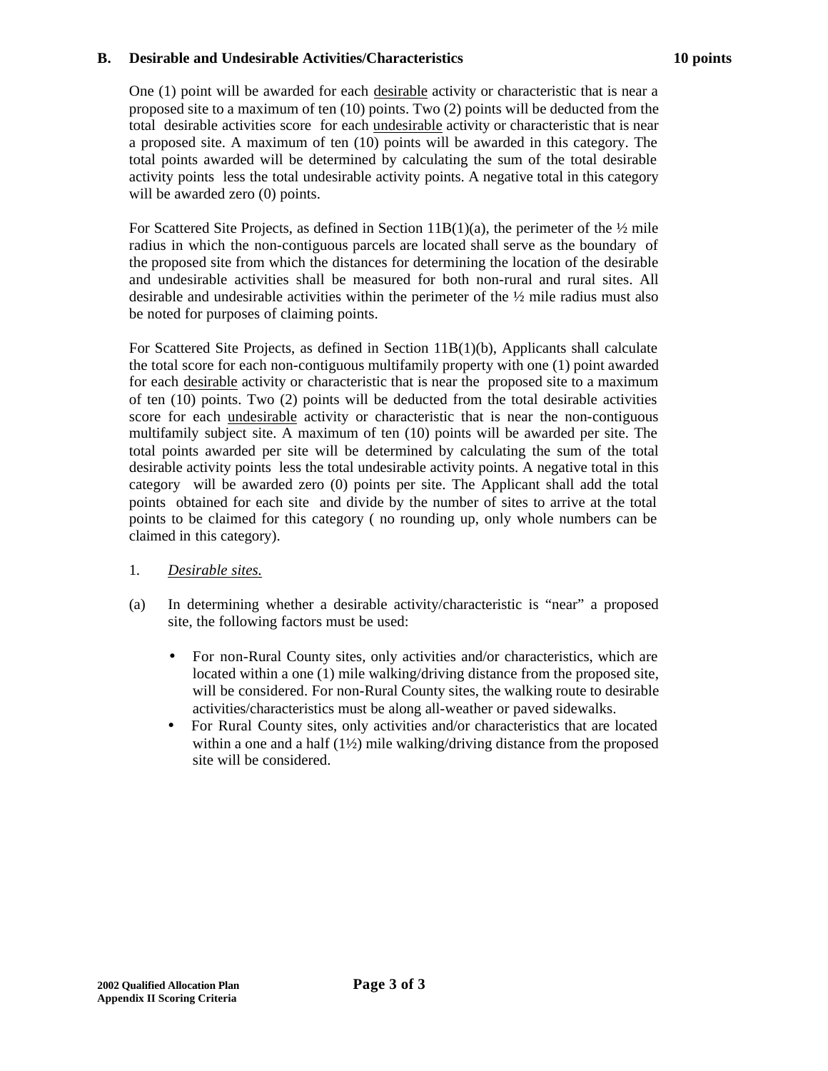**B. Desirable and Undesirable Activities/Characteristics 10 points**

One (1) point will be awarded for each desirable activity or characteristic that is near a proposed site to a maximum of ten (10) points. Two (2) points will be deducted from the total desirable activities score for each undesirable activity or characteristic that is near a proposed site. A maximum of ten (10) points will be awarded in this category. The total points awarded will be determined by calculating the sum of the total desirable activity points less the total undesirable activity points. A negative total in this category will be awarded zero (0) points.

For Scattered Site Projects, as defined in Section 11B(1)(a), the perimeter of the ½ mile radius in which the non-contiguous parcels are located shall serve as the boundary of the proposed site from which the distances for determining the location of the desirable and undesirable activities shall be measured for both non-rural and rural sites. All desirable and undesirable activities within the perimeter of the ½ mile radius must also be noted for purposes of claiming points.

For Scattered Site Projects, as defined in Section 11B(1)(b), Applicants shall calculate the total score for each non-contiguous multifamily property with one (1) point awarded for each desirable activity or characteristic that is near the proposed site to a maximum of ten (10) points. Two (2) points will be deducted from the total desirable activities score for each undesirable activity or characteristic that is near the non-contiguous multifamily subject site. A maximum of ten (10) points will be awarded per site. The total points awarded per site will be determined by calculating the sum of the total desirable activity points less the total undesirable activity points. A negative total in this category will be awarded zero (0) points per site. The Applicant shall add the total points obtained for each site and divide by the number of sites to arrive at the total points to be claimed for this category ( no rounding up, only whole numbers can be claimed in this category).

1. *Desirable sites.*

(a) In determining whether a desirable activity/characteristic is "near" a proposed site, the following factors must be used:

- For non-Rural County sites, only activities and/or characteristics, which are located within a one (1) mile walking/driving distance from the proposed site, will be considered. For non-Rural County sites, the walking route to desirable activities/characteristics must be along all-weather or paved sidewalks.
- For Rural County sites, only activities and/or characteristics that are located within a one and a half (1½) mile walking/driving distance from the proposed site will be considered.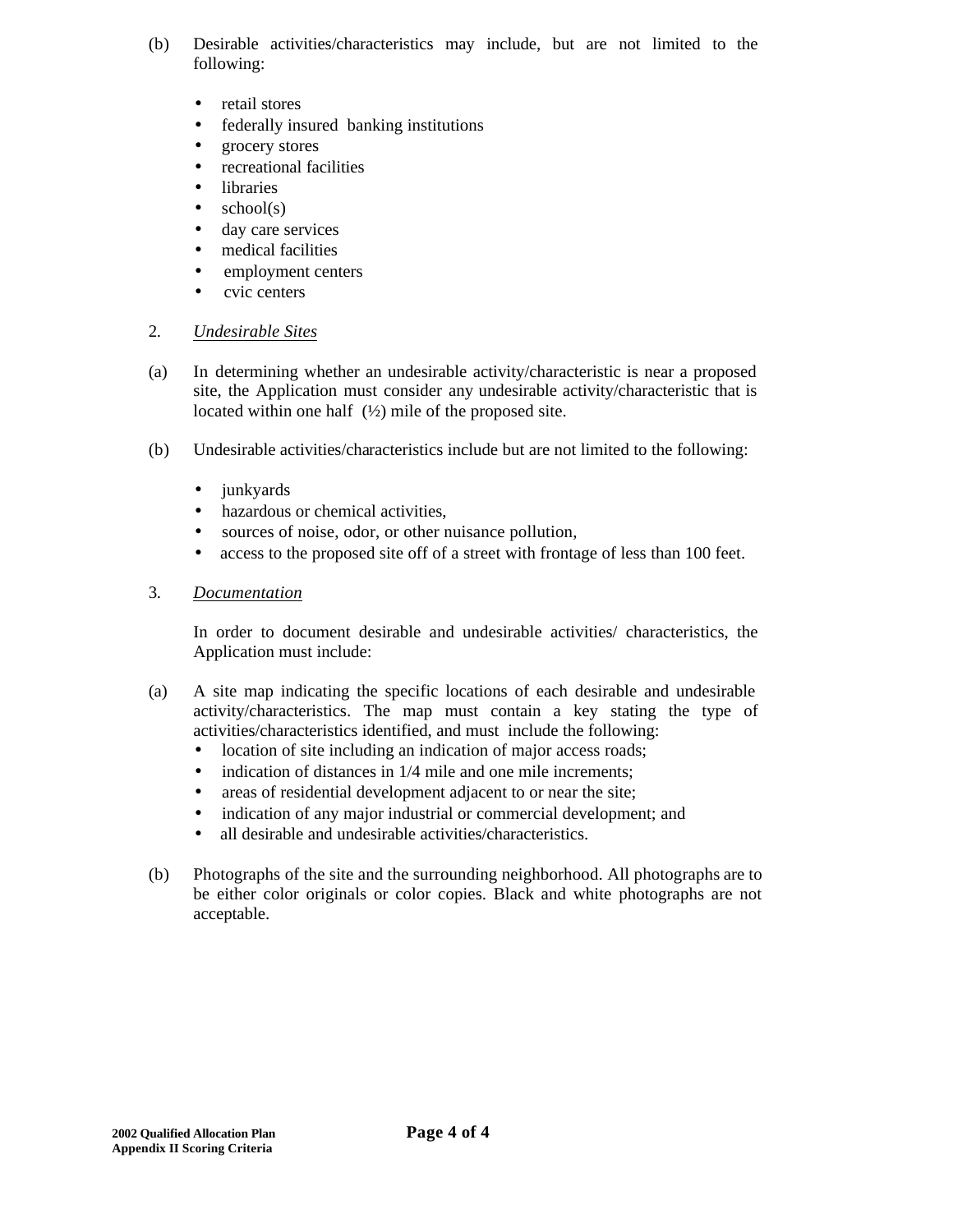(b) Desirable activities/characteristics may include, but are not limited to the following:

- retail stores
- federally insured banking institutions
- grocery stores
- recreational facilities
- libraries
- school(s)
- day care services
- medical facilities
- employment centers
- cvic centers

2. *Undesirable Sites*

(a) In determining whether an undesirable activity/characteristic is near a proposed site, the Application must consider any undesirable activity/characteristic that is located within one half (½) mile of the proposed site.

(b) Undesirable activities/characteristics include but are not limited to the following:

- junkyards
- hazardous or chemical activities,
- sources of noise, odor, or other nuisance pollution,
- access to the proposed site off of a street with frontage of less than 100 feet.

3. *Documentation*

In order to document desirable and undesirable activities/ characteristics, the Application must include:

(a) A site map indicating the specific locations of each desirable and undesirable activity/characteristics. The map must contain a key stating the type of activities/characteristics identified, and must include the following:

- location of site including an indication of major access roads;
- indication of distances in 1/4 mile and one mile increments;
- areas of residential development adjacent to or near the site;
- indication of any major industrial or commercial development; and
- all desirable and undesirable activities/characteristics.

(b) Photographs of the site and the surrounding neighborhood. All photographs are to be either color originals or color copies. Black and white photographs are not acceptable.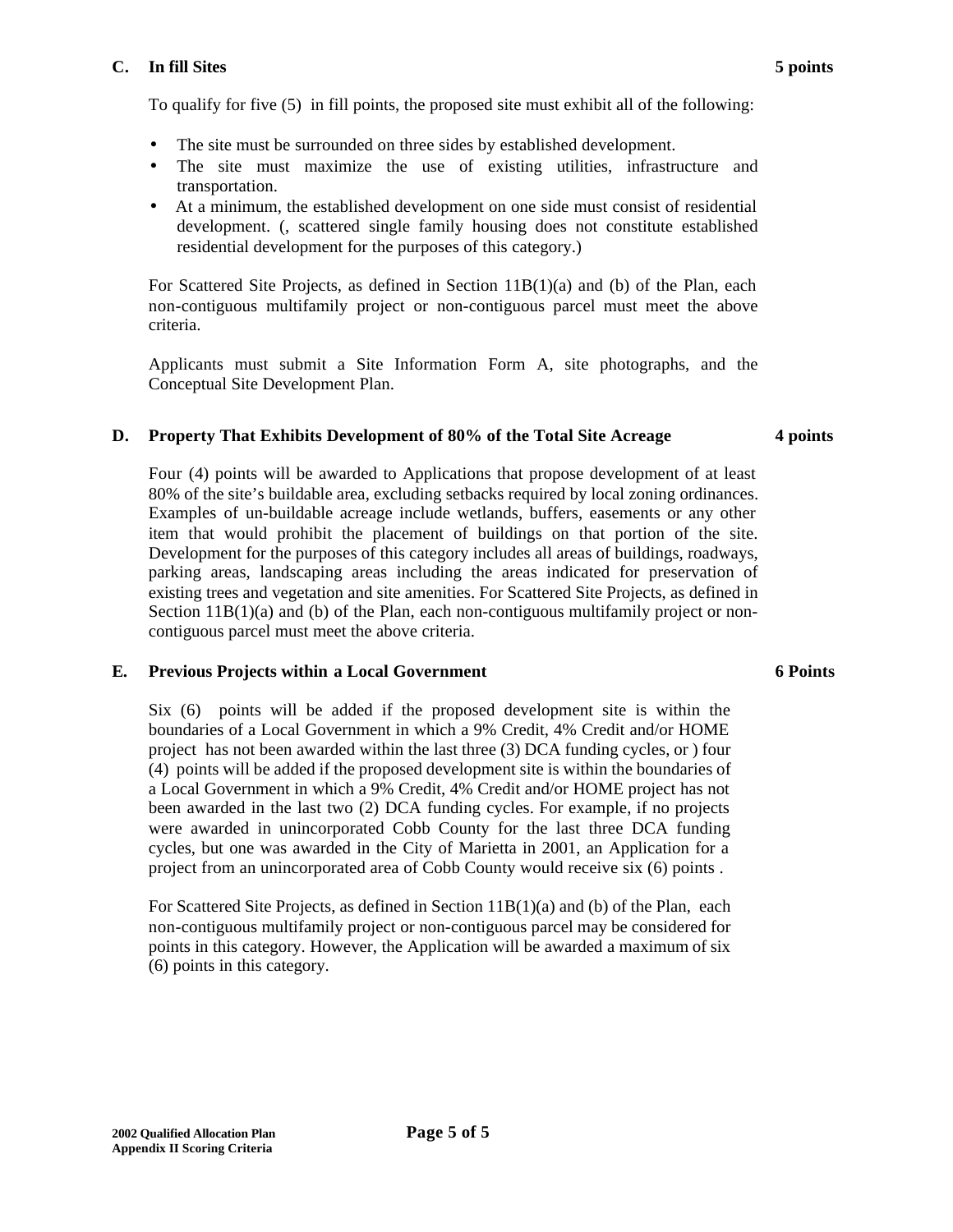### C. In fill Sites — 5 points

To qualify for five (5) in fill points, the proposed site must exhibit all of the following:

- The site must be surrounded on three sides by established development.
- The site must maximize the use of existing utilities, infrastructure and transportation.
- At a minimum, the established development on one side must consist of residential development. (, scattered single family housing does not constitute established residential development for the purposes of this category.)

For Scattered Site Projects, as defined in Section 11B(1)(a) and (b) of the Plan, each non-contiguous multifamily project or non-contiguous parcel must meet the above criteria.

Applicants must submit a Site Information Form A, site photographs, and the Conceptual Site Development Plan.

### D. Property That Exhibits Development of 80% of the Total Site Acreage — 4 points

Four (4) points will be awarded to Applications that propose development of at least 80% of the site's buildable area, excluding setbacks required by local zoning ordinances. Examples of un-buildable acreage include wetlands, buffers, easements or any other item that would prohibit the placement of buildings on that portion of the site. Development for the purposes of this category includes all areas of buildings, roadways, parking areas, landscaping areas including the areas indicated for preservation of existing trees and vegetation and site amenities. For Scattered Site Projects, as defined in Section 11B(1)(a) and (b) of the Plan, each non-contiguous multifamily project or non-contiguous parcel must meet the above criteria.

### E. Previous Projects within a Local Government — 6 Points

Six (6) points will be added if the proposed development site is within the boundaries of a Local Government in which a 9% Credit, 4% Credit and/or HOME project has not been awarded within the last three (3) DCA funding cycles, or ) four (4) points will be added if the proposed development site is within the boundaries of a Local Government in which a 9% Credit, 4% Credit and/or HOME project has not been awarded in the last two (2) DCA funding cycles. For example, if no projects were awarded in unincorporated Cobb County for the last three DCA funding cycles, but one was awarded in the City of Marietta in 2001, an Application for a project from an unincorporated area of Cobb County would receive six (6) points .

For Scattered Site Projects, as defined in Section 11B(1)(a) and (b) of the Plan, each non-contiguous multifamily project or non-contiguous parcel may be considered for points in this category. However, the Application will be awarded a maximum of six (6) points in this category.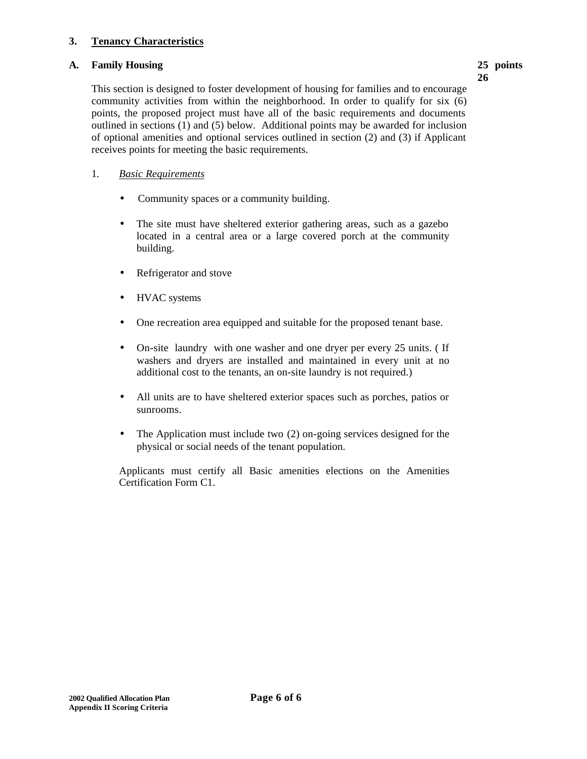### 3. Tenancy Characteristics

**A. Family Housing** **25 points 26**

This section is designed to foster development of housing for families and to encourage community activities from within the neighborhood. In order to qualify for six (6) points, the proposed project must have all of the basic requirements and documents outlined in sections (1) and (5) below. Additional points may be awarded for inclusion of optional amenities and optional services outlined in section (2) and (3) if Applicant receives points for meeting the basic requirements.

1. *Basic Requirements*

- Community spaces or a community building.
- The site must have sheltered exterior gathering areas, such as a gazebo located in a central area or a large covered porch at the community building.
- Refrigerator and stove
- HVAC systems
- One recreation area equipped and suitable for the proposed tenant base.
- On-site laundry with one washer and one dryer per every 25 units. ( If washers and dryers are installed and maintained in every unit at no additional cost to the tenants, an on-site laundry is not required.)
- All units are to have sheltered exterior spaces such as porches, patios or sunrooms.
- The Application must include two (2) on-going services designed for the physical or social needs of the tenant population.

Applicants must certify all Basic amenities elections on the Amenities Certification Form C1.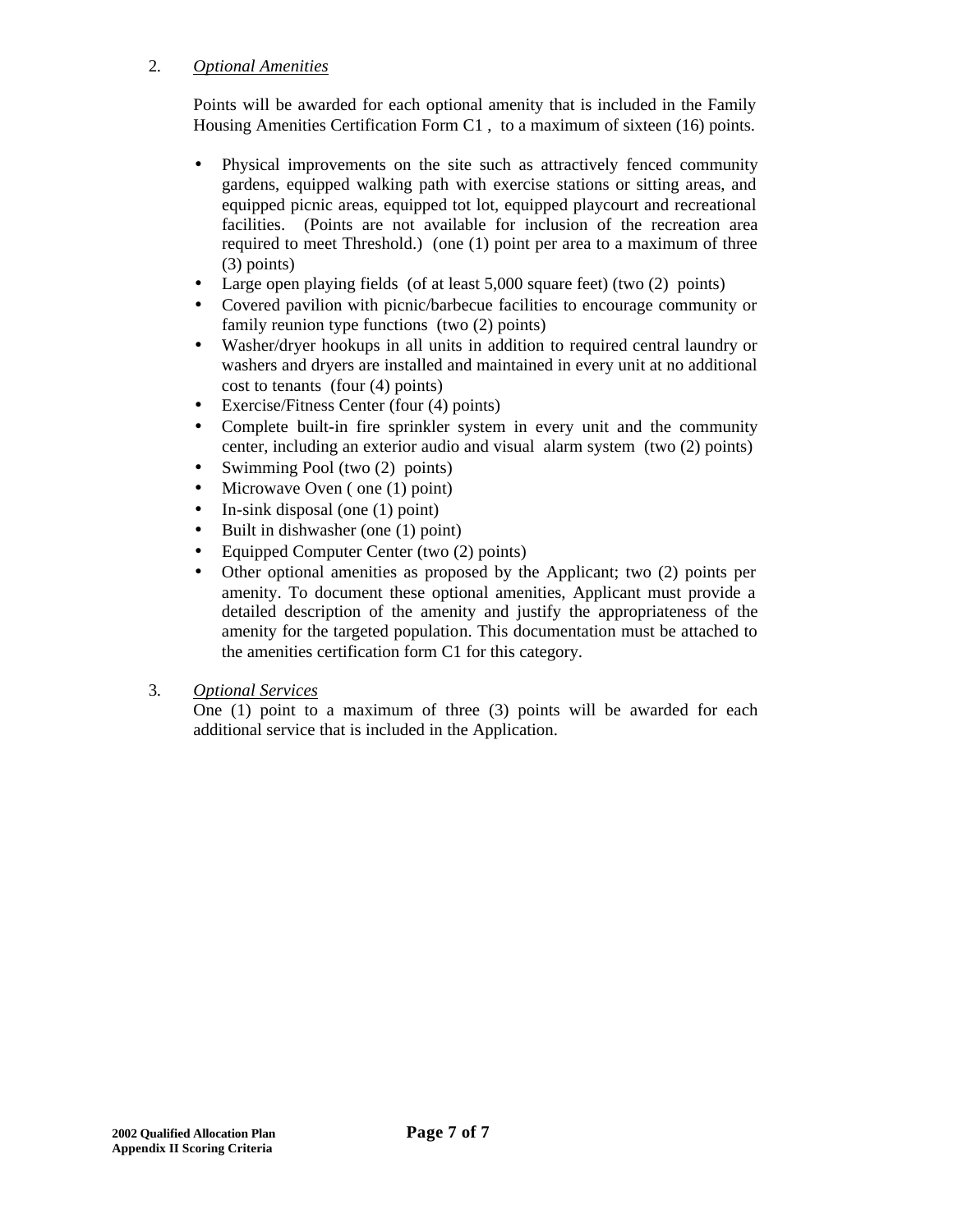2. *Optional Amenities*

Points will be awarded for each optional amenity that is included in the Family Housing Amenities Certification Form C1 , to a maximum of sixteen (16) points.

- Physical improvements on the site such as attractively fenced community gardens, equipped walking path with exercise stations or sitting areas, and equipped picnic areas, equipped tot lot, equipped playcourt and recreational facilities. (Points are not available for inclusion of the recreation area required to meet Threshold.) (one (1) point per area to a maximum of three (3) points)
- Large open playing fields (of at least 5,000 square feet) (two (2) points)
- Covered pavilion with picnic/barbecue facilities to encourage community or family reunion type functions (two (2) points)
- Washer/dryer hookups in all units in addition to required central laundry or washers and dryers are installed and maintained in every unit at no additional cost to tenants (four (4) points)
- Exercise/Fitness Center (four (4) points)
- Complete built-in fire sprinkler system in every unit and the community center, including an exterior audio and visual alarm system (two (2) points)
- Swimming Pool (two (2) points)
- Microwave Oven ( one (1) point)
- In-sink disposal (one (1) point)
- Built in dishwasher (one (1) point)
- Equipped Computer Center (two (2) points)
- Other optional amenities as proposed by the Applicant; two (2) points per amenity. To document these optional amenities, Applicant must provide a detailed description of the amenity and justify the appropriateness of the amenity for the targeted population. This documentation must be attached to the amenities certification form C1 for this category.

3. *Optional Services*

One (1) point to a maximum of three (3) points will be awarded for each additional service that is included in the Application.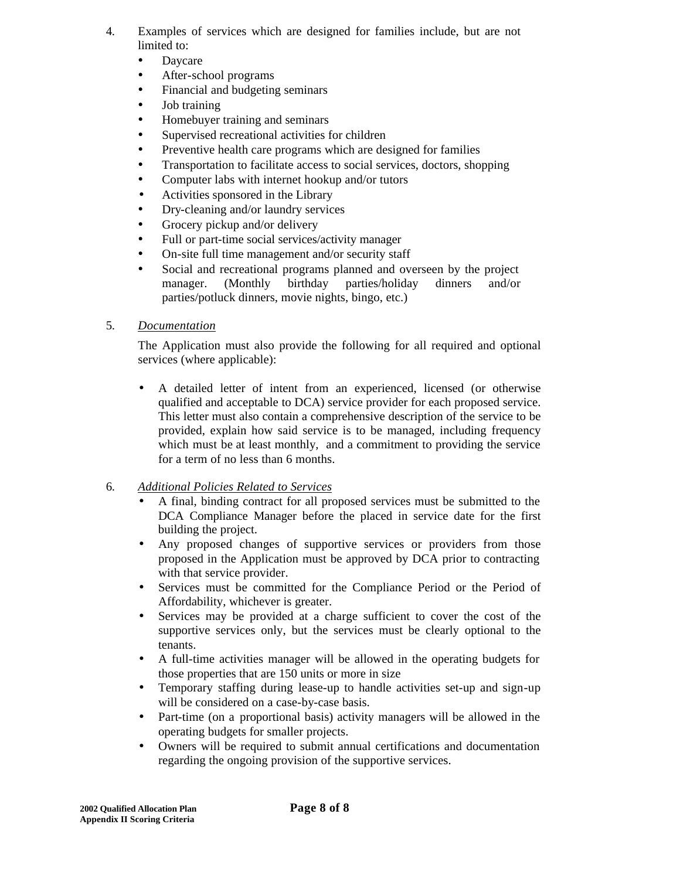4. Examples of services which are designed for families include, but are not limited to:
   - Daycare
   - After-school programs
   - Financial and budgeting seminars
   - Job training
   - Homebuyer training and seminars
   - Supervised recreational activities for children
   - Preventive health care programs which are designed for families
   - Transportation to facilitate access to social services, doctors, shopping
   - Computer labs with internet hookup and/or tutors
   - Activities sponsored in the Library
   - Dry-cleaning and/or laundry services
   - Grocery pickup and/or delivery
   - Full or part-time social services/activity manager
   - On-site full time management and/or security staff
   - Social and recreational programs planned and overseen by the project manager. (Monthly birthday parties/holiday dinners and/or parties/potluck dinners, movie nights, bingo, etc.)

5. *Documentation*

   The Application must also provide the following for all required and optional services (where applicable):

   - A detailed letter of intent from an experienced, licensed (or otherwise qualified and acceptable to DCA) service provider for each proposed service. This letter must also contain a comprehensive description of the service to be provided, explain how said service is to be managed, including frequency which must be at least monthly, and a commitment to providing the service for a term of no less than 6 months.

6. *Additional Policies Related to Services*
   - A final, binding contract for all proposed services must be submitted to the DCA Compliance Manager before the placed in service date for the first building the project.
   - Any proposed changes of supportive services or providers from those proposed in the Application must be approved by DCA prior to contracting with that service provider.
   - Services must be committed for the Compliance Period or the Period of Affordability, whichever is greater.
   - Services may be provided at a charge sufficient to cover the cost of the supportive services only, but the services must be clearly optional to the tenants.
   - A full-time activities manager will be allowed in the operating budgets for those properties that are 150 units or more in size
   - Temporary staffing during lease-up to handle activities set-up and sign-up will be considered on a case-by-case basis.
   - Part-time (on a proportional basis) activity managers will be allowed in the operating budgets for smaller projects.
   - Owners will be required to submit annual certifications and documentation regarding the ongoing provision of the supportive services.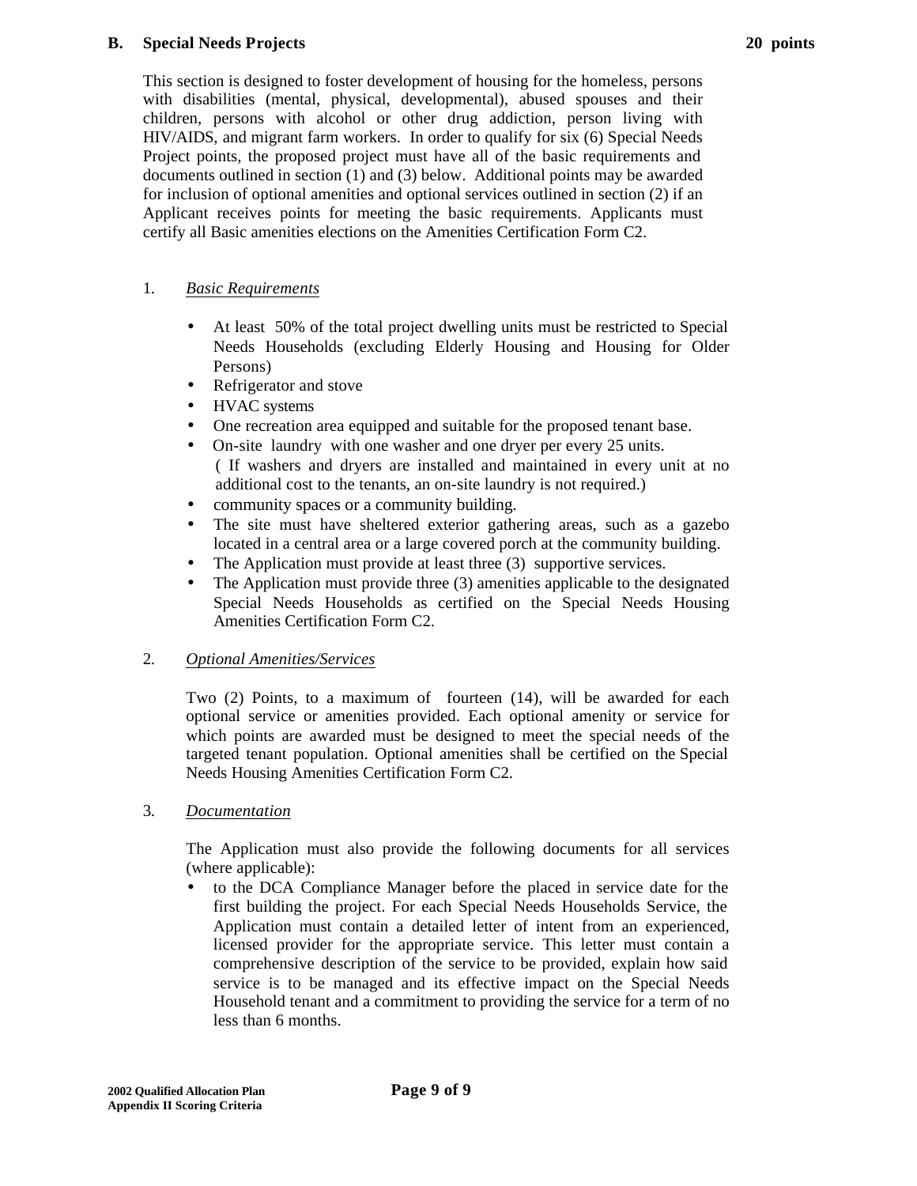## B. Special Needs Projects 20 points

This section is designed to foster development of housing for the homeless, persons with disabilities (mental, physical, developmental), abused spouses and their children, persons with alcohol or other drug addiction, person living with HIV/AIDS, and migrant farm workers. In order to qualify for six (6) Special Needs Project points, the proposed project must have all of the basic requirements and documents outlined in section (1) and (3) below. Additional points may be awarded for inclusion of optional amenities and optional services outlined in section (2) if an Applicant receives points for meeting the basic requirements. Applicants must certify all Basic amenities elections on the Amenities Certification Form C2.

1. *Basic Requirements*

- At least 50% of the total project dwelling units must be restricted to Special Needs Households (excluding Elderly Housing and Housing for Older Persons)
- Refrigerator and stove
- HVAC systems
- One recreation area equipped and suitable for the proposed tenant base.
- On-site laundry with one washer and one dryer per every 25 units. ( If washers and dryers are installed and maintained in every unit at no additional cost to the tenants, an on-site laundry is not required.)
- community spaces or a community building.
- The site must have sheltered exterior gathering areas, such as a gazebo located in a central area or a large covered porch at the community building.
- The Application must provide at least three (3) supportive services.
- The Application must provide three (3) amenities applicable to the designated Special Needs Households as certified on the Special Needs Housing Amenities Certification Form C2.

2. *Optional Amenities/Services*

Two (2) Points, to a maximum of fourteen (14), will be awarded for each optional service or amenities provided. Each optional amenity or service for which points are awarded must be designed to meet the special needs of the targeted tenant population. Optional amenities shall be certified on the Special Needs Housing Amenities Certification Form C2.

3. *Documentation*

The Application must also provide the following documents for all services (where applicable):

- to the DCA Compliance Manager before the placed in service date for the first building the project. For each Special Needs Households Service, the Application must contain a detailed letter of intent from an experienced, licensed provider for the appropriate service. This letter must contain a comprehensive description of the service to be provided, explain how said service is to be managed and its effective impact on the Special Needs Household tenant and a commitment to providing the service for a term of no less than 6 months.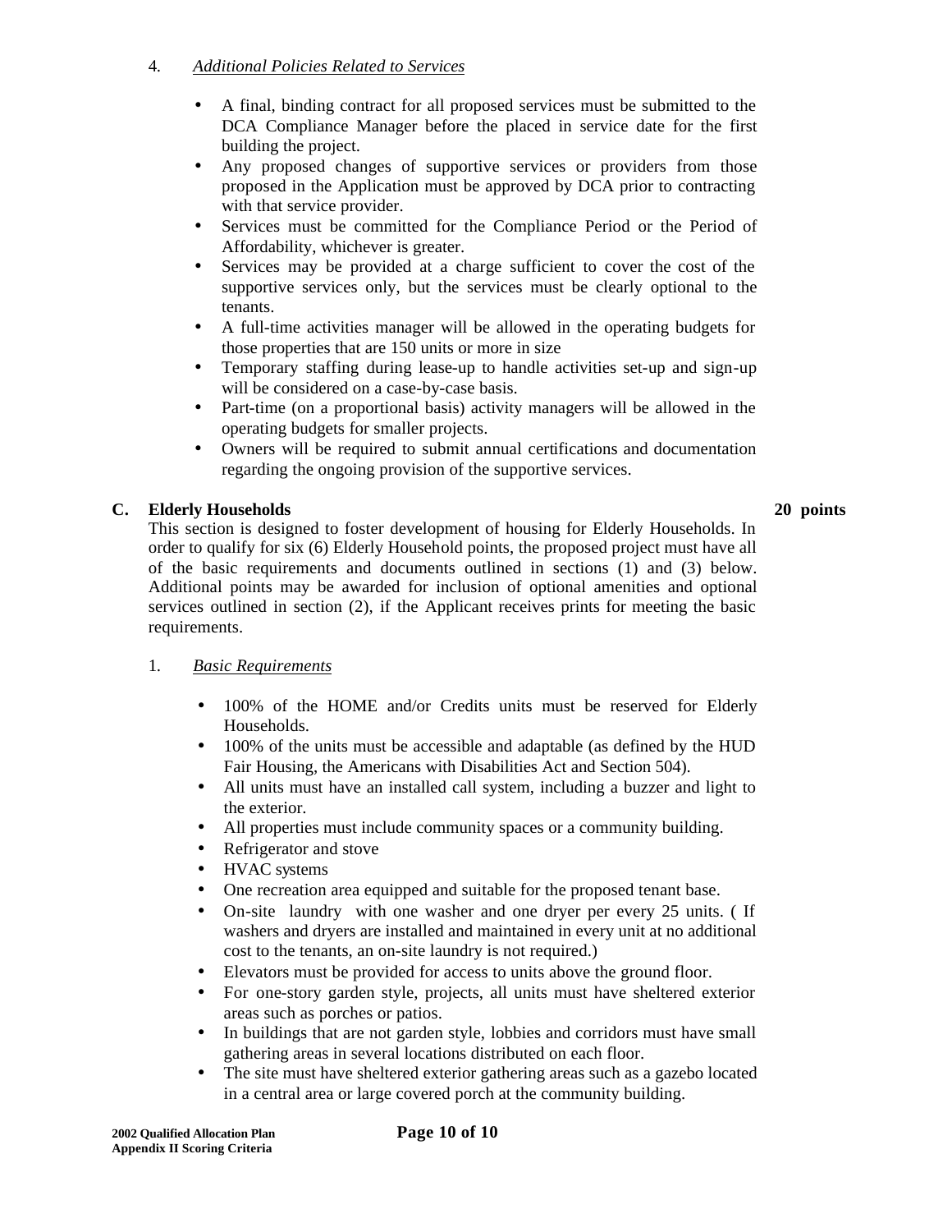4. *Additional Policies Related to Services*

- A final, binding contract for all proposed services must be submitted to the DCA Compliance Manager before the placed in service date for the first building the project.
- Any proposed changes of supportive services or providers from those proposed in the Application must be approved by DCA prior to contracting with that service provider.
- Services must be committed for the Compliance Period or the Period of Affordability, whichever is greater.
- Services may be provided at a charge sufficient to cover the cost of the supportive services only, but the services must be clearly optional to the tenants.
- A full-time activities manager will be allowed in the operating budgets for those properties that are 150 units or more in size
- Temporary staffing during lease-up to handle activities set-up and sign-up will be considered on a case-by-case basis.
- Part-time (on a proportional basis) activity managers will be allowed in the operating budgets for smaller projects.
- Owners will be required to submit annual certifications and documentation regarding the ongoing provision of the supportive services.

**C. Elderly Households** **20 points**

This section is designed to foster development of housing for Elderly Households. In order to qualify for six (6) Elderly Household points, the proposed project must have all of the basic requirements and documents outlined in sections (1) and (3) below. Additional points may be awarded for inclusion of optional amenities and optional services outlined in section (2), if the Applicant receives prints for meeting the basic requirements.

1. *Basic Requirements*

- 100% of the HOME and/or Credits units must be reserved for Elderly Households.
- 100% of the units must be accessible and adaptable (as defined by the HUD Fair Housing, the Americans with Disabilities Act and Section 504).
- All units must have an installed call system, including a buzzer and light to the exterior.
- All properties must include community spaces or a community building.
- Refrigerator and stove
- HVAC systems
- One recreation area equipped and suitable for the proposed tenant base.
- On-site laundry with one washer and one dryer per every 25 units. ( If washers and dryers are installed and maintained in every unit at no additional cost to the tenants, an on-site laundry is not required.)
- Elevators must be provided for access to units above the ground floor.
- For one-story garden style, projects, all units must have sheltered exterior areas such as porches or patios.
- In buildings that are not garden style, lobbies and corridors must have small gathering areas in several locations distributed on each floor.
- The site must have sheltered exterior gathering areas such as a gazebo located in a central area or large covered porch at the community building.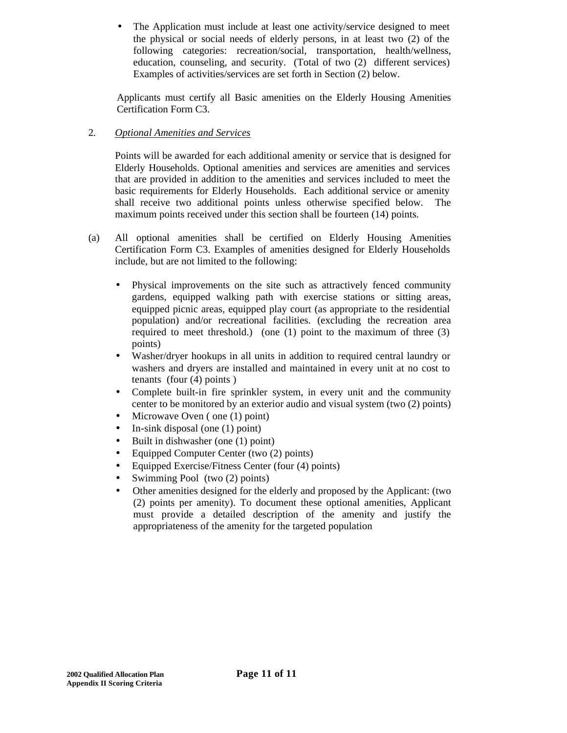- The Application must include at least one activity/service designed to meet the physical or social needs of elderly persons, in at least two (2) of the following categories: recreation/social, transportation, health/wellness, education, counseling, and security. (Total of two (2) different services) Examples of activities/services are set forth in Section (2) below.

Applicants must certify all Basic amenities on the Elderly Housing Amenities Certification Form C3.

2. *Optional Amenities and Services*

Points will be awarded for each additional amenity or service that is designed for Elderly Households. Optional amenities and services are amenities and services that are provided in addition to the amenities and services included to meet the basic requirements for Elderly Households. Each additional service or amenity shall receive two additional points unless otherwise specified below. The maximum points received under this section shall be fourteen (14) points.

(a) All optional amenities shall be certified on Elderly Housing Amenities Certification Form C3. Examples of amenities designed for Elderly Households include, but are not limited to the following:

- Physical improvements on the site such as attractively fenced community gardens, equipped walking path with exercise stations or sitting areas, equipped picnic areas, equipped play court (as appropriate to the residential population) and/or recreational facilities. (excluding the recreation area required to meet threshold.) (one (1) point to the maximum of three (3) points)
- Washer/dryer hookups in all units in addition to required central laundry or washers and dryers are installed and maintained in every unit at no cost to tenants (four (4) points )
- Complete built-in fire sprinkler system, in every unit and the community center to be monitored by an exterior audio and visual system (two (2) points)
- Microwave Oven ( one (1) point)
- In-sink disposal (one (1) point)
- Built in dishwasher (one (1) point)
- Equipped Computer Center (two (2) points)
- Equipped Exercise/Fitness Center (four (4) points)
- Swimming Pool (two (2) points)
- Other amenities designed for the elderly and proposed by the Applicant: (two (2) points per amenity). To document these optional amenities, Applicant must provide a detailed description of the amenity and justify the appropriateness of the amenity for the targeted population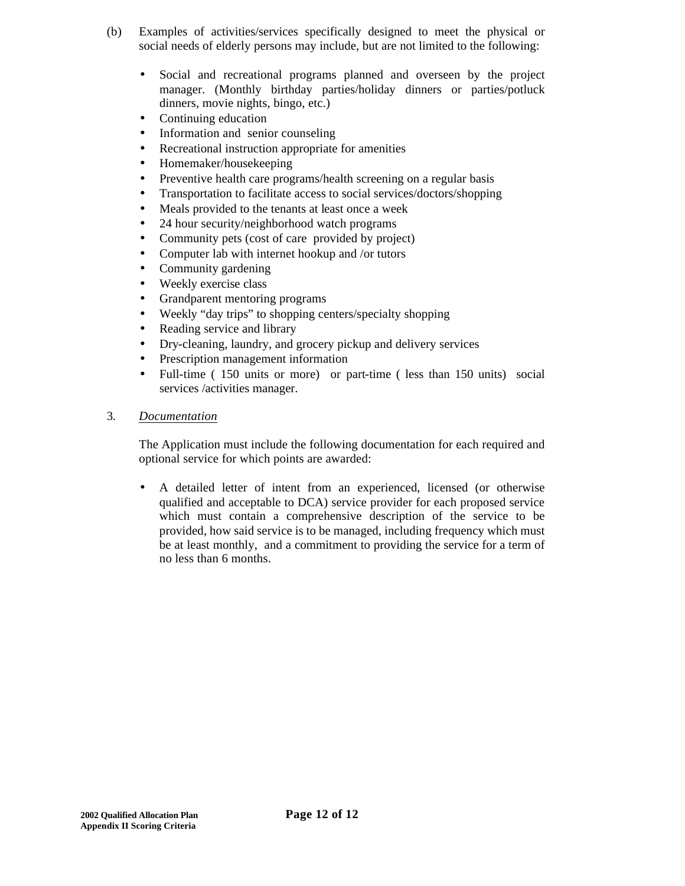(b) Examples of activities/services specifically designed to meet the physical or social needs of elderly persons may include, but are not limited to the following:

- Social and recreational programs planned and overseen by the project manager. (Monthly birthday parties/holiday dinners or parties/potluck dinners, movie nights, bingo, etc.)
- Continuing education
- Information and senior counseling
- Recreational instruction appropriate for amenities
- Homemaker/housekeeping
- Preventive health care programs/health screening on a regular basis
- Transportation to facilitate access to social services/doctors/shopping
- Meals provided to the tenants at least once a week
- 24 hour security/neighborhood watch programs
- Community pets (cost of care provided by project)
- Computer lab with internet hookup and /or tutors
- Community gardening
- Weekly exercise class
- Grandparent mentoring programs
- Weekly "day trips" to shopping centers/specialty shopping
- Reading service and library
- Dry-cleaning, laundry, and grocery pickup and delivery services
- Prescription management information
- Full-time ( 150 units or more) or part-time ( less than 150 units) social services /activities manager.

3. <u>*Documentation*</u>

The Application must include the following documentation for each required and optional service for which points are awarded:

- A detailed letter of intent from an experienced, licensed (or otherwise qualified and acceptable to DCA) service provider for each proposed service which must contain a comprehensive description of the service to be provided, how said service is to be managed, including frequency which must be at least monthly, and a commitment to providing the service for a term of no less than 6 months.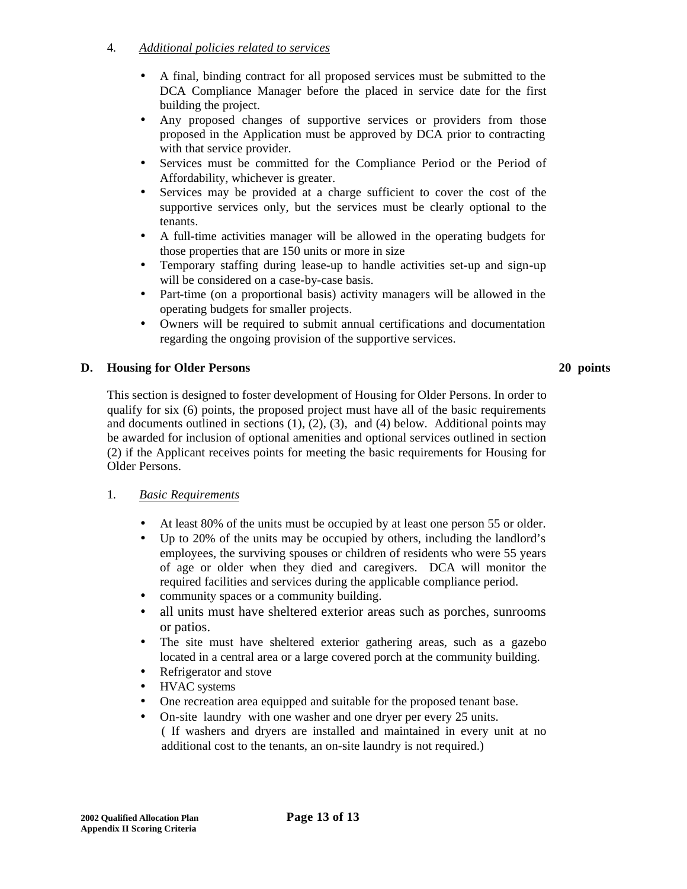4. *Additional policies related to services*

- A final, binding contract for all proposed services must be submitted to the DCA Compliance Manager before the placed in service date for the first building the project.
- Any proposed changes of supportive services or providers from those proposed in the Application must be approved by DCA prior to contracting with that service provider.
- Services must be committed for the Compliance Period or the Period of Affordability, whichever is greater.
- Services may be provided at a charge sufficient to cover the cost of the supportive services only, but the services must be clearly optional to the tenants.
- A full-time activities manager will be allowed in the operating budgets for those properties that are 150 units or more in size
- Temporary staffing during lease-up to handle activities set-up and sign-up will be considered on a case-by-case basis.
- Part-time (on a proportional basis) activity managers will be allowed in the operating budgets for smaller projects.
- Owners will be required to submit annual certifications and documentation regarding the ongoing provision of the supportive services.

**D. Housing for Older Persons** **20 points**

This section is designed to foster development of Housing for Older Persons. In order to qualify for six (6) points, the proposed project must have all of the basic requirements and documents outlined in sections (1), (2), (3), and (4) below. Additional points may be awarded for inclusion of optional amenities and optional services outlined in section (2) if the Applicant receives points for meeting the basic requirements for Housing for Older Persons.

1. *Basic Requirements*

- At least 80% of the units must be occupied by at least one person 55 or older.
- Up to 20% of the units may be occupied by others, including the landlord's employees, the surviving spouses or children of residents who were 55 years of age or older when they died and caregivers. DCA will monitor the required facilities and services during the applicable compliance period.
- community spaces or a community building.
- all units must have sheltered exterior areas such as porches, sunrooms or patios.
- The site must have sheltered exterior gathering areas, such as a gazebo located in a central area or a large covered porch at the community building.
- Refrigerator and stove
- HVAC systems
- One recreation area equipped and suitable for the proposed tenant base.
- On-site laundry with one washer and one dryer per every 25 units. ( If washers and dryers are installed and maintained in every unit at no additional cost to the tenants, an on-site laundry is not required.)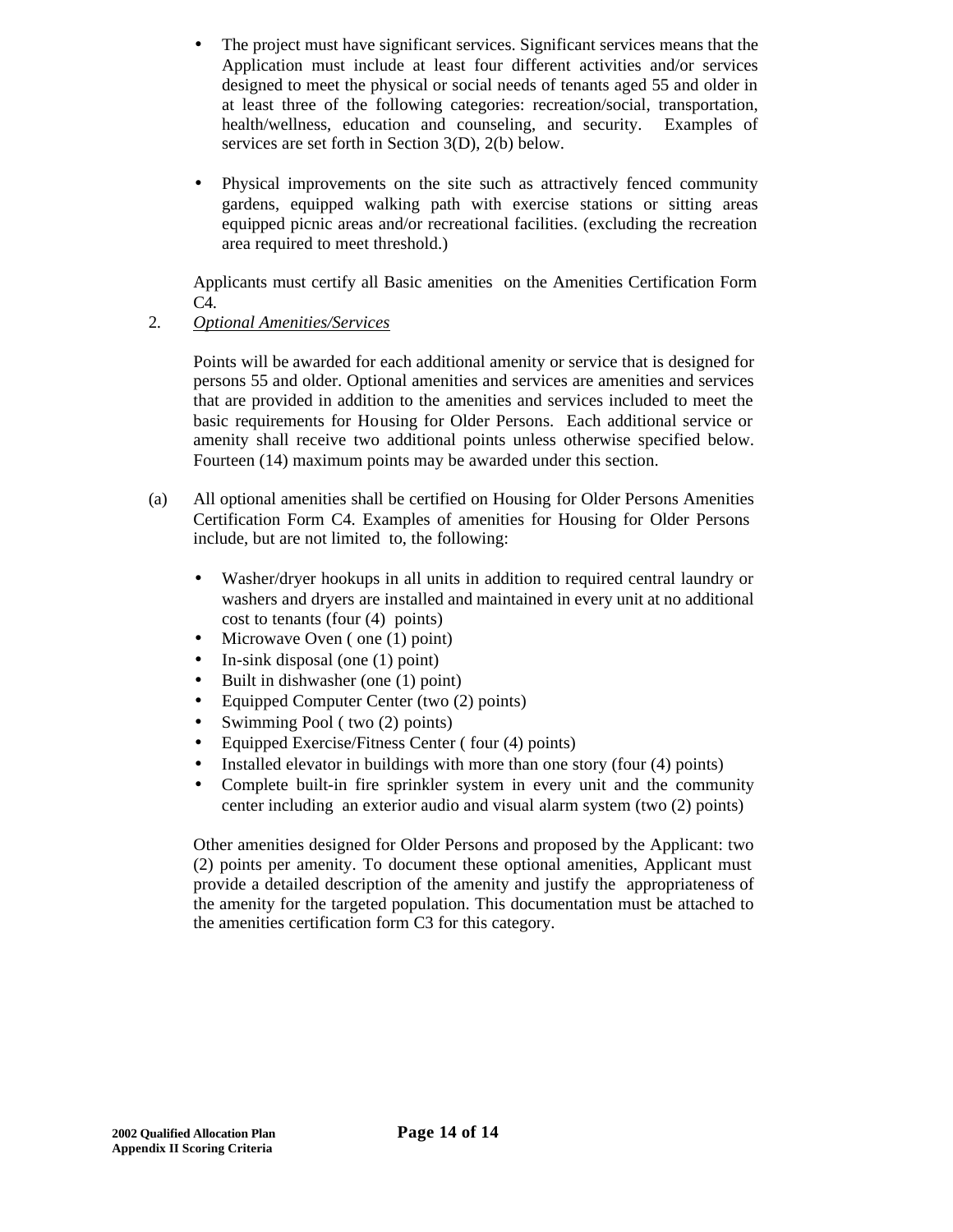- The project must have significant services. Significant services means that the Application must include at least four different activities and/or services designed to meet the physical or social needs of tenants aged 55 and older in at least three of the following categories: recreation/social, transportation, health/wellness, education and counseling, and security. Examples of services are set forth in Section 3(D), 2(b) below.

- Physical improvements on the site such as attractively fenced community gardens, equipped walking path with exercise stations or sitting areas equipped picnic areas and/or recreational facilities. (excluding the recreation area required to meet threshold.)

Applicants must certify all Basic amenities on the Amenities Certification Form C4.

2. *Optional Amenities/Services*

Points will be awarded for each additional amenity or service that is designed for persons 55 and older. Optional amenities and services are amenities and services that are provided in addition to the amenities and services included to meet the basic requirements for Housing for Older Persons. Each additional service or amenity shall receive two additional points unless otherwise specified below. Fourteen (14) maximum points may be awarded under this section.

(a) All optional amenities shall be certified on Housing for Older Persons Amenities Certification Form C4. Examples of amenities for Housing for Older Persons include, but are not limited to, the following:

- Washer/dryer hookups in all units in addition to required central laundry or washers and dryers are installed and maintained in every unit at no additional cost to tenants (four (4) points)
- Microwave Oven ( one (1) point)
- In-sink disposal (one (1) point)
- Built in dishwasher (one (1) point)
- Equipped Computer Center (two (2) points)
- Swimming Pool ( two (2) points)
- Equipped Exercise/Fitness Center ( four (4) points)
- Installed elevator in buildings with more than one story (four (4) points)
- Complete built-in fire sprinkler system in every unit and the community center including an exterior audio and visual alarm system (two (2) points)

Other amenities designed for Older Persons and proposed by the Applicant: two (2) points per amenity. To document these optional amenities, Applicant must provide a detailed description of the amenity and justify the appropriateness of the amenity for the targeted population. This documentation must be attached to the amenities certification form C3 for this category.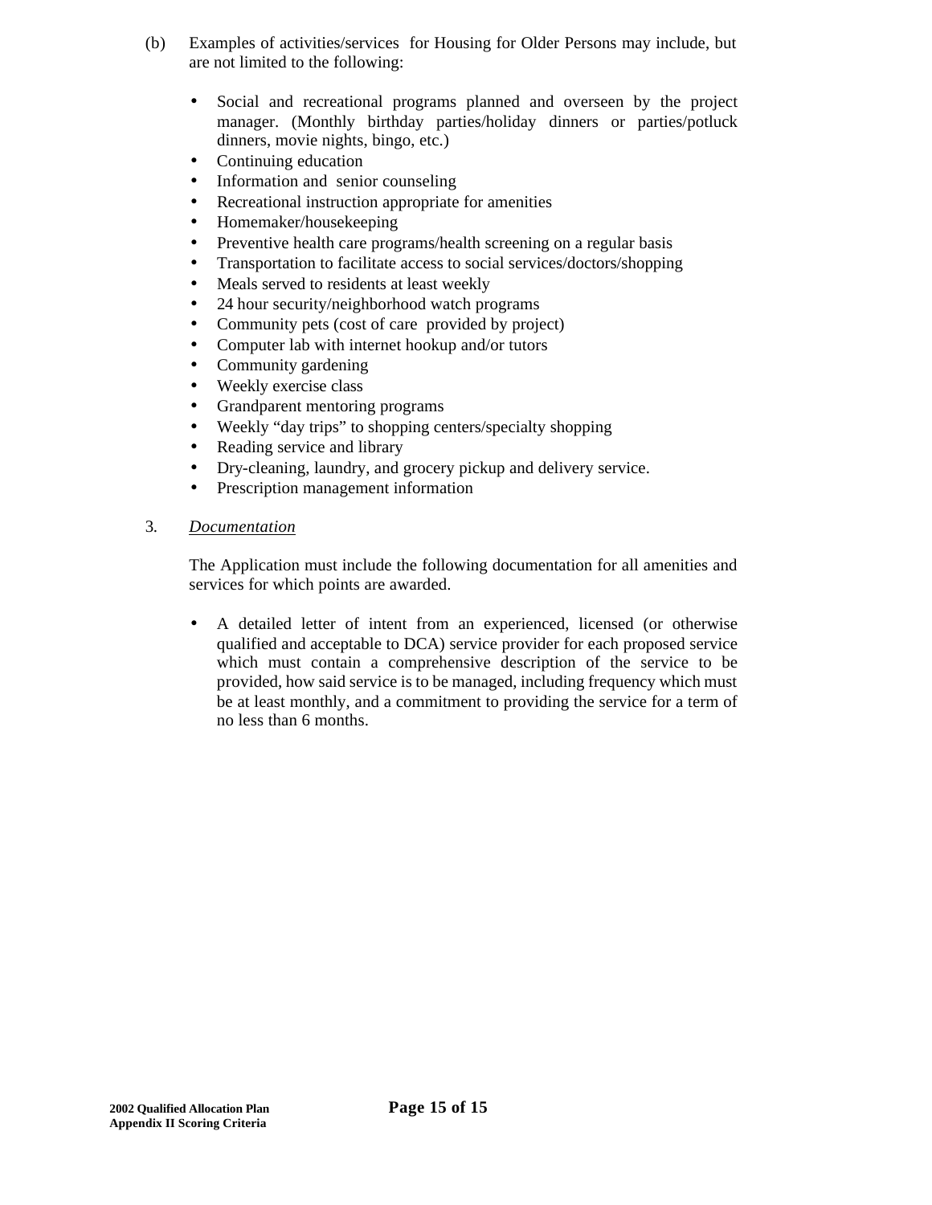(b) Examples of activities/services for Housing for Older Persons may include, but are not limited to the following:

- Social and recreational programs planned and overseen by the project manager. (Monthly birthday parties/holiday dinners or parties/potluck dinners, movie nights, bingo, etc.)
- Continuing education
- Information and senior counseling
- Recreational instruction appropriate for amenities
- Homemaker/housekeeping
- Preventive health care programs/health screening on a regular basis
- Transportation to facilitate access to social services/doctors/shopping
- Meals served to residents at least weekly
- 24 hour security/neighborhood watch programs
- Community pets (cost of care provided by project)
- Computer lab with internet hookup and/or tutors
- Community gardening
- Weekly exercise class
- Grandparent mentoring programs
- Weekly "day trips" to shopping centers/specialty shopping
- Reading service and library
- Dry-cleaning, laundry, and grocery pickup and delivery service.
- Prescription management information

3. *Documentation*

The Application must include the following documentation for all amenities and services for which points are awarded.

- A detailed letter of intent from an experienced, licensed (or otherwise qualified and acceptable to DCA) service provider for each proposed service which must contain a comprehensive description of the service to be provided, how said service is to be managed, including frequency which must be at least monthly, and a commitment to providing the service for a term of no less than 6 months.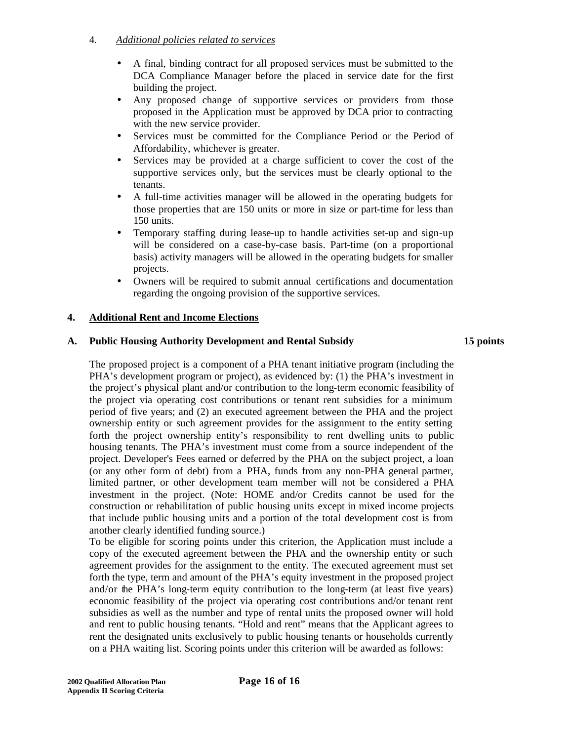4. *Additional policies related to services*

- A final, binding contract for all proposed services must be submitted to the DCA Compliance Manager before the placed in service date for the first building the project.
- Any proposed change of supportive services or providers from those proposed in the Application must be approved by DCA prior to contracting with the new service provider.
- Services must be committed for the Compliance Period or the Period of Affordability, whichever is greater.
- Services may be provided at a charge sufficient to cover the cost of the supportive services only, but the services must be clearly optional to the tenants.
- A full-time activities manager will be allowed in the operating budgets for those properties that are 150 units or more in size or part-time for less than 150 units.
- Temporary staffing during lease-up to handle activities set-up and sign-up will be considered on a case-by-case basis. Part-time (on a proportional basis) activity managers will be allowed in the operating budgets for smaller projects.
- Owners will be required to submit annual certifications and documentation regarding the ongoing provision of the supportive services.

## 4. Additional Rent and Income Elections

### A. Public Housing Authority Development and Rental Subsidy — 15 points

The proposed project is a component of a PHA tenant initiative program (including the PHA's development program or project), as evidenced by: (1) the PHA's investment in the project's physical plant and/or contribution to the long-term economic feasibility of the project via operating cost contributions or tenant rent subsidies for a minimum period of five years; and (2) an executed agreement between the PHA and the project ownership entity or such agreement provides for the assignment to the entity setting forth the project ownership entity's responsibility to rent dwelling units to public housing tenants. The PHA's investment must come from a source independent of the project. Developer's Fees earned or deferred by the PHA on the subject project, a loan (or any other form of debt) from a PHA, funds from any non-PHA general partner, limited partner, or other development team member will not be considered a PHA investment in the project. (Note: HOME and/or Credits cannot be used for the construction or rehabilitation of public housing units except in mixed income projects that include public housing units and a portion of the total development cost is from another clearly identified funding source.)

To be eligible for scoring points under this criterion, the Application must include a copy of the executed agreement between the PHA and the ownership entity or such agreement provides for the assignment to the entity. The executed agreement must set forth the type, term and amount of the PHA's equity investment in the proposed project and/or the PHA's long-term equity contribution to the long-term (at least five years) economic feasibility of the project via operating cost contributions and/or tenant rent subsidies as well as the number and type of rental units the proposed owner will hold and rent to public housing tenants. "Hold and rent" means that the Applicant agrees to rent the designated units exclusively to public housing tenants or households currently on a PHA waiting list. Scoring points under this criterion will be awarded as follows: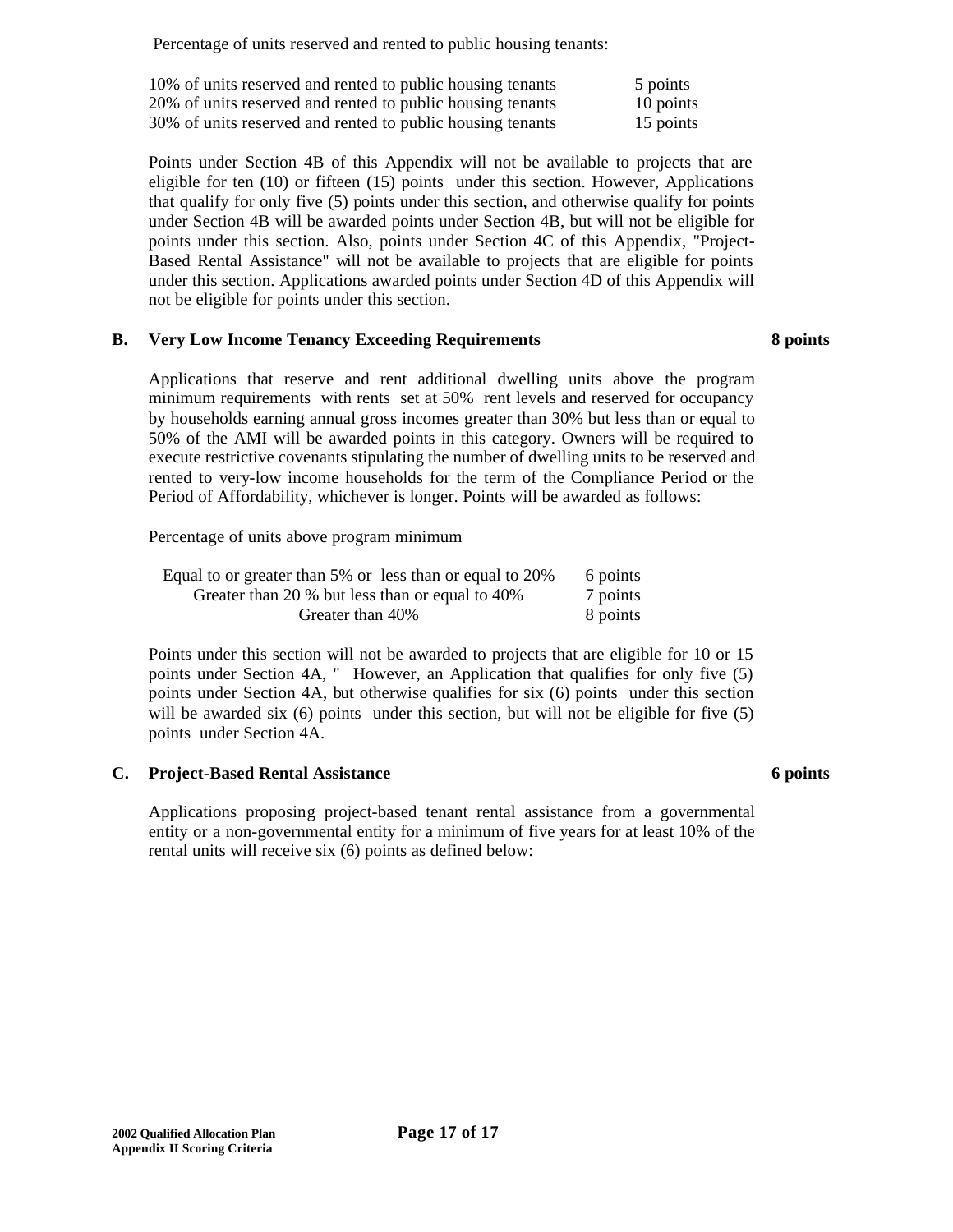Percentage of units reserved and rented to public housing tenants:

| | |
|---|---|
| 10% of units reserved and rented to public housing tenants | 5 points |
| 20% of units reserved and rented to public housing tenants | 10 points |
| 30% of units reserved and rented to public housing tenants | 15 points |

Points under Section 4B of this Appendix will not be available to projects that are eligible for ten (10) or fifteen (15) points under this section. However, Applications that qualify for only five (5) points under this section, and otherwise qualify for points under Section 4B will be awarded points under Section 4B, but will not be eligible for points under this section. Also, points under Section 4C of this Appendix, "Project-Based Rental Assistance" will not be available to projects that are eligible for points under this section. Applications awarded points under Section 4D of this Appendix will not be eligible for points under this section.

**B. Very Low Income Tenancy Exceeding Requirements** **8 points**

Applications that reserve and rent additional dwelling units above the program minimum requirements with rents set at 50% rent levels and reserved for occupancy by households earning annual gross incomes greater than 30% but less than or equal to 50% of the AMI will be awarded points in this category. Owners will be required to execute restrictive covenants stipulating the number of dwelling units to be reserved and rented to very-low income households for the term of the Compliance Period or the Period of Affordability, whichever is longer. Points will be awarded as follows:

Percentage of units above program minimum

| | |
|---|---|
| Equal to or greater than 5% or less than or equal to 20% | 6 points |
| Greater than 20 % but less than or equal to 40% | 7 points |
| Greater than 40% | 8 points |

Points under this section will not be awarded to projects that are eligible for 10 or 15 points under Section 4A, " However, an Application that qualifies for only five (5) points under Section 4A, but otherwise qualifies for six (6) points under this section will be awarded six (6) points under this section, but will not be eligible for five (5) points under Section 4A.

**C. Project-Based Rental Assistance** **6 points**

Applications proposing project-based tenant rental assistance from a governmental entity or a non-governmental entity for a minimum of five years for at least 10% of the rental units will receive six (6) points as defined below: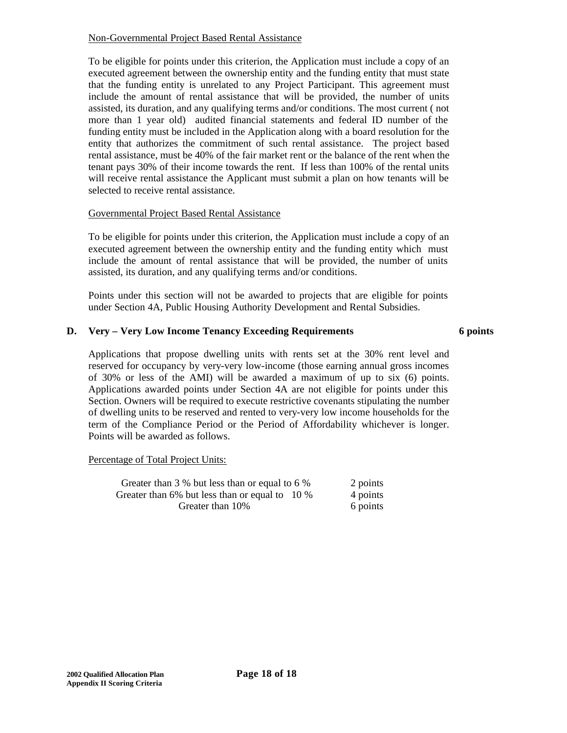Non-Governmental Project Based Rental Assistance

To be eligible for points under this criterion, the Application must include a copy of an executed agreement between the ownership entity and the funding entity that must state that the funding entity is unrelated to any Project Participant. This agreement must include the amount of rental assistance that will be provided, the number of units assisted, its duration, and any qualifying terms and/or conditions. The most current ( not more than 1 year old) audited financial statements and federal ID number of the funding entity must be included in the Application along with a board resolution for the entity that authorizes the commitment of such rental assistance. The project based rental assistance, must be 40% of the fair market rent or the balance of the rent when the tenant pays 30% of their income towards the rent. If less than 100% of the rental units will receive rental assistance the Applicant must submit a plan on how tenants will be selected to receive rental assistance.

Governmental Project Based Rental Assistance

To be eligible for points under this criterion, the Application must include a copy of an executed agreement between the ownership entity and the funding entity which must include the amount of rental assistance that will be provided, the number of units assisted, its duration, and any qualifying terms and/or conditions.

Points under this section will not be awarded to projects that are eligible for points under Section 4A, Public Housing Authority Development and Rental Subsidies.

**D. Very – Very Low Income Tenancy Exceeding Requirements 6 points**

Applications that propose dwelling units with rents set at the 30% rent level and reserved for occupancy by very-very low-income (those earning annual gross incomes of 30% or less of the AMI) will be awarded a maximum of up to six (6) points. Applications awarded points under Section 4A are not eligible for points under this Section. Owners will be required to execute restrictive covenants stipulating the number of dwelling units to be reserved and rented to very-very low income households for the term of the Compliance Period or the Period of Affordability whichever is longer. Points will be awarded as follows.

Percentage of Total Project Units:

| | |
|---|---|
| Greater than 3 % but less than or equal to 6 % | 2 points |
| Greater than 6% but less than or equal to 10 % | 4 points |
| Greater than 10% | 6 points |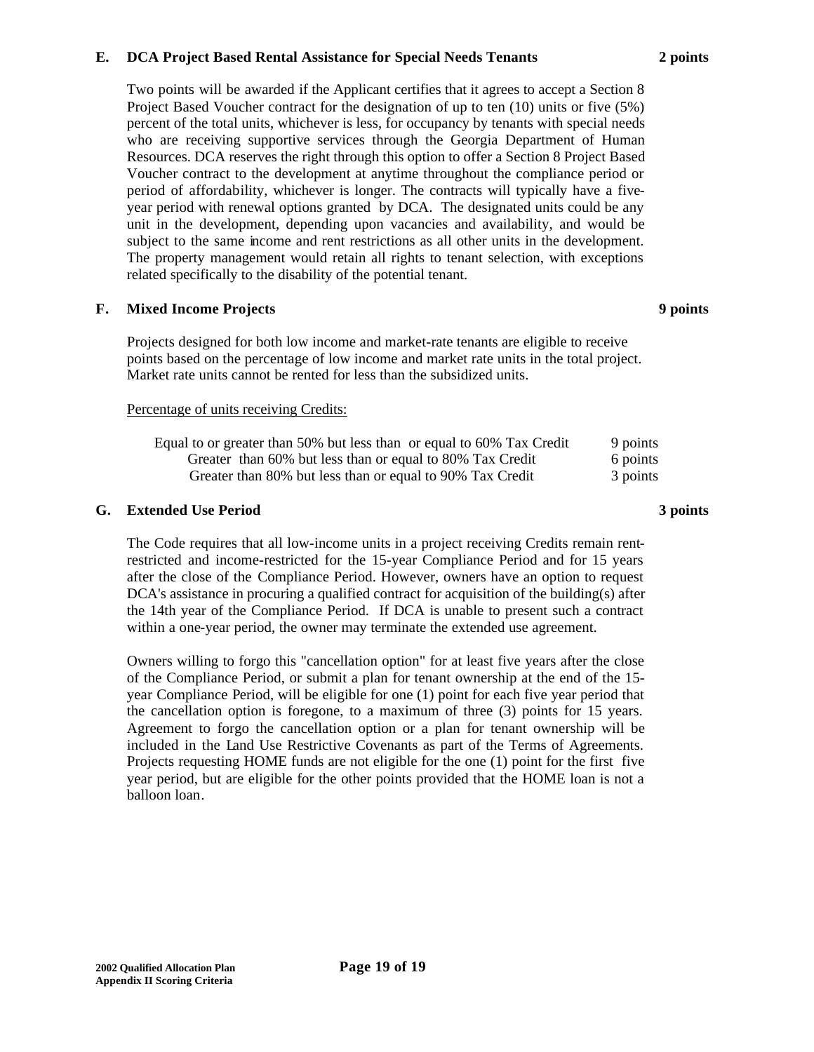### E. DCA Project Based Rental Assistance for Special Needs Tenants — 2 points

Two points will be awarded if the Applicant certifies that it agrees to accept a Section 8 Project Based Voucher contract for the designation of up to ten (10) units or five (5%) percent of the total units, whichever is less, for occupancy by tenants with special needs who are receiving supportive services through the Georgia Department of Human Resources. DCA reserves the right through this option to offer a Section 8 Project Based Voucher contract to the development at anytime throughout the compliance period or period of affordability, whichever is longer. The contracts will typically have a five-year period with renewal options granted by DCA. The designated units could be any unit in the development, depending upon vacancies and availability, and would be subject to the same income and rent restrictions as all other units in the development. The property management would retain all rights to tenant selection, with exceptions related specifically to the disability of the potential tenant.

### F. Mixed Income Projects — 9 points

Projects designed for both low income and market-rate tenants are eligible to receive points based on the percentage of low income and market rate units in the total project. Market rate units cannot be rented for less than the subsidized units.

Percentage of units receiving Credits:

| | |
|---|---|
| Equal to or greater than 50% but less than or equal to 60% Tax Credit | 9 points |
| Greater than 60% but less than or equal to 80% Tax Credit | 6 points |
| Greater than 80% but less than or equal to 90% Tax Credit | 3 points |

### G. Extended Use Period — 3 points

The Code requires that all low-income units in a project receiving Credits remain rent-restricted and income-restricted for the 15-year Compliance Period and for 15 years after the close of the Compliance Period. However, owners have an option to request DCA's assistance in procuring a qualified contract for acquisition of the building(s) after the 14th year of the Compliance Period. If DCA is unable to present such a contract within a one-year period, the owner may terminate the extended use agreement.

Owners willing to forgo this "cancellation option" for at least five years after the close of the Compliance Period, or submit a plan for tenant ownership at the end of the 15-year Compliance Period, will be eligible for one (1) point for each five year period that the cancellation option is foregone, to a maximum of three (3) points for 15 years. Agreement to forgo the cancellation option or a plan for tenant ownership will be included in the Land Use Restrictive Covenants as part of the Terms of Agreements. Projects requesting HOME funds are not eligible for the one (1) point for the first five year period, but are eligible for the other points provided that the HOME loan is not a balloon loan.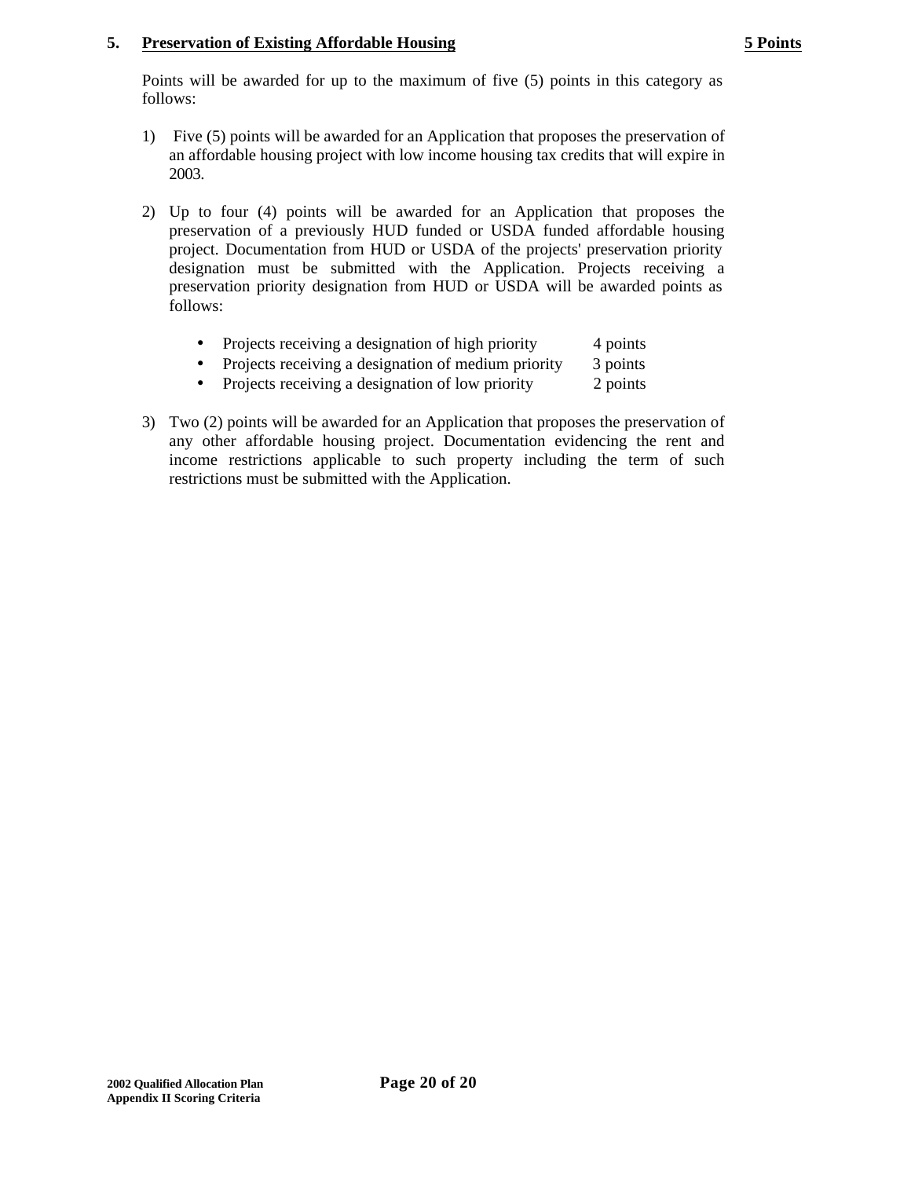### 5. Preservation of Existing Affordable Housing **5 Points**

Points will be awarded for up to the maximum of five (5) points in this category as follows:

1) Five (5) points will be awarded for an Application that proposes the preservation of an affordable housing project with low income housing tax credits that will expire in 2003.

2) Up to four (4) points will be awarded for an Application that proposes the preservation of a previously HUD funded or USDA funded affordable housing project. Documentation from HUD or USDA of the projects' preservation priority designation must be submitted with the Application. Projects receiving a preservation priority designation from HUD or USDA will be awarded points as follows:

   - Projects receiving a designation of high priority 4 points
   - Projects receiving a designation of medium priority 3 points
   - Projects receiving a designation of low priority 2 points

3) Two (2) points will be awarded for an Application that proposes the preservation of any other affordable housing project. Documentation evidencing the rent and income restrictions applicable to such property including the term of such restrictions must be submitted with the Application.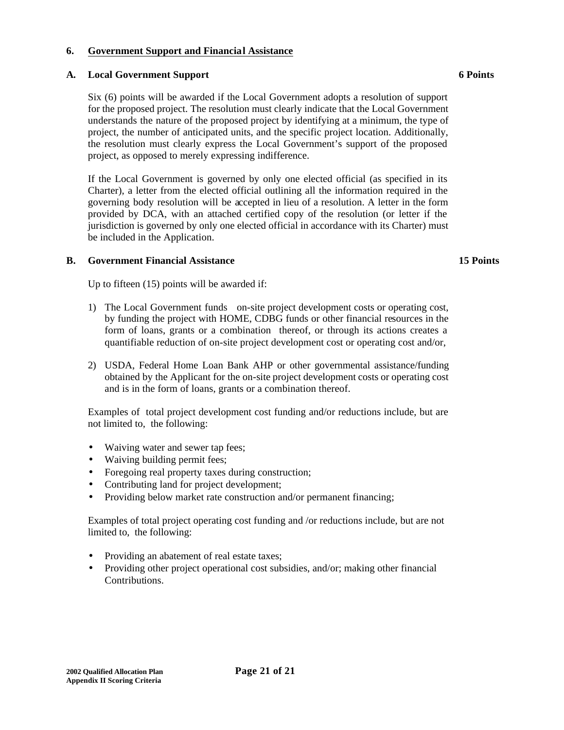## 6. Government Support and Financial Assistance

### A. Local Government Support — 6 Points

Six (6) points will be awarded if the Local Government adopts a resolution of support for the proposed project. The resolution must clearly indicate that the Local Government understands the nature of the proposed project by identifying at a minimum, the type of project, the number of anticipated units, and the specific project location. Additionally, the resolution must clearly express the Local Government's support of the proposed project, as opposed to merely expressing indifference.

If the Local Government is governed by only one elected official (as specified in its Charter), a letter from the elected official outlining all the information required in the governing body resolution will be accepted in lieu of a resolution. A letter in the form provided by DCA, with an attached certified copy of the resolution (or letter if the jurisdiction is governed by only one elected official in accordance with its Charter) must be included in the Application.

### B. Government Financial Assistance — 15 Points

Up to fifteen (15) points will be awarded if:

1) The Local Government funds on-site project development costs or operating cost, by funding the project with HOME, CDBG funds or other financial resources in the form of loans, grants or a combination thereof, or through its actions creates a quantifiable reduction of on-site project development cost or operating cost and/or,

2) USDA, Federal Home Loan Bank AHP or other governmental assistance/funding obtained by the Applicant for the on-site project development costs or operating cost and is in the form of loans, grants or a combination thereof.

Examples of total project development cost funding and/or reductions include, but are not limited to, the following:

- Waiving water and sewer tap fees;
- Waiving building permit fees;
- Foregoing real property taxes during construction;
- Contributing land for project development;
- Providing below market rate construction and/or permanent financing;

Examples of total project operating cost funding and /or reductions include, but are not limited to, the following:

- Providing an abatement of real estate taxes;
- Providing other project operational cost subsidies, and/or; making other financial Contributions.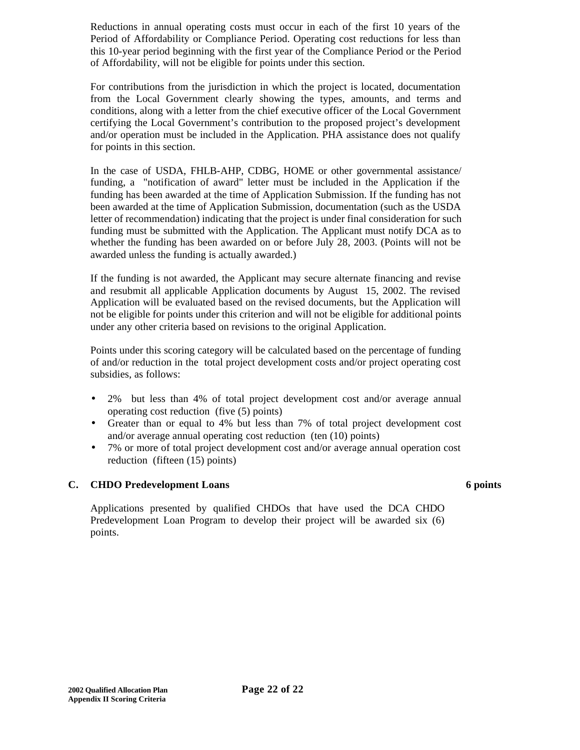Reductions in annual operating costs must occur in each of the first 10 years of the Period of Affordability or Compliance Period. Operating cost reductions for less than this 10-year period beginning with the first year of the Compliance Period or the Period of Affordability, will not be eligible for points under this section.

For contributions from the jurisdiction in which the project is located, documentation from the Local Government clearly showing the types, amounts, and terms and conditions, along with a letter from the chief executive officer of the Local Government certifying the Local Government's contribution to the proposed project's development and/or operation must be included in the Application. PHA assistance does not qualify for points in this section.

In the case of USDA, FHLB-AHP, CDBG, HOME or other governmental assistance/ funding, a "notification of award" letter must be included in the Application if the funding has been awarded at the time of Application Submission. If the funding has not been awarded at the time of Application Submission, documentation (such as the USDA letter of recommendation) indicating that the project is under final consideration for such funding must be submitted with the Application. The Applicant must notify DCA as to whether the funding has been awarded on or before July 28, 2003. (Points will not be awarded unless the funding is actually awarded.)

If the funding is not awarded, the Applicant may secure alternate financing and revise and resubmit all applicable Application documents by August 15, 2002. The revised Application will be evaluated based on the revised documents, but the Application will not be eligible for points under this criterion and will not be eligible for additional points under any other criteria based on revisions to the original Application.

Points under this scoring category will be calculated based on the percentage of funding of and/or reduction in the total project development costs and/or project operating cost subsidies, as follows:

- 2% but less than 4% of total project development cost and/or average annual operating cost reduction (five (5) points)
- Greater than or equal to 4% but less than 7% of total project development cost and/or average annual operating cost reduction (ten (10) points)
- 7% or more of total project development cost and/or average annual operation cost reduction (fifteen (15) points)

**C. CHDO Predevelopment Loans** **6 points**

Applications presented by qualified CHDOs that have used the DCA CHDO Predevelopment Loan Program to develop their project will be awarded six (6) points.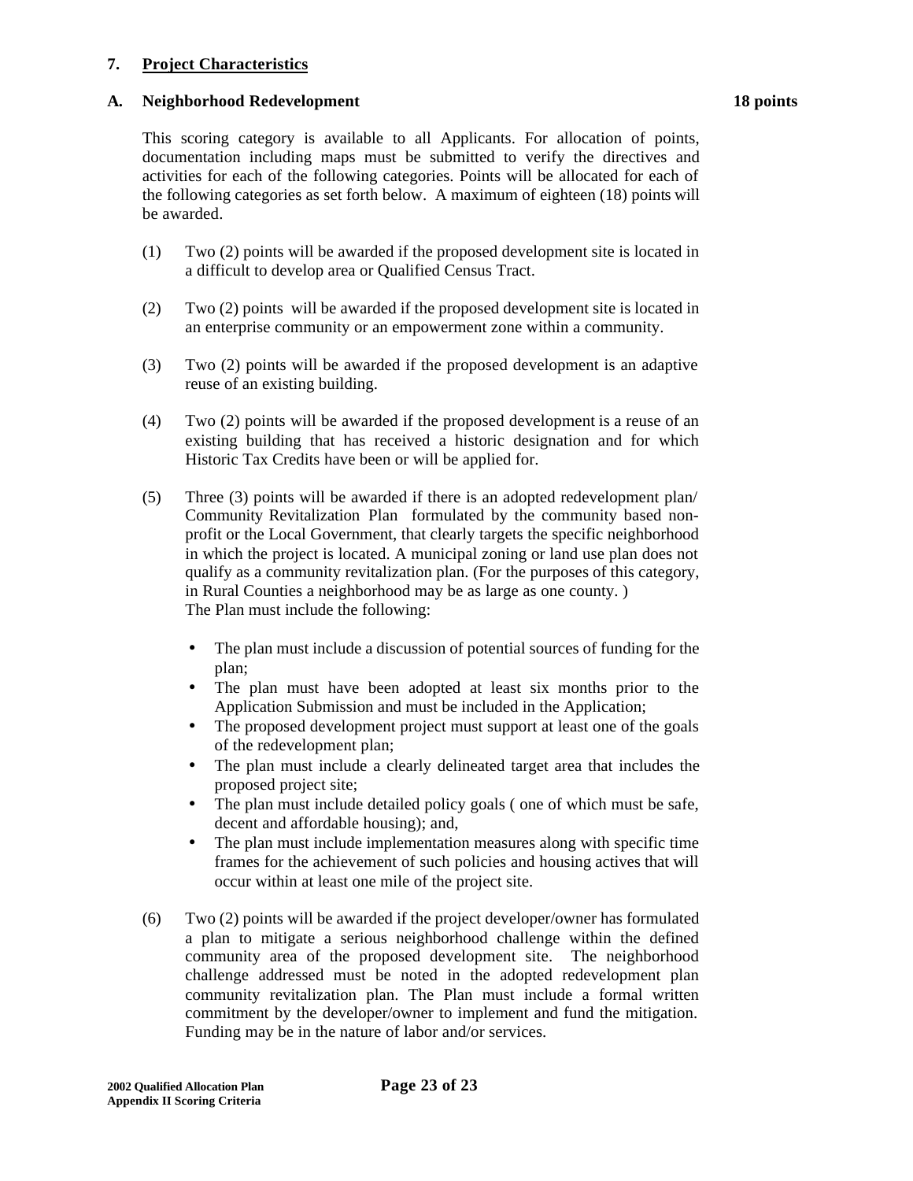## 7. Project Characteristics

### A. Neighborhood Redevelopment — 18 points

This scoring category is available to all Applicants. For allocation of points, documentation including maps must be submitted to verify the directives and activities for each of the following categories. Points will be allocated for each of the following categories as set forth below. A maximum of eighteen (18) points will be awarded.

(1) Two (2) points will be awarded if the proposed development site is located in a difficult to develop area or Qualified Census Tract.

(2) Two (2) points will be awarded if the proposed development site is located in an enterprise community or an empowerment zone within a community.

(3) Two (2) points will be awarded if the proposed development is an adaptive reuse of an existing building.

(4) Two (2) points will be awarded if the proposed development is a reuse of an existing building that has received a historic designation and for which Historic Tax Credits have been or will be applied for.

(5) Three (3) points will be awarded if there is an adopted redevelopment plan/ Community Revitalization Plan formulated by the community based non-profit or the Local Government, that clearly targets the specific neighborhood in which the project is located. A municipal zoning or land use plan does not qualify as a community revitalization plan. (For the purposes of this category, in Rural Counties a neighborhood may be as large as one county. )
The Plan must include the following:

- The plan must include a discussion of potential sources of funding for the plan;
- The plan must have been adopted at least six months prior to the Application Submission and must be included in the Application;
- The proposed development project must support at least one of the goals of the redevelopment plan;
- The plan must include a clearly delineated target area that includes the proposed project site;
- The plan must include detailed policy goals ( one of which must be safe, decent and affordable housing); and,
- The plan must include implementation measures along with specific time frames for the achievement of such policies and housing actives that will occur within at least one mile of the project site.

(6) Two (2) points will be awarded if the project developer/owner has formulated a plan to mitigate a serious neighborhood challenge within the defined community area of the proposed development site. The neighborhood challenge addressed must be noted in the adopted redevelopment plan community revitalization plan. The Plan must include a formal written commitment by the developer/owner to implement and fund the mitigation. Funding may be in the nature of labor and/or services.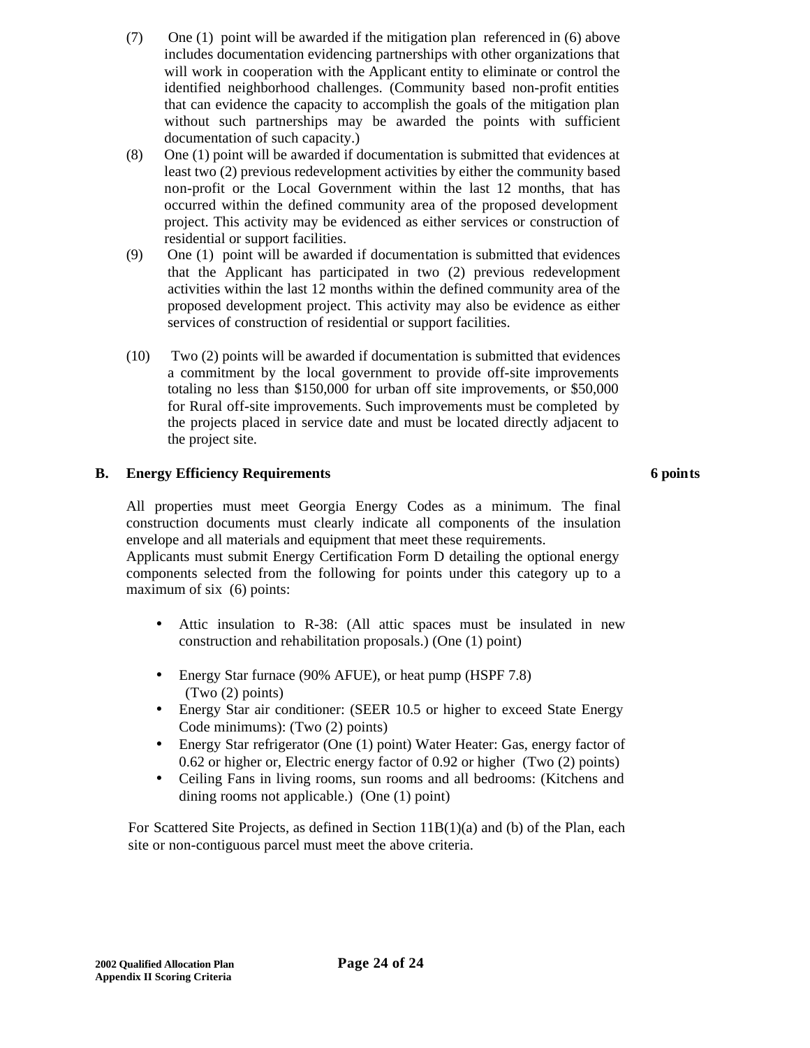(7) One (1) point will be awarded if the mitigation plan referenced in (6) above includes documentation evidencing partnerships with other organizations that will work in cooperation with the Applicant entity to eliminate or control the identified neighborhood challenges. (Community based non-profit entities that can evidence the capacity to accomplish the goals of the mitigation plan without such partnerships may be awarded the points with sufficient documentation of such capacity.)

(8) One (1) point will be awarded if documentation is submitted that evidences at least two (2) previous redevelopment activities by either the community based non-profit or the Local Government within the last 12 months, that has occurred within the defined community area of the proposed development project. This activity may be evidenced as either services or construction of residential or support facilities.

(9) One (1) point will be awarded if documentation is submitted that evidences that the Applicant has participated in two (2) previous redevelopment activities within the last 12 months within the defined community area of the proposed development project. This activity may also be evidence as either services of construction of residential or support facilities.

(10) Two (2) points will be awarded if documentation is submitted that evidences a commitment by the local government to provide off-site improvements totaling no less than $150,000 for urban off site improvements, or $50,000 for Rural off-site improvements. Such improvements must be completed by the projects placed in service date and must be located directly adjacent to the project site.

**B. Energy Efficiency Requirements** **6 points**

All properties must meet Georgia Energy Codes as a minimum. The final construction documents must clearly indicate all components of the insulation envelope and all materials and equipment that meet these requirements.
Applicants must submit Energy Certification Form D detailing the optional energy components selected from the following for points under this category up to a maximum of six (6) points:

- Attic insulation to R-38: (All attic spaces must be insulated in new construction and rehabilitation proposals.) (One (1) point)
- Energy Star furnace (90% AFUE), or heat pump (HSPF 7.8) (Two (2) points)
- Energy Star air conditioner: (SEER 10.5 or higher to exceed State Energy Code minimums): (Two (2) points)
- Energy Star refrigerator (One (1) point) Water Heater: Gas, energy factor of 0.62 or higher or, Electric energy factor of 0.92 or higher (Two (2) points)
- Ceiling Fans in living rooms, sun rooms and all bedrooms: (Kitchens and dining rooms not applicable.) (One (1) point)

For Scattered Site Projects, as defined in Section 11B(1)(a) and (b) of the Plan, each site or non-contiguous parcel must meet the above criteria.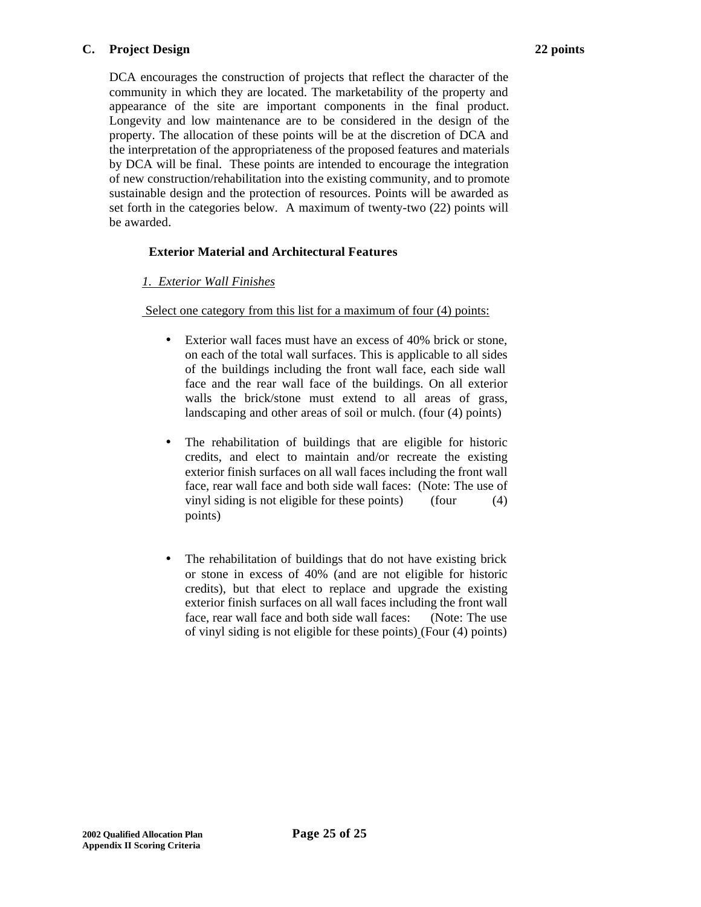## C. Project Design — 22 points

DCA encourages the construction of projects that reflect the character of the community in which they are located. The marketability of the property and appearance of the site are important components in the final product. Longevity and low maintenance are to be considered in the design of the property. The allocation of these points will be at the discretion of DCA and the interpretation of the appropriateness of the proposed features and materials by DCA will be final. These points are intended to encourage the integration of new construction/rehabilitation into the existing community, and to promote sustainable design and the protection of resources. Points will be awarded as set forth in the categories below. A maximum of twenty-two (22) points will be awarded.

### Exterior Material and Architectural Features

*1. Exterior Wall Finishes*

Select one category from this list for a maximum of four (4) points:

- Exterior wall faces must have an excess of 40% brick or stone, on each of the total wall surfaces. This is applicable to all sides of the buildings including the front wall face, each side wall face and the rear wall face of the buildings. On all exterior walls the brick/stone must extend to all areas of grass, landscaping and other areas of soil or mulch. (four (4) points)

- The rehabilitation of buildings that are eligible for historic credits, and elect to maintain and/or recreate the existing exterior finish surfaces on all wall faces including the front wall face, rear wall face and both side wall faces: (Note: The use of vinyl siding is not eligible for these points) (four (4) points)

- The rehabilitation of buildings that do not have existing brick or stone in excess of 40% (and are not eligible for historic credits), but that elect to replace and upgrade the existing exterior finish surfaces on all wall faces including the front wall face, rear wall face and both side wall faces: (Note: The use of vinyl siding is not eligible for these points) (Four (4) points)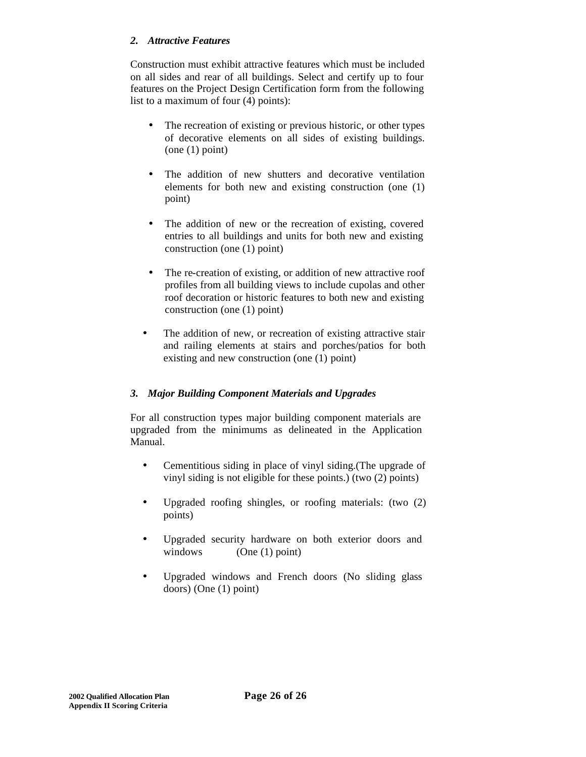### *2. Attractive Features*

Construction must exhibit attractive features which must be included on all sides and rear of all buildings. Select and certify up to four features on the Project Design Certification form from the following list to a maximum of four (4) points):

- The recreation of existing or previous historic, or other types of decorative elements on all sides of existing buildings. (one (1) point)
- The addition of new shutters and decorative ventilation elements for both new and existing construction (one (1) point)
- The addition of new or the recreation of existing, covered entries to all buildings and units for both new and existing construction (one (1) point)
- The re-creation of existing, or addition of new attractive roof profiles from all building views to include cupolas and other roof decoration or historic features to both new and existing construction (one (1) point)
- The addition of new, or recreation of existing attractive stair and railing elements at stairs and porches/patios for both existing and new construction (one (1) point)

### *3. Major Building Component Materials and Upgrades*

For all construction types major building component materials are upgraded from the minimums as delineated in the Application Manual.

- Cementitious siding in place of vinyl siding.(The upgrade of vinyl siding is not eligible for these points.) (two (2) points)
- Upgraded roofing shingles, or roofing materials: (two (2) points)
- Upgraded security hardware on both exterior doors and windows (One (1) point)
- Upgraded windows and French doors (No sliding glass doors) (One (1) point)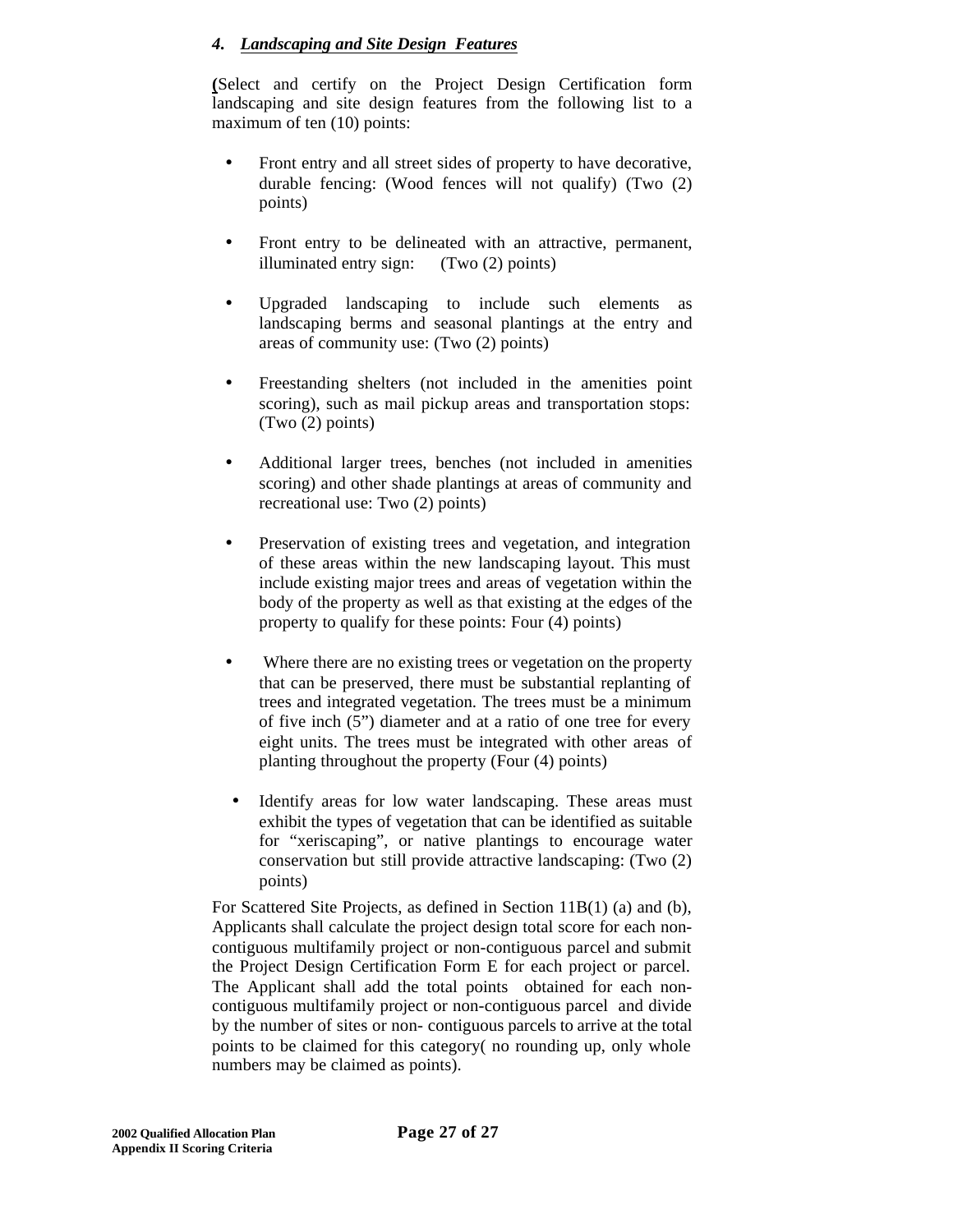#### *4. Landscaping and Site Design Features*

(Select and certify on the Project Design Certification form landscaping and site design features from the following list to a maximum of ten (10) points:

- Front entry and all street sides of property to have decorative, durable fencing: (Wood fences will not qualify) (Two (2) points)

- Front entry to be delineated with an attractive, permanent, illuminated entry sign: (Two (2) points)

- Upgraded landscaping to include such elements as landscaping berms and seasonal plantings at the entry and areas of community use: (Two (2) points)

- Freestanding shelters (not included in the amenities point scoring), such as mail pickup areas and transportation stops: (Two (2) points)

- Additional larger trees, benches (not included in amenities scoring) and other shade plantings at areas of community and recreational use: Two (2) points)

- Preservation of existing trees and vegetation, and integration of these areas within the new landscaping layout. This must include existing major trees and areas of vegetation within the body of the property as well as that existing at the edges of the property to qualify for these points: Four (4) points)

- Where there are no existing trees or vegetation on the property that can be preserved, there must be substantial replanting of trees and integrated vegetation. The trees must be a minimum of five inch (5”) diameter and at a ratio of one tree for every eight units. The trees must be integrated with other areas of planting throughout the property (Four (4) points)

- Identify areas for low water landscaping. These areas must exhibit the types of vegetation that can be identified as suitable for “xeriscaping”, or native plantings to encourage water conservation but still provide attractive landscaping: (Two (2) points)

For Scattered Site Projects, as defined in Section 11B(1) (a) and (b), Applicants shall calculate the project design total score for each non-contiguous multifamily project or non-contiguous parcel and submit the Project Design Certification Form E for each project or parcel. The Applicant shall add the total points obtained for each non-contiguous multifamily project or non-contiguous parcel and divide by the number of sites or non- contiguous parcels to arrive at the total points to be claimed for this category( no rounding up, only whole numbers may be claimed as points).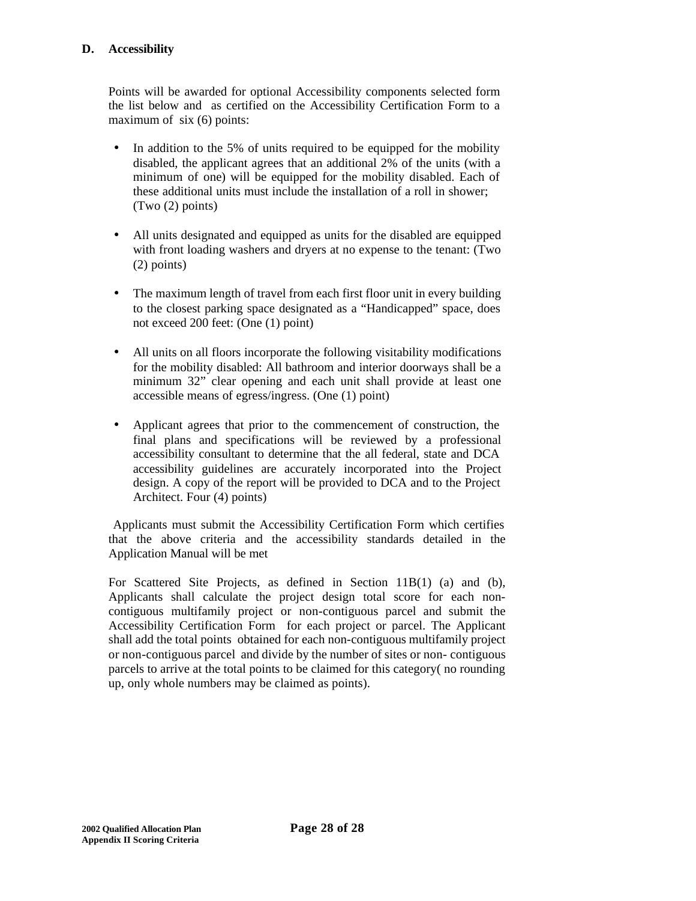## D. Accessibility

Points will be awarded for optional Accessibility components selected form the list below and as certified on the Accessibility Certification Form to a maximum of six (6) points:

- In addition to the 5% of units required to be equipped for the mobility disabled, the applicant agrees that an additional 2% of the units (with a minimum of one) will be equipped for the mobility disabled. Each of these additional units must include the installation of a roll in shower; (Two (2) points)

- All units designated and equipped as units for the disabled are equipped with front loading washers and dryers at no expense to the tenant: (Two (2) points)

- The maximum length of travel from each first floor unit in every building to the closest parking space designated as a "Handicapped" space, does not exceed 200 feet: (One (1) point)

- All units on all floors incorporate the following visitability modifications for the mobility disabled: All bathroom and interior doorways shall be a minimum 32" clear opening and each unit shall provide at least one accessible means of egress/ingress. (One (1) point)

- Applicant agrees that prior to the commencement of construction, the final plans and specifications will be reviewed by a professional accessibility consultant to determine that the all federal, state and DCA accessibility guidelines are accurately incorporated into the Project design. A copy of the report will be provided to DCA and to the Project Architect. Four (4) points)

Applicants must submit the Accessibility Certification Form which certifies that the above criteria and the accessibility standards detailed in the Application Manual will be met

For Scattered Site Projects, as defined in Section 11B(1) (a) and (b), Applicants shall calculate the project design total score for each non-contiguous multifamily project or non-contiguous parcel and submit the Accessibility Certification Form for each project or parcel. The Applicant shall add the total points obtained for each non-contiguous multifamily project or non-contiguous parcel and divide by the number of sites or non- contiguous parcels to arrive at the total points to be claimed for this category( no rounding up, only whole numbers may be claimed as points).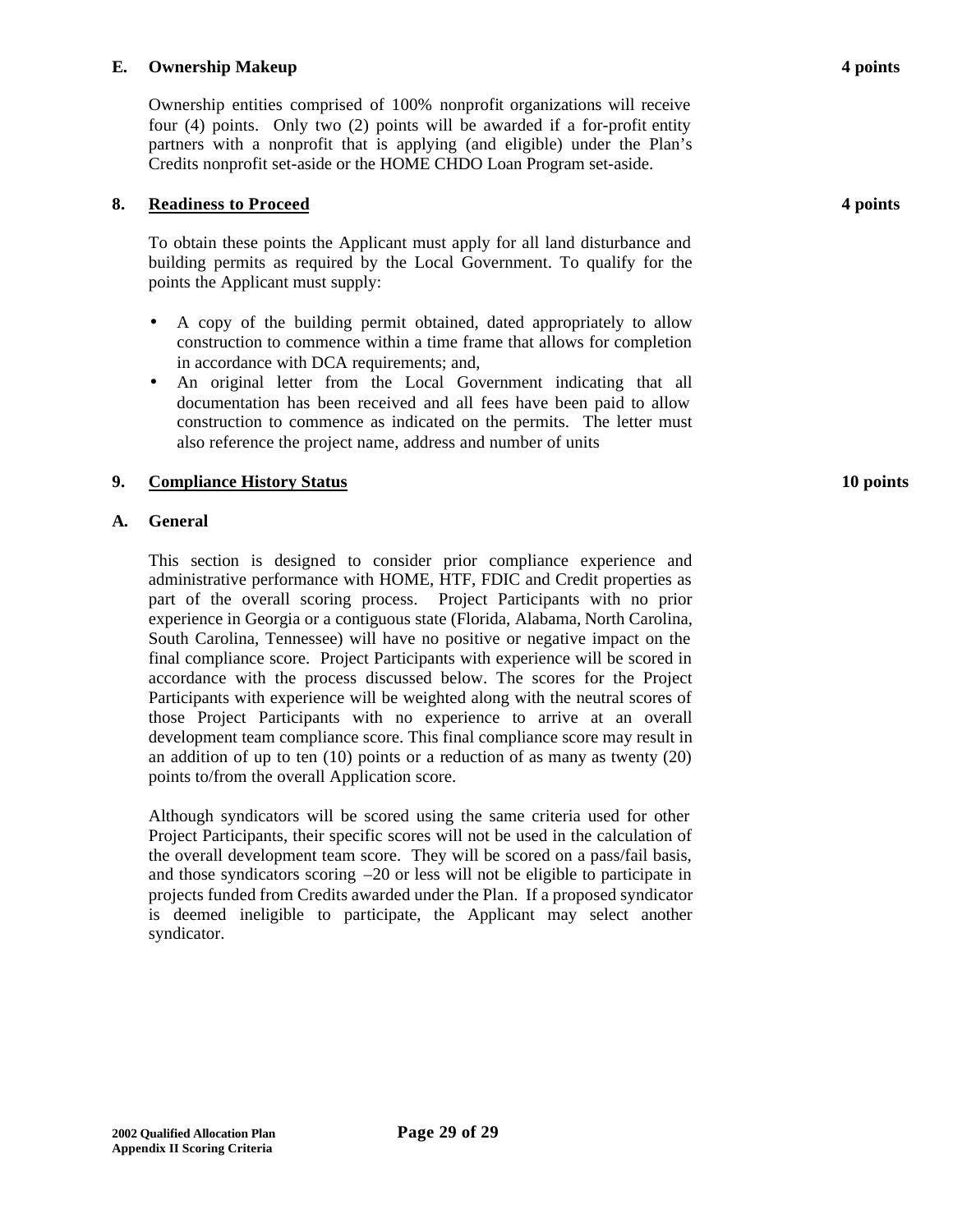**E. Ownership Makeup** **4 points**

Ownership entities comprised of 100% nonprofit organizations will receive four (4) points. Only two (2) points will be awarded if a for-profit entity partners with a nonprofit that is applying (and eligible) under the Plan's Credits nonprofit set-aside or the HOME CHDO Loan Program set-aside.

## 8. Readiness to Proceed **4 points**

To obtain these points the Applicant must apply for all land disturbance and building permits as required by the Local Government. To qualify for the points the Applicant must supply:

- A copy of the building permit obtained, dated appropriately to allow construction to commence within a time frame that allows for completion in accordance with DCA requirements; and,
- An original letter from the Local Government indicating that all documentation has been received and all fees have been paid to allow construction to commence as indicated on the permits. The letter must also reference the project name, address and number of units

## 9. Compliance History Status **10 points**

**A. General**

This section is designed to consider prior compliance experience and administrative performance with HOME, HTF, FDIC and Credit properties as part of the overall scoring process. Project Participants with no prior experience in Georgia or a contiguous state (Florida, Alabama, North Carolina, South Carolina, Tennessee) will have no positive or negative impact on the final compliance score. Project Participants with experience will be scored in accordance with the process discussed below. The scores for the Project Participants with experience will be weighted along with the neutral scores of those Project Participants with no experience to arrive at an overall development team compliance score. This final compliance score may result in an addition of up to ten (10) points or a reduction of as many as twenty (20) points to/from the overall Application score.

Although syndicators will be scored using the same criteria used for other Project Participants, their specific scores will not be used in the calculation of the overall development team score. They will be scored on a pass/fail basis, and those syndicators scoring –20 or less will not be eligible to participate in projects funded from Credits awarded under the Plan. If a proposed syndicator is deemed ineligible to participate, the Applicant may select another syndicator.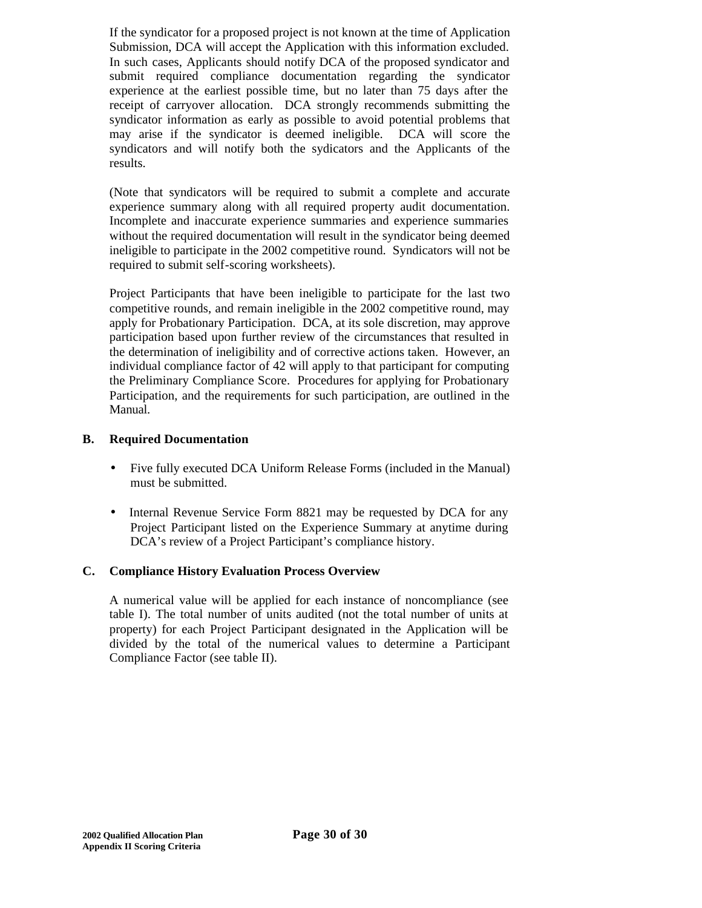If the syndicator for a proposed project is not known at the time of Application Submission, DCA will accept the Application with this information excluded. In such cases, Applicants should notify DCA of the proposed syndicator and submit required compliance documentation regarding the syndicator experience at the earliest possible time, but no later than 75 days after the receipt of carryover allocation. DCA strongly recommends submitting the syndicator information as early as possible to avoid potential problems that may arise if the syndicator is deemed ineligible. DCA will score the syndicators and will notify both the sydicators and the Applicants of the results.

(Note that syndicators will be required to submit a complete and accurate experience summary along with all required property audit documentation. Incomplete and inaccurate experience summaries and experience summaries without the required documentation will result in the syndicator being deemed ineligible to participate in the 2002 competitive round. Syndicators will not be required to submit self-scoring worksheets).

Project Participants that have been ineligible to participate for the last two competitive rounds, and remain ineligible in the 2002 competitive round, may apply for Probationary Participation. DCA, at its sole discretion, may approve participation based upon further review of the circumstances that resulted in the determination of ineligibility and of corrective actions taken. However, an individual compliance factor of 42 will apply to that participant for computing the Preliminary Compliance Score. Procedures for applying for Probationary Participation, and the requirements for such participation, are outlined in the Manual.

**B. Required Documentation**

- Five fully executed DCA Uniform Release Forms (included in the Manual) must be submitted.
- Internal Revenue Service Form 8821 may be requested by DCA for any Project Participant listed on the Experience Summary at anytime during DCA's review of a Project Participant's compliance history.

**C. Compliance History Evaluation Process Overview**

A numerical value will be applied for each instance of noncompliance (see table I). The total number of units audited (not the total number of units at property) for each Project Participant designated in the Application will be divided by the total of the numerical values to determine a Participant Compliance Factor (see table II).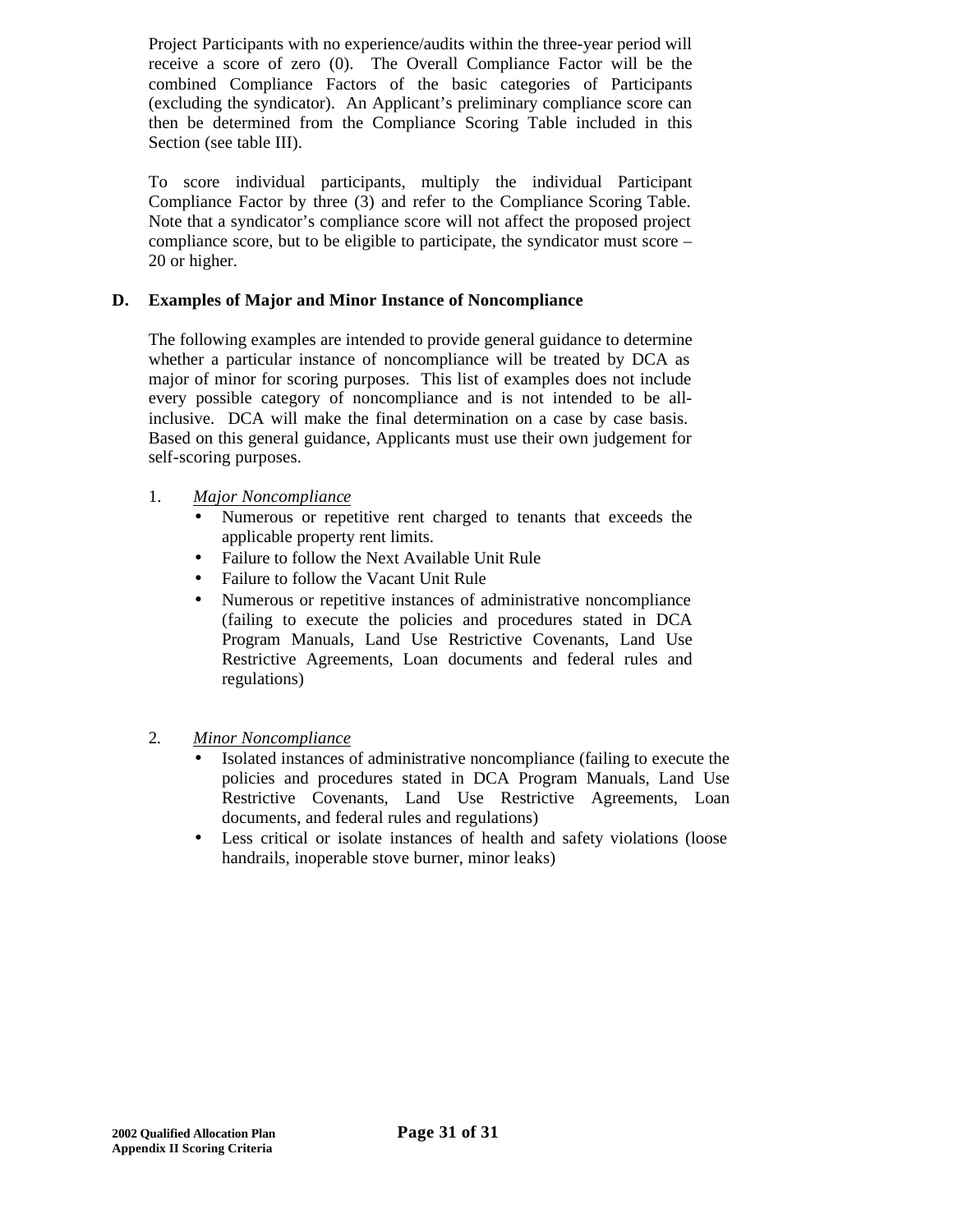Project Participants with no experience/audits within the three-year period will receive a score of zero (0). The Overall Compliance Factor will be the combined Compliance Factors of the basic categories of Participants (excluding the syndicator). An Applicant's preliminary compliance score can then be determined from the Compliance Scoring Table included in this Section (see table III).

To score individual participants, multiply the individual Participant Compliance Factor by three (3) and refer to the Compliance Scoring Table. Note that a syndicator's compliance score will not affect the proposed project compliance score, but to be eligible to participate, the syndicator must score –20 or higher.

## D. Examples of Major and Minor Instance of Noncompliance

The following examples are intended to provide general guidance to determine whether a particular instance of noncompliance will be treated by DCA as major of minor for scoring purposes. This list of examples does not include every possible category of noncompliance and is not intended to be all-inclusive. DCA will make the final determination on a case by case basis. Based on this general guidance, Applicants must use their own judgement for self-scoring purposes.

1. *Major Noncompliance*
   - Numerous or repetitive rent charged to tenants that exceeds the applicable property rent limits.
   - Failure to follow the Next Available Unit Rule
   - Failure to follow the Vacant Unit Rule
   - Numerous or repetitive instances of administrative noncompliance (failing to execute the policies and procedures stated in DCA Program Manuals, Land Use Restrictive Covenants, Land Use Restrictive Agreements, Loan documents and federal rules and regulations)

2. *Minor Noncompliance*
   - Isolated instances of administrative noncompliance (failing to execute the policies and procedures stated in DCA Program Manuals, Land Use Restrictive Covenants, Land Use Restrictive Agreements, Loan documents, and federal rules and regulations)
   - Less critical or isolate instances of health and safety violations (loose handrails, inoperable stove burner, minor leaks)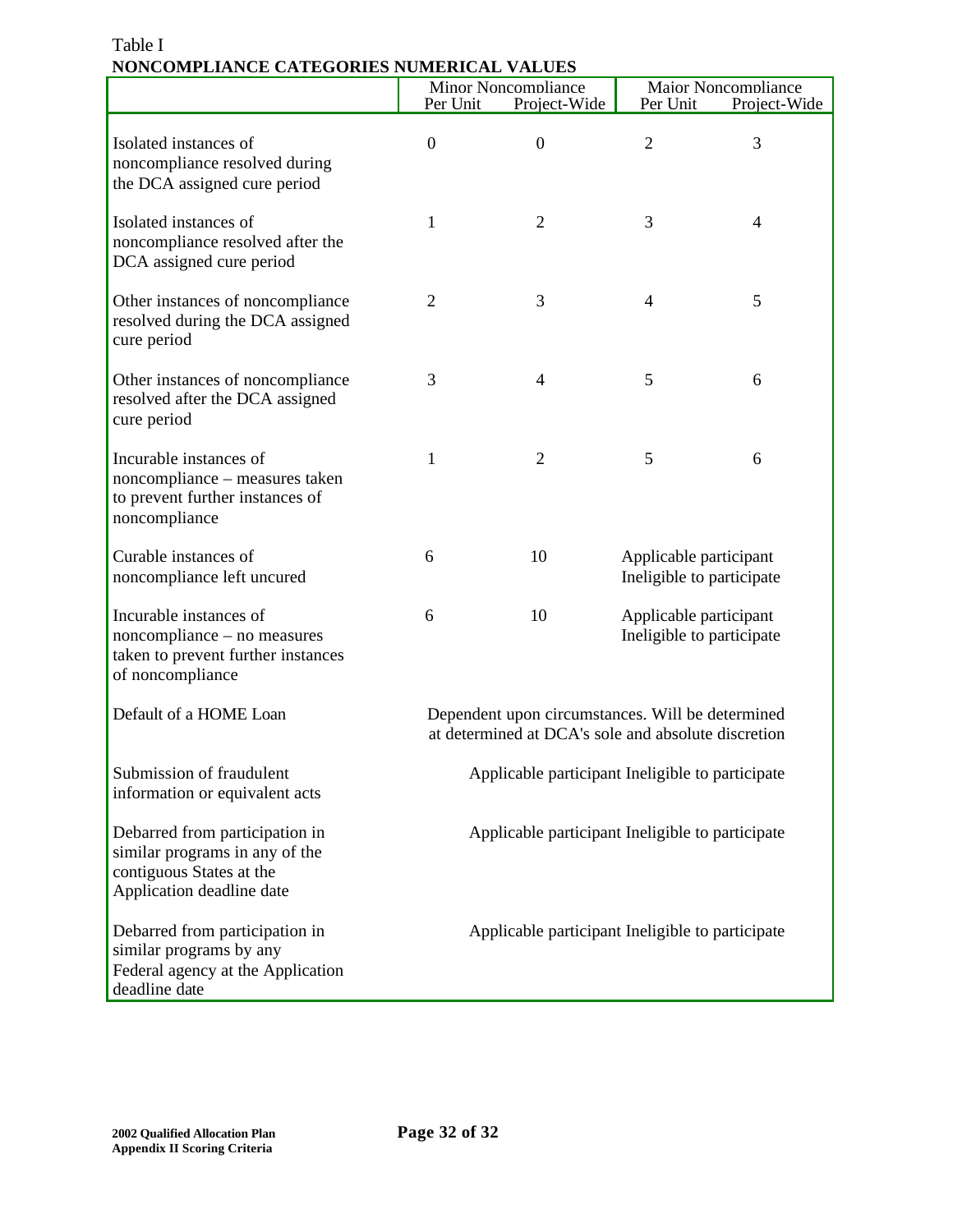Table I

**NONCOMPLIANCE CATEGORIES NUMERICAL VALUES**

| | Minor Noncompliance | | Major Noncompliance | |
|---|---|---|---|---|
| | Per Unit | Project-Wide | Per Unit | Project-Wide |
| Isolated instances of noncompliance resolved during the DCA assigned cure period | 0 | 0 | 2 | 3 |
| Isolated instances of noncompliance resolved after the DCA assigned cure period | 1 | 2 | 3 | 4 |
| Other instances of noncompliance resolved during the DCA assigned cure period | 2 | 3 | 4 | 5 |
| Other instances of noncompliance resolved after the DCA assigned cure period | 3 | 4 | 5 | 6 |
| Incurable instances of noncompliance – measures taken to prevent further instances of noncompliance | 1 | 2 | 5 | 6 |
| Curable instances of noncompliance left uncured | 6 | 10 | Applicable participant Ineligible to participate | |
| Incurable instances of noncompliance – no measures taken to prevent further instances of noncompliance | 6 | 10 | Applicable participant Ineligible to participate | |
| Default of a HOME Loan | Dependent upon circumstances. Will be determined at determined at DCA's sole and absolute discretion | | | |
| Submission of fraudulent information or equivalent acts | Applicable participant Ineligible to participate | | | |
| Debarred from participation in similar programs in any of the contiguous States at the Application deadline date | Applicable participant Ineligible to participate | | | |
| Debarred from participation in similar programs by any Federal agency at the Application deadline date | Applicable participant Ineligible to participate | | | |

**2002 Qualified Allocation Plan**
**Appendix II Scoring Criteria**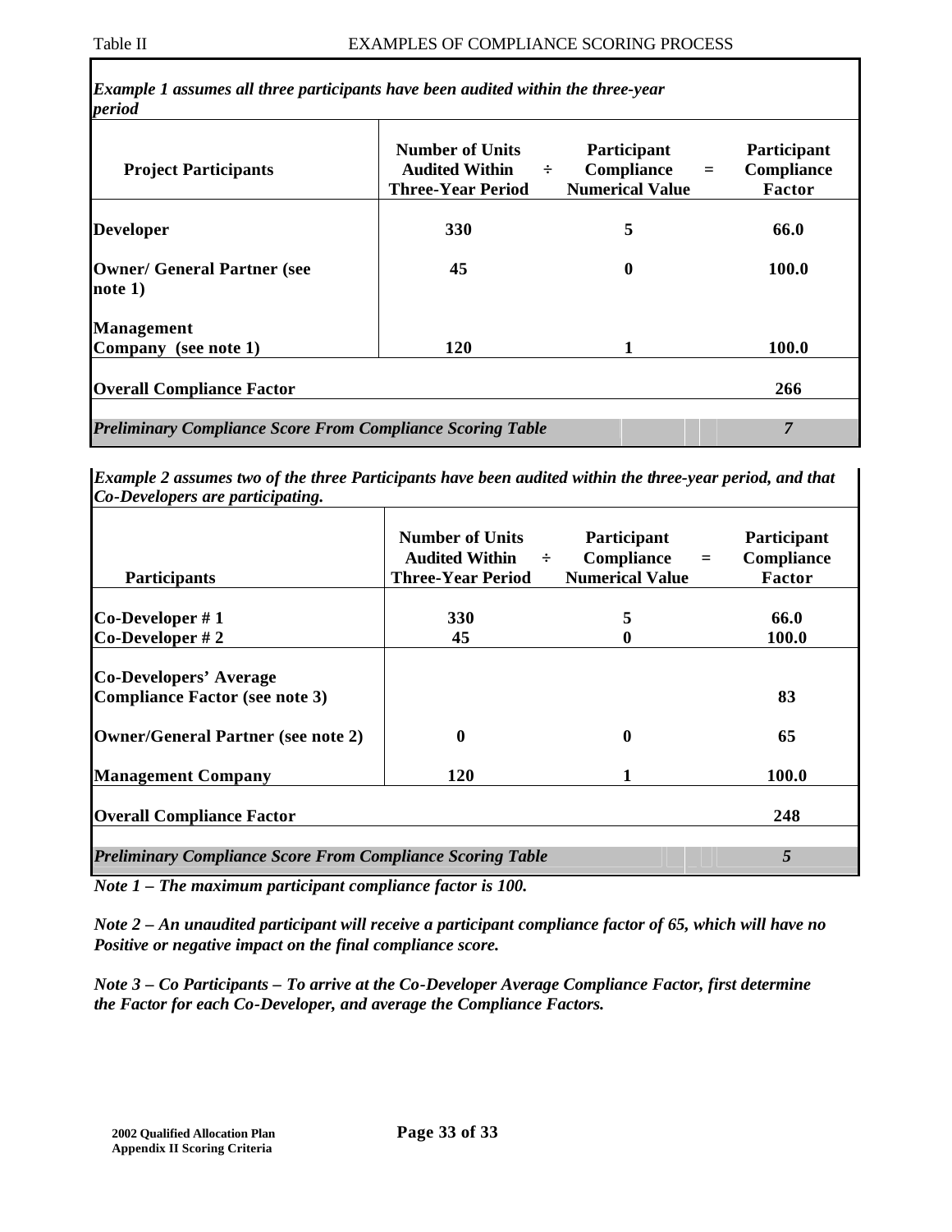Table II EXAMPLES OF COMPLIANCE SCORING PROCESS

*Example 1 assumes all three participants have been audited within the three-year period*

| Project Participants | Number of Units Audited Within Three-Year Period | ÷ | Participant Compliance Numerical Value | = | Participant Compliance Factor |
|---|---|---|---|---|---|
| **Developer** | **330** | | **5** | | **66.0** |
| **Owner/ General Partner (see note 1)** | **45** | | **0** | | **100.0** |
| **Management Company (see note 1)** | **120** | | **1** | | **100.0** |
| **Overall Compliance Factor** | | | | | **266** |
| ***Preliminary Compliance Score From Compliance Scoring Table*** | | | | | ***7*** |

*Example 2 assumes two of the three Participants have been audited within the three-year period, and that Co-Developers are participating.*

| Participants | Number of Units Audited Within Three-Year Period | ÷ | Participant Compliance Numerical Value | = | Participant Compliance Factor |
|---|---|---|---|---|---|
| **Co-Developer # 1** | **330** | | **5** | | **66.0** |
| **Co-Developer # 2** | **45** | | **0** | | **100.0** |
| **Co-Developers' Average Compliance Factor (see note 3)** | | | | | **83** |
| **Owner/General Partner (see note 2)** | **0** | | **0** | | **65** |
| **Management Company** | **120** | | **1** | | **100.0** |
| **Overall Compliance Factor** | | | | | **248** |
| ***Preliminary Compliance Score From Compliance Scoring Table*** | | | | | ***5*** |

***Note 1 – The maximum participant compliance factor is 100.***

***Note 2 – An unaudited participant will receive a participant compliance factor of 65, which will have no Positive or negative impact on the final compliance score.***

***Note 3 – Co Participants – To arrive at the Co-Developer Average Compliance Factor, first determine the Factor for each Co-Developer, and average the Compliance Factors.***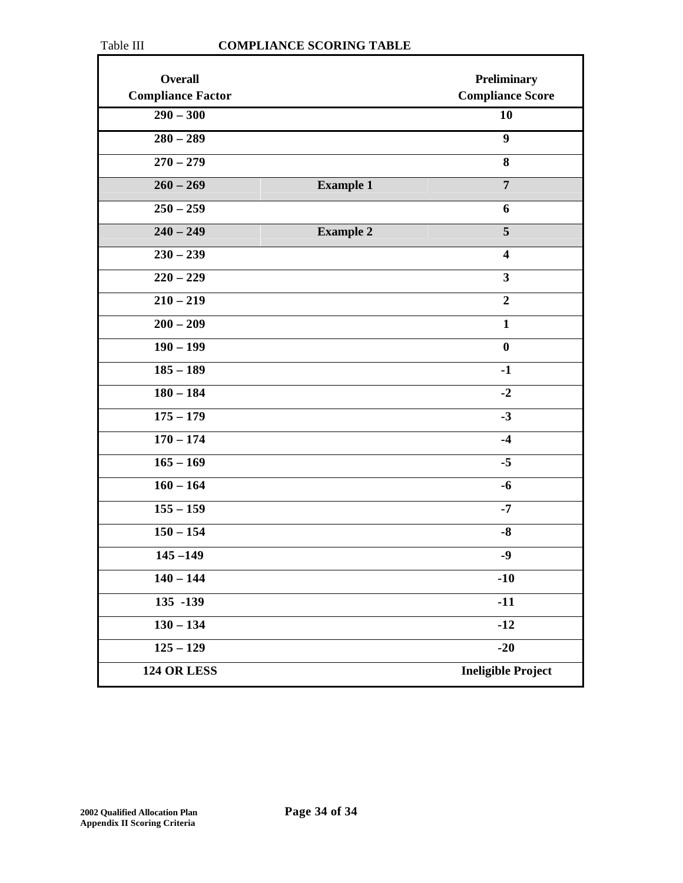Table III **COMPLIANCE SCORING TABLE**

| Overall Compliance Factor | | Preliminary Compliance Score |
|---|---|---|
| 290 – 300 | | 10 |
| 280 – 289 | | 9 |
| 270 – 279 | | 8 |
| 260 – 269 | Example 1 | 7 |
| 250 – 259 | | 6 |
| 240 – 249 | Example 2 | 5 |
| 230 – 239 | | 4 |
| 220 – 229 | | 3 |
| 210 – 219 | | 2 |
| 200 – 209 | | 1 |
| 190 – 199 | | 0 |
| 185 – 189 | | -1 |
| 180 – 184 | | -2 |
| 175 – 179 | | -3 |
| 170 – 174 | | -4 |
| 165 – 169 | | -5 |
| 160 – 164 | | -6 |
| 155 – 159 | | -7 |
| 150 – 154 | | -8 |
| 145 –149 | | -9 |
| 140 – 144 | | -10 |
| 135 -139 | | -11 |
| 130 – 134 | | -12 |
| 125 – 129 | | -20 |
| 124 OR LESS | | Ineligible Project |